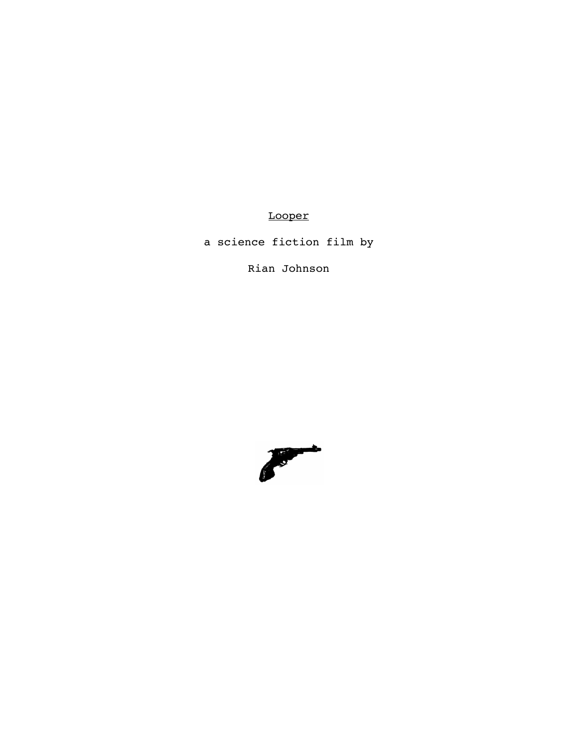<u>Looper</u>

a science fiction film by

Rian Johnson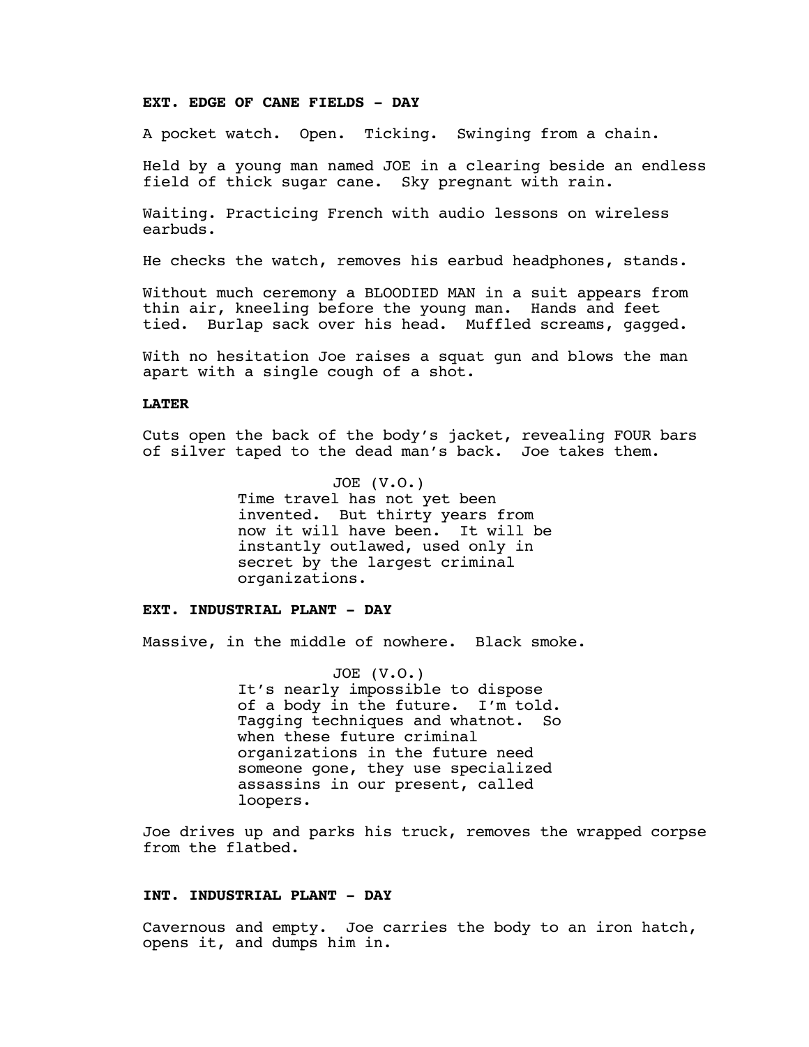**EXT. EDGE OF CANE FIELDS - DAY**

A pocket watch. Open. Ticking. Swinging from a chain.

Held by a young man named JOE in a clearing beside an endless field of thick sugar cane. Sky pregnant with rain.

Waiting. Practicing French with audio lessons on wireless earbuds.

He checks the watch, removes his earbud headphones, stands.

Without much ceremony a BLOODIED MAN in a suit appears from thin air, kneeling before the young man. Hands and feet tied. Burlap sack over his head. Muffled screams, gagged.

With no hesitation Joe raises a squat gun and blows the man apart with a single cough of a shot.

**LATER**

Cuts open the back of the body's jacket, revealing FOUR bars of silver taped to the dead man's back. Joe takes them.

JOE (V.O.)
Time travel has not yet been invented. But thirty years from now it will have been. It will be instantly outlawed, used only in secret by the largest criminal organizations.

**EXT. INDUSTRIAL PLANT - DAY**

Massive, in the middle of nowhere. Black smoke.

JOE (V.O.)
It's nearly impossible to dispose of a body in the future. I'm told. Tagging techniques and whatnot. So when these future criminal organizations in the future need someone gone, they use specialized assassins in our present, called loopers.

Joe drives up and parks his truck, removes the wrapped corpse from the flatbed.

**INT. INDUSTRIAL PLANT - DAY**

Cavernous and empty. Joe carries the body to an iron hatch, opens it, and dumps him in.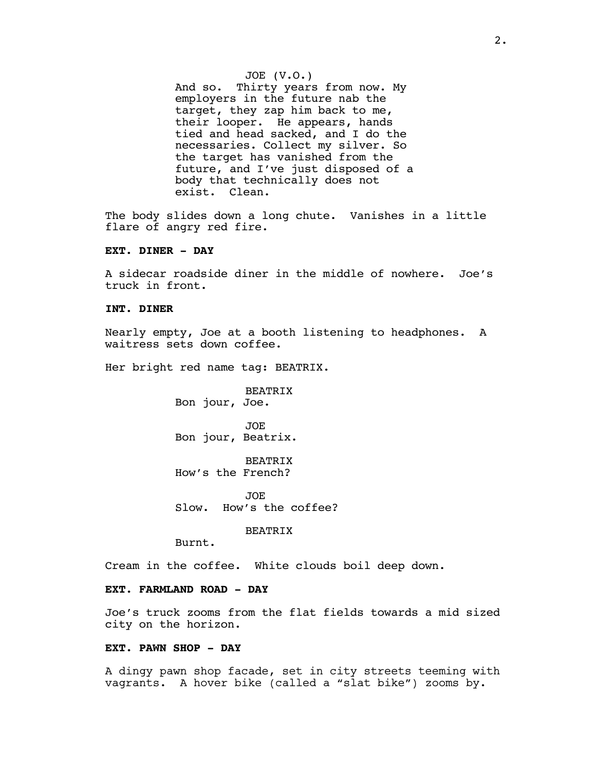JOE (V.O.)
And so. Thirty years from now. My employers in the future nab the target, they zap him back to me, their looper. He appears, hands tied and head sacked, and I do the necessaries. Collect my silver. So the target has vanished from the future, and I've just disposed of a body that technically does not exist. Clean.

The body slides down a long chute. Vanishes in a little flare of angry red fire.

**EXT. DINER - DAY**

A sidecar roadside diner in the middle of nowhere. Joe's truck in front.

**INT. DINER**

Nearly empty, Joe at a booth listening to headphones. A waitress sets down coffee.

Her bright red name tag: BEATRIX.

BEATRIX
Bon jour, Joe.

JOE
Bon jour, Beatrix.

BEATRIX
How's the French?

JOE
Slow. How's the coffee?

BEATRIX
Burnt.

Cream in the coffee. White clouds boil deep down.

**EXT. FARMLAND ROAD - DAY**

Joe's truck zooms from the flat fields towards a mid sized city on the horizon.

**EXT. PAWN SHOP - DAY**

A dingy pawn shop facade, set in city streets teeming with vagrants. A hover bike (called a "slat bike") zooms by.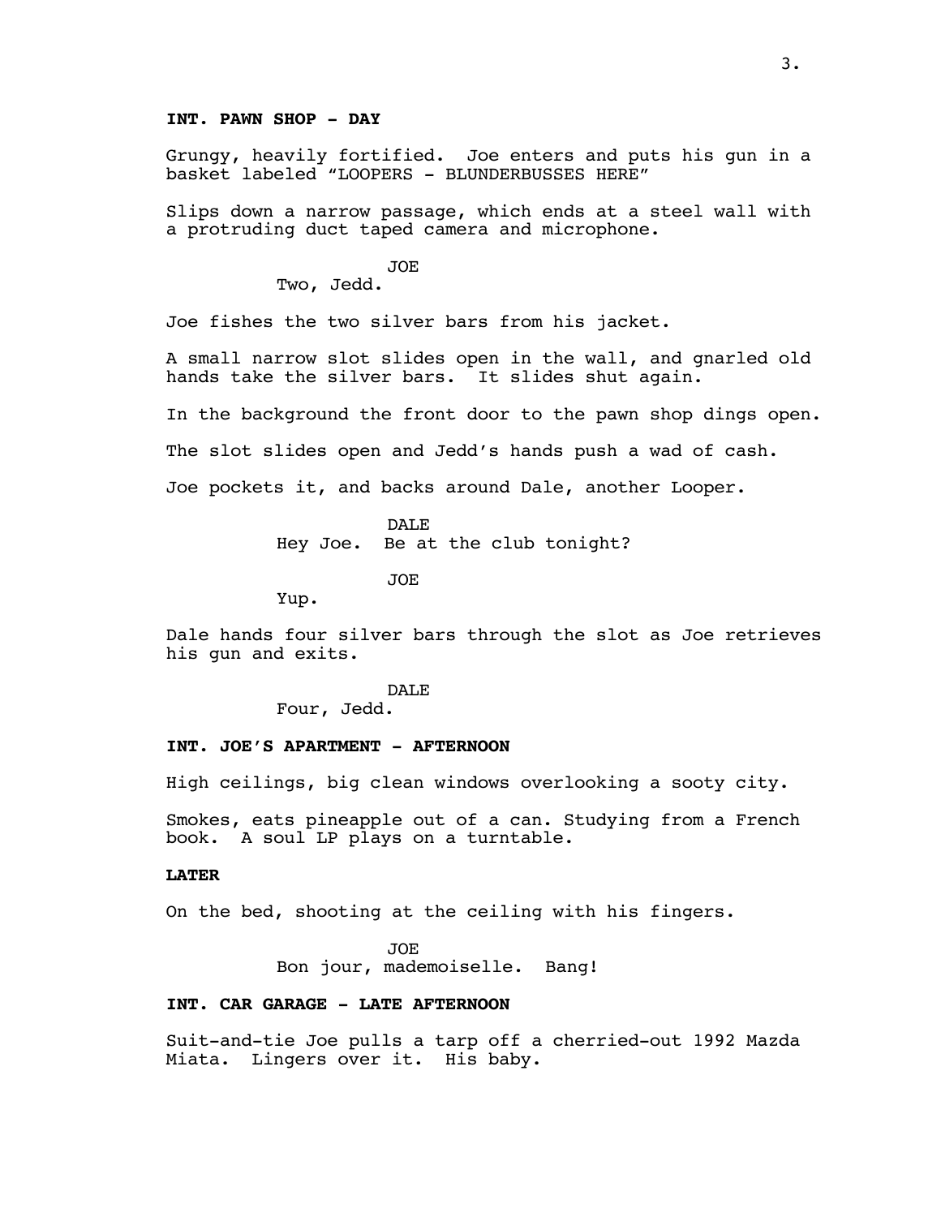**INT. PAWN SHOP - DAY**

Grungy, heavily fortified. Joe enters and puts his gun in a basket labeled "LOOPERS - BLUNDERBUSSES HERE"

Slips down a narrow passage, which ends at a steel wall with a protruding duct taped camera and microphone.

JOE
Two, Jedd.

Joe fishes the two silver bars from his jacket.

A small narrow slot slides open in the wall, and gnarled old hands take the silver bars. It slides shut again.

In the background the front door to the pawn shop dings open.

The slot slides open and Jedd's hands push a wad of cash.

Joe pockets it, and backs around Dale, another Looper.

DALE
Hey Joe. Be at the club tonight?

JOE
Yup.

Dale hands four silver bars through the slot as Joe retrieves his gun and exits.

DALE
Four, Jedd.

**INT. JOE'S APARTMENT - AFTERNOON**

High ceilings, big clean windows overlooking a sooty city.

Smokes, eats pineapple out of a can. Studying from a French book. A soul LP plays on a turntable.

**LATER**

On the bed, shooting at the ceiling with his fingers.

JOE
Bon jour, mademoiselle. Bang!

**INT. CAR GARAGE - LATE AFTERNOON**

Suit-and-tie Joe pulls a tarp off a cherried-out 1992 Mazda Miata. Lingers over it. His baby.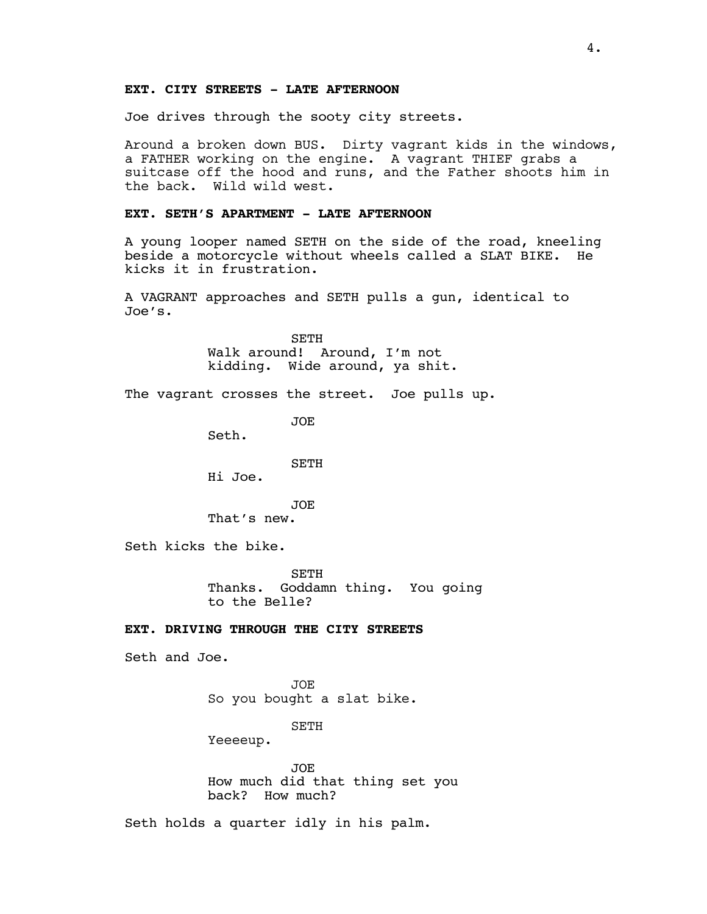**EXT. CITY STREETS - LATE AFTERNOON**

Joe drives through the sooty city streets.

Around a broken down BUS. Dirty vagrant kids in the windows, a FATHER working on the engine. A vagrant THIEF grabs a suitcase off the hood and runs, and the Father shoots him in the back. Wild wild west.

**EXT. SETH'S APARTMENT - LATE AFTERNOON**

A young looper named SETH on the side of the road, kneeling beside a motorcycle without wheels called a SLAT BIKE. He kicks it in frustration.

A VAGRANT approaches and SETH pulls a gun, identical to Joe's.

SETH
Walk around! Around, I'm not kidding. Wide around, ya shit.

The vagrant crosses the street. Joe pulls up.

JOE
Seth.

SETH
Hi Joe.

JOE
That's new.

Seth kicks the bike.

SETH
Thanks. Goddamn thing. You going to the Belle?

**EXT. DRIVING THROUGH THE CITY STREETS**

Seth and Joe.

JOE
So you bought a slat bike.

SETH
Yeeeeup.

JOE
How much did that thing set you back? How much?

Seth holds a quarter idly in his palm.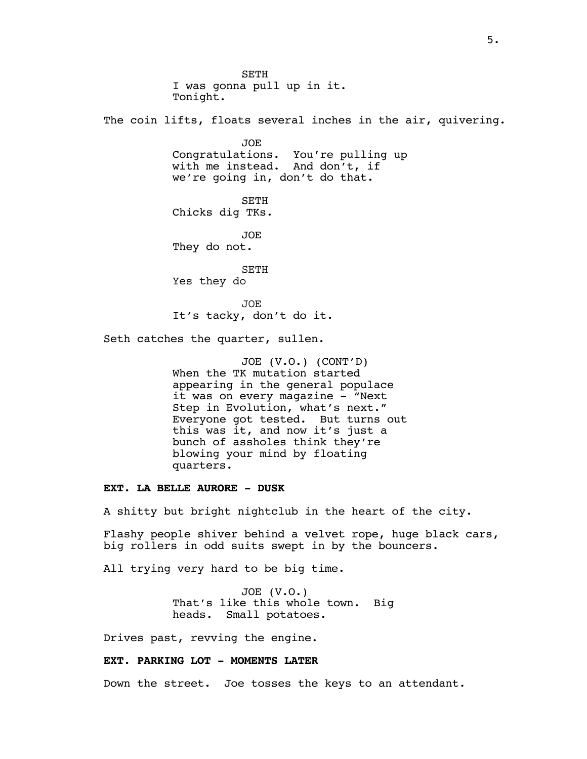SETH
I was gonna pull up in it.
Tonight.

The coin lifts, floats several inches in the air, quivering.

JOE
Congratulations. You're pulling up
with me instead. And don't, if
we're going in, don't do that.

SETH
Chicks dig TKs.

JOE
They do not.

SETH
Yes they do

JOE
It's tacky, don't do it.

Seth catches the quarter, sullen.

JOE (V.O.) (CONT'D)
When the TK mutation started
appearing in the general populace
it was on every magazine - "Next
Step in Evolution, what's next."
Everyone got tested. But turns out
this was it, and now it's just a
bunch of assholes think they're
blowing your mind by floating
quarters.

**EXT. LA BELLE AURORE - DUSK**

A shitty but bright nightclub in the heart of the city.

Flashy people shiver behind a velvet rope, huge black cars,
big rollers in odd suits swept in by the bouncers.

All trying very hard to be big time.

JOE (V.O.)
That's like this whole town. Big
heads. Small potatoes.

Drives past, revving the engine.

**EXT. PARKING LOT - MOMENTS LATER**

Down the street. Joe tosses the keys to an attendant.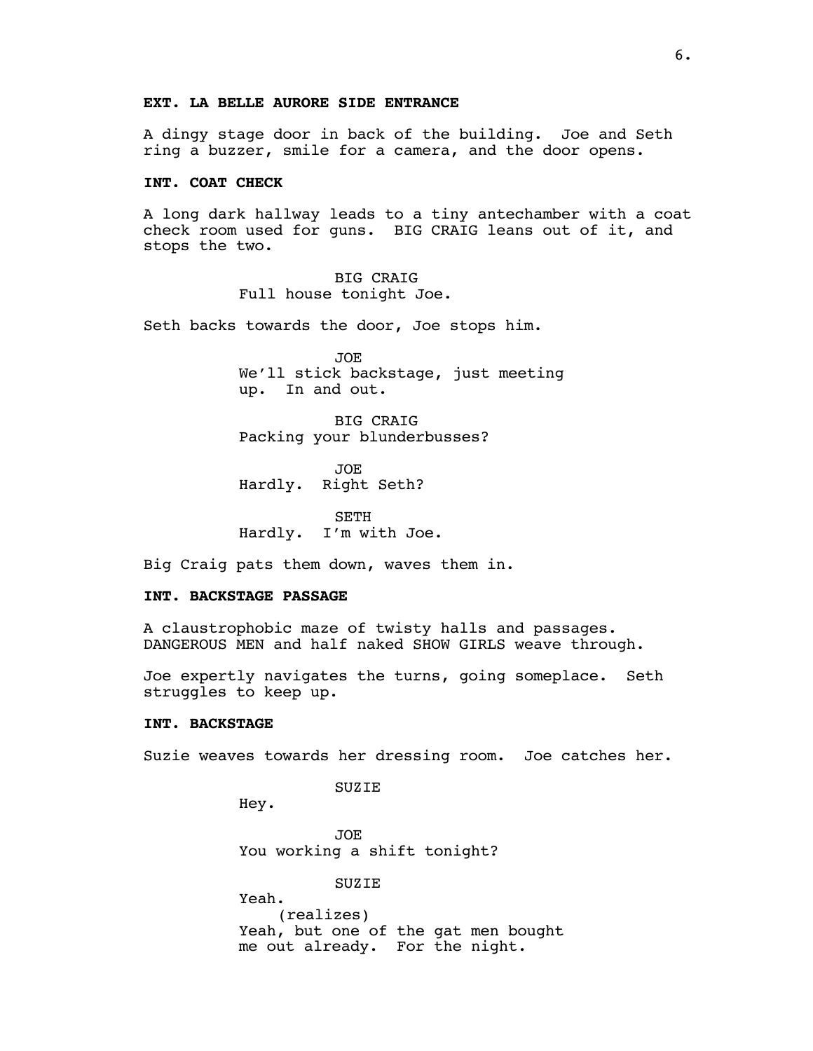**EXT. LA BELLE AURORE SIDE ENTRANCE**

A dingy stage door in back of the building. Joe and Seth ring a buzzer, smile for a camera, and the door opens.

**INT. COAT CHECK**

A long dark hallway leads to a tiny antechamber with a coat check room used for guns. BIG CRAIG leans out of it, and stops the two.

BIG CRAIG
Full house tonight Joe.

Seth backs towards the door, Joe stops him.

JOE
We'll stick backstage, just meeting up. In and out.

BIG CRAIG
Packing your blunderbusses?

JOE
Hardly. Right Seth?

SETH
Hardly. I'm with Joe.

Big Craig pats them down, waves them in.

**INT. BACKSTAGE PASSAGE**

A claustrophobic maze of twisty halls and passages. DANGEROUS MEN and half naked SHOW GIRLS weave through.

Joe expertly navigates the turns, going someplace. Seth struggles to keep up.

**INT. BACKSTAGE**

Suzie weaves towards her dressing room. Joe catches her.

SUZIE
Hey.

JOE
You working a shift tonight?

SUZIE
Yeah.
(realizes)
Yeah, but one of the gat men bought me out already. For the night.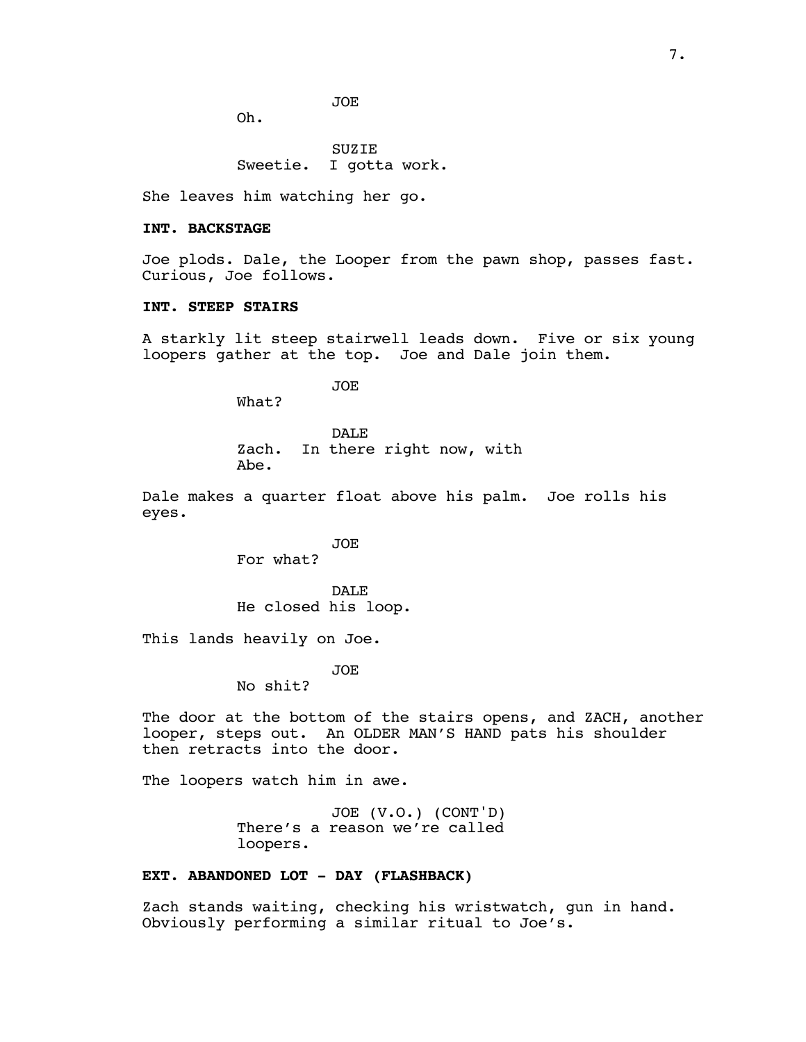JOE

Oh.

SUZIE

Sweetie. I gotta work.

She leaves him watching her go.

**INT. BACKSTAGE**

Joe plods. Dale, the Looper from the pawn shop, passes fast. Curious, Joe follows.

**INT. STEEP STAIRS**

A starkly lit steep stairwell leads down. Five or six young loopers gather at the top. Joe and Dale join them.

JOE

What?

DALE

Zach. In there right now, with Abe.

Dale makes a quarter float above his palm. Joe rolls his eyes.

JOE

For what?

DALE

He closed his loop.

This lands heavily on Joe.

JOE

No shit?

The door at the bottom of the stairs opens, and ZACH, another looper, steps out. An OLDER MAN'S HAND pats his shoulder then retracts into the door.

The loopers watch him in awe.

JOE (V.O.) (CONT'D)

There's a reason we're called loopers.

**EXT. ABANDONED LOT - DAY (FLASHBACK)**

Zach stands waiting, checking his wristwatch, gun in hand. Obviously performing a similar ritual to Joe's.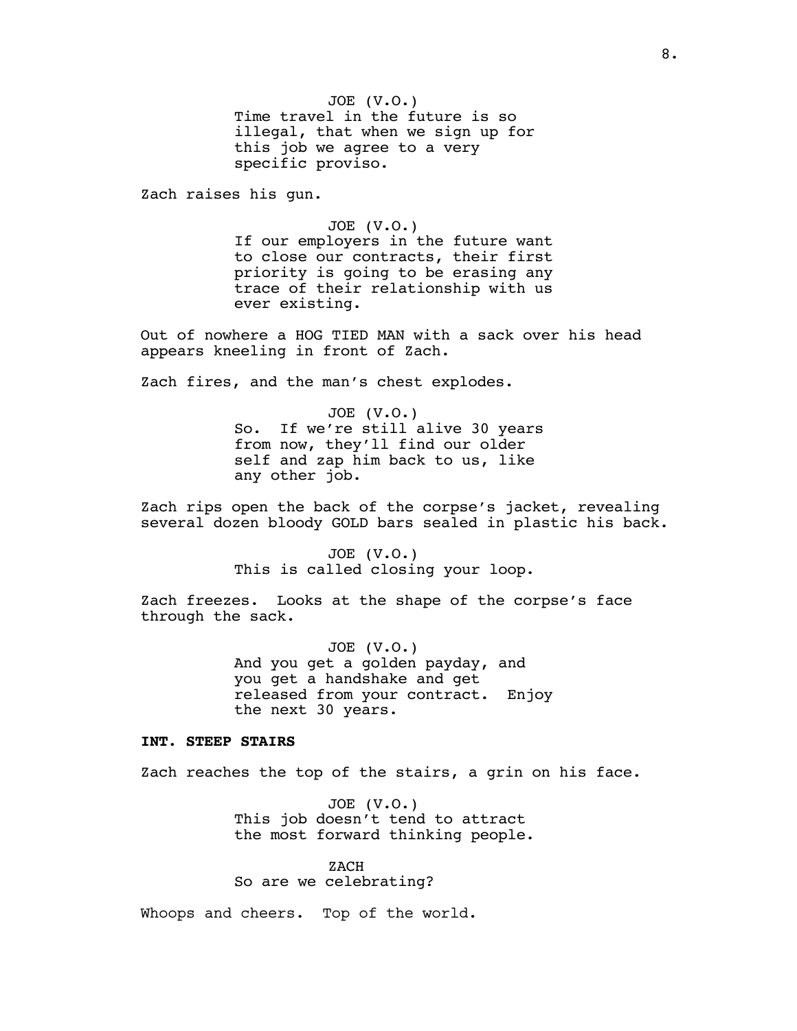JOE (V.O.)
Time travel in the future is so illegal, that when we sign up for this job we agree to a very specific proviso.

Zach raises his gun.

JOE (V.O.)
If our employers in the future want to close our contracts, their first priority is going to be erasing any trace of their relationship with us ever existing.

Out of nowhere a HOG TIED MAN with a sack over his head appears kneeling in front of Zach.

Zach fires, and the man's chest explodes.

JOE (V.O.)
So. If we're still alive 30 years from now, they'll find our older self and zap him back to us, like any other job.

Zach rips open the back of the corpse's jacket, revealing several dozen bloody GOLD bars sealed in plastic his back.

JOE (V.O.)
This is called closing your loop.

Zach freezes. Looks at the shape of the corpse's face through the sack.

JOE (V.O.)
And you get a golden payday, and you get a handshake and get released from your contract. Enjoy the next 30 years.

**INT. STEEP STAIRS**

Zach reaches the top of the stairs, a grin on his face.

JOE (V.O.)
This job doesn't tend to attract the most forward thinking people.

ZACH
So are we celebrating?

Whoops and cheers. Top of the world.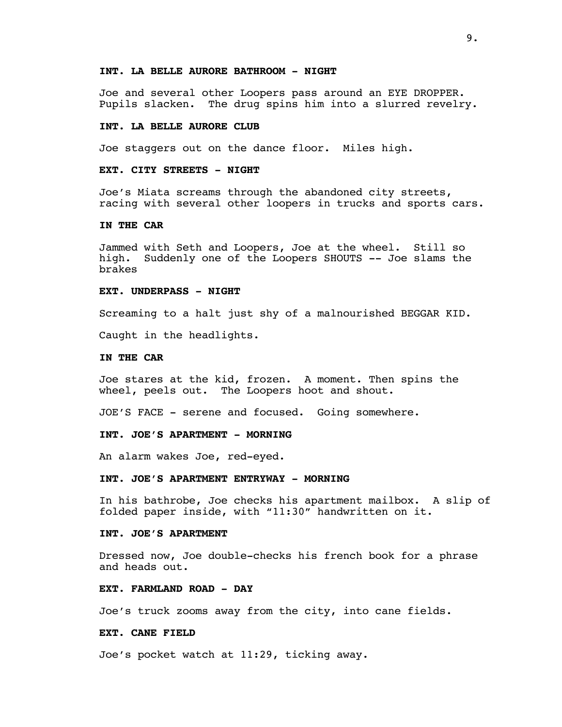**INT. LA BELLE AURORE BATHROOM - NIGHT**

Joe and several other Loopers pass around an EYE DROPPER. Pupils slacken. The drug spins him into a slurred revelry.

**INT. LA BELLE AURORE CLUB**

Joe staggers out on the dance floor. Miles high.

**EXT. CITY STREETS - NIGHT**

Joe's Miata screams through the abandoned city streets, racing with several other loopers in trucks and sports cars.

**IN THE CAR**

Jammed with Seth and Loopers, Joe at the wheel. Still so high. Suddenly one of the Loopers SHOUTS -- Joe slams the brakes

**EXT. UNDERPASS - NIGHT**

Screaming to a halt just shy of a malnourished BEGGAR KID.

Caught in the headlights.

**IN THE CAR**

Joe stares at the kid, frozen. A moment. Then spins the wheel, peels out. The Loopers hoot and shout.

JOE'S FACE - serene and focused. Going somewhere.

**INT. JOE'S APARTMENT - MORNING**

An alarm wakes Joe, red-eyed.

**INT. JOE'S APARTMENT ENTRYWAY - MORNING**

In his bathrobe, Joe checks his apartment mailbox. A slip of folded paper inside, with "11:30" handwritten on it.

**INT. JOE'S APARTMENT**

Dressed now, Joe double-checks his french book for a phrase and heads out.

**EXT. FARMLAND ROAD - DAY**

Joe's truck zooms away from the city, into cane fields.

**EXT. CANE FIELD**

Joe's pocket watch at 11:29, ticking away.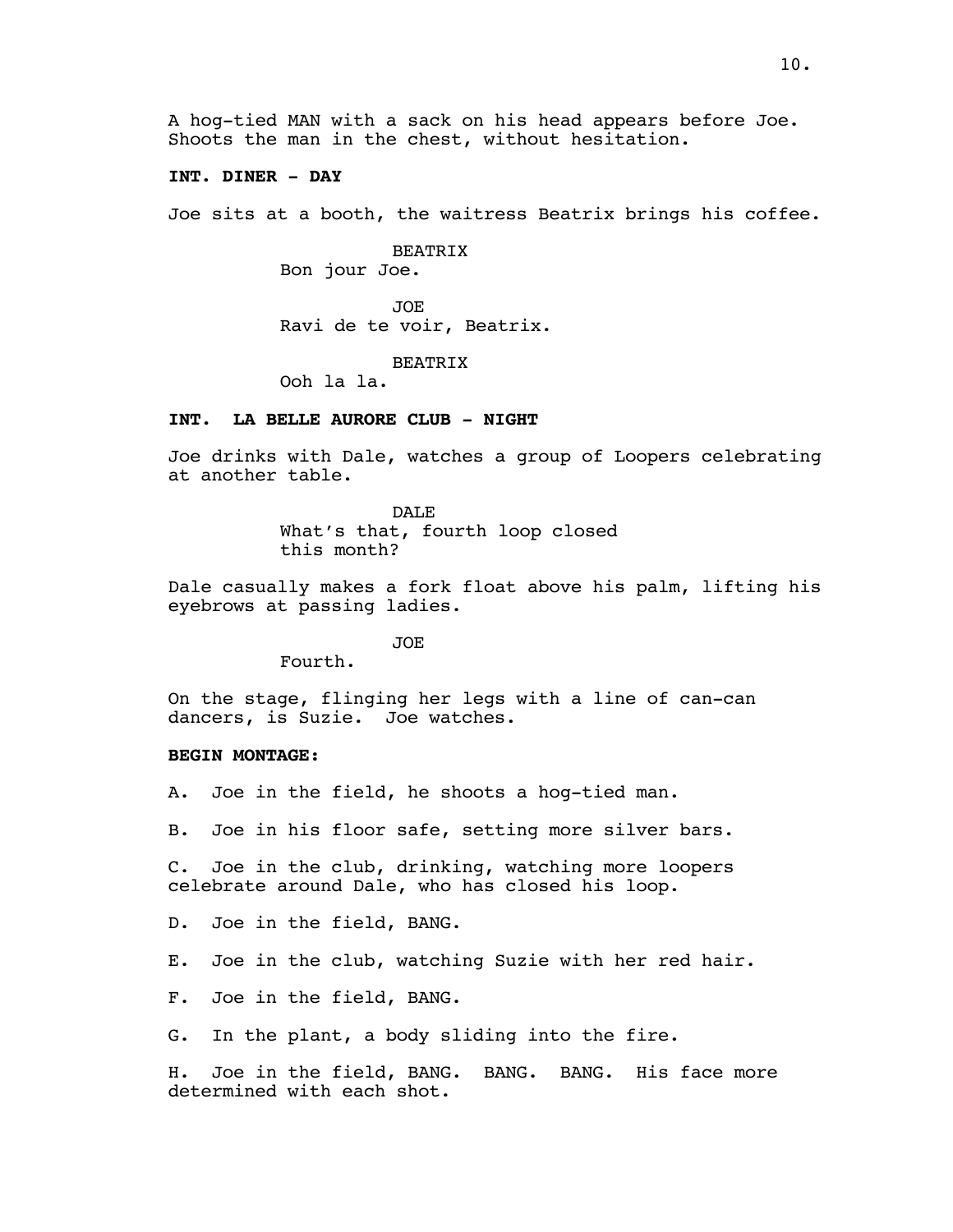A hog-tied MAN with a sack on his head appears before Joe. Shoots the man in the chest, without hesitation.

**INT. DINER - DAY**

Joe sits at a booth, the waitress Beatrix brings his coffee.

BEATRIX
Bon jour Joe.

JOE
Ravi de te voir, Beatrix.

BEATRIX
Ooh la la.

**INT. LA BELLE AURORE CLUB - NIGHT**

Joe drinks with Dale, watches a group of Loopers celebrating at another table.

DALE
What's that, fourth loop closed this month?

Dale casually makes a fork float above his palm, lifting his eyebrows at passing ladies.

JOE
Fourth.

On the stage, flinging her legs with a line of can-can dancers, is Suzie. Joe watches.

**BEGIN MONTAGE:**

A. Joe in the field, he shoots a hog-tied man.

B. Joe in his floor safe, setting more silver bars.

C. Joe in the club, drinking, watching more loopers celebrate around Dale, who has closed his loop.

D. Joe in the field, BANG.

E. Joe in the club, watching Suzie with her red hair.

F. Joe in the field, BANG.

G. In the plant, a body sliding into the fire.

H. Joe in the field, BANG. BANG. BANG. His face more determined with each shot.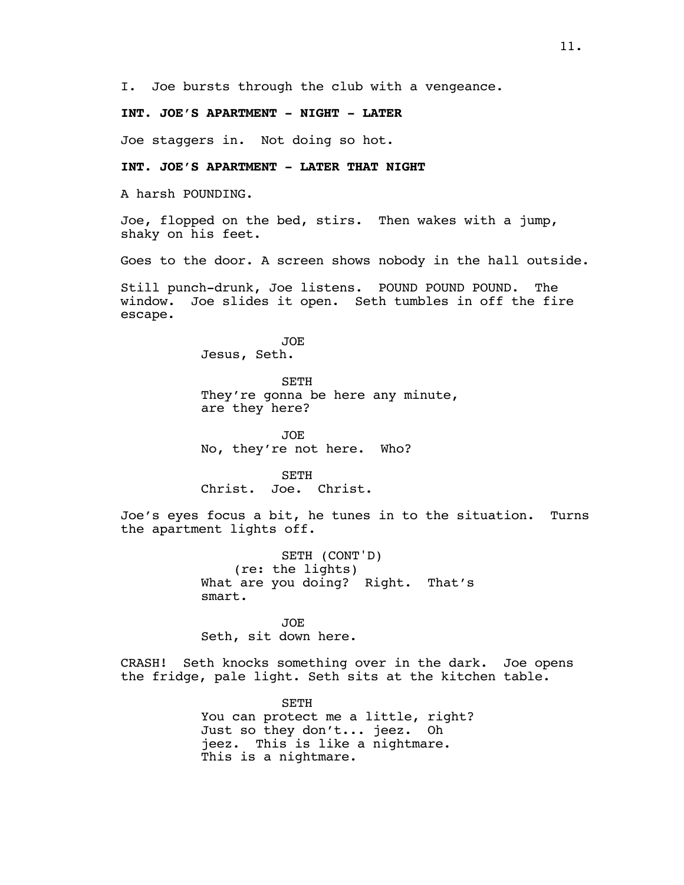I. Joe bursts through the club with a vengeance.

**INT. JOE'S APARTMENT - NIGHT - LATER**

Joe staggers in. Not doing so hot.

**INT. JOE'S APARTMENT - LATER THAT NIGHT**

A harsh POUNDING.

Joe, flopped on the bed, stirs. Then wakes with a jump, shaky on his feet.

Goes to the door. A screen shows nobody in the hall outside.

Still punch-drunk, Joe listens. POUND POUND POUND. The window. Joe slides it open. Seth tumbles in off the fire escape.

JOE
Jesus, Seth.

SETH
They're gonna be here any minute, are they here?

JOE
No, they're not here. Who?

SETH
Christ. Joe. Christ.

Joe's eyes focus a bit, he tunes in to the situation. Turns the apartment lights off.

SETH (CONT'D)
(re: the lights)
What are you doing? Right. That's smart.

JOE
Seth, sit down here.

CRASH! Seth knocks something over in the dark. Joe opens the fridge, pale light. Seth sits at the kitchen table.

SETH
You can protect me a little, right? Just so they don't... jeez. Oh jeez. This is like a nightmare. This is a nightmare.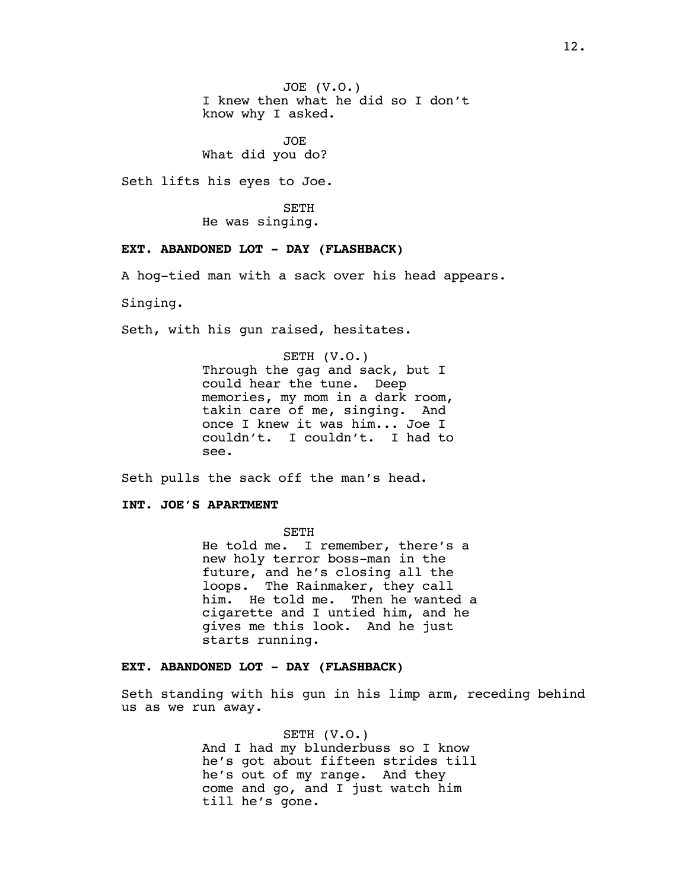JOE (V.O.)
I knew then what he did so I don't know why I asked.

JOE
What did you do?

Seth lifts his eyes to Joe.

SETH
He was singing.

**EXT. ABANDONED LOT - DAY (FLASHBACK)**

A hog-tied man with a sack over his head appears.

Singing.

Seth, with his gun raised, hesitates.

SETH (V.O.)
Through the gag and sack, but I could hear the tune. Deep memories, my mom in a dark room, takin care of me, singing. And once I knew it was him... Joe I couldn't. I couldn't. I had to see.

Seth pulls the sack off the man's head.

**INT. JOE'S APARTMENT**

SETH
He told me. I remember, there's a new holy terror boss-man in the future, and he's closing all the loops. The Rainmaker, they call him. He told me. Then he wanted a cigarette and I untied him, and he gives me this look. And he just starts running.

**EXT. ABANDONED LOT - DAY (FLASHBACK)**

Seth standing with his gun in his limp arm, receding behind us as we run away.

SETH (V.O.)
And I had my blunderbuss so I know he's got about fifteen strides till he's out of my range. And they come and go, and I just watch him till he's gone.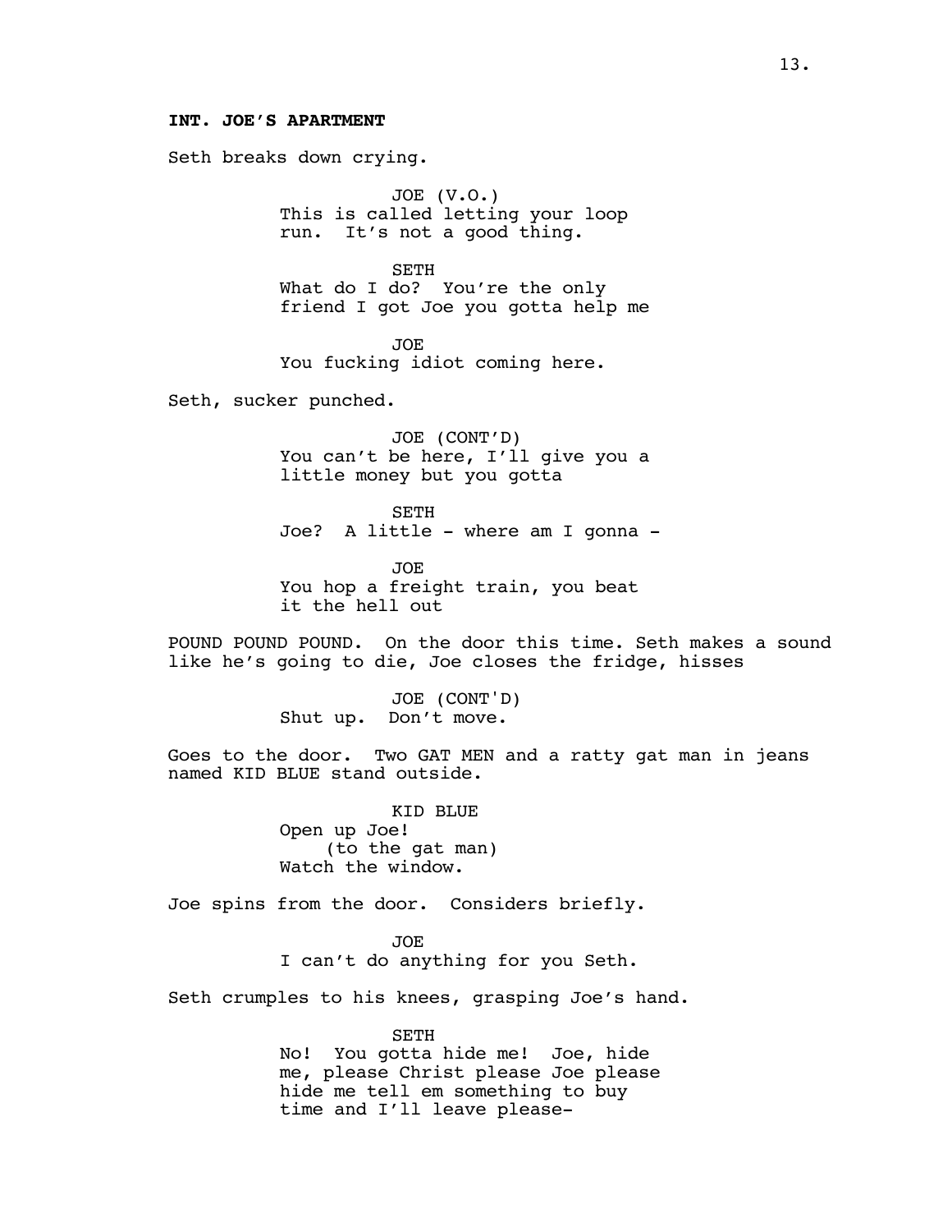**INT. JOE'S APARTMENT**

Seth breaks down crying.

JOE (V.O.)
This is called letting your loop run. It's not a good thing.

SETH
What do I do? You're the only friend I got Joe you gotta help me

JOE
You fucking idiot coming here.

Seth, sucker punched.

JOE (CONT'D)
You can't be here, I'll give you a little money but you gotta

SETH
Joe? A little - where am I gonna -

JOE
You hop a freight train, you beat it the hell out

POUND POUND POUND. On the door this time. Seth makes a sound like he's going to die, Joe closes the fridge, hisses

JOE (CONT'D)
Shut up. Don't move.

Goes to the door. Two GAT MEN and a ratty gat man in jeans named KID BLUE stand outside.

KID BLUE
Open up Joe!
(to the gat man)
Watch the window.

Joe spins from the door. Considers briefly.

JOE
I can't do anything for you Seth.

Seth crumples to his knees, grasping Joe's hand.

SETH
No! You gotta hide me! Joe, hide me, please Christ please Joe please hide me tell em something to buy time and I'll leave please-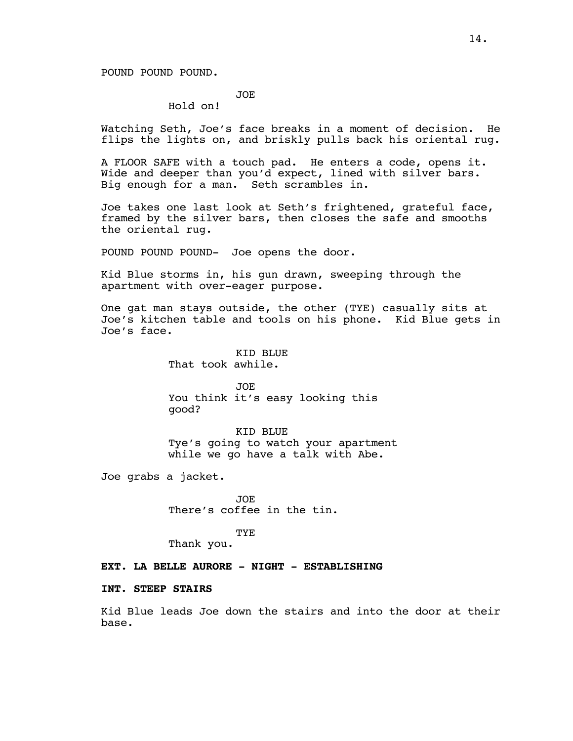POUND POUND POUND.

JOE
Hold on!

Watching Seth, Joe's face breaks in a moment of decision. He flips the lights on, and briskly pulls back his oriental rug.

A FLOOR SAFE with a touch pad. He enters a code, opens it. Wide and deeper than you'd expect, lined with silver bars. Big enough for a man. Seth scrambles in.

Joe takes one last look at Seth's frightened, grateful face, framed by the silver bars, then closes the safe and smooths the oriental rug.

POUND POUND POUND- Joe opens the door.

Kid Blue storms in, his gun drawn, sweeping through the apartment with over-eager purpose.

One gat man stays outside, the other (TYE) casually sits at Joe's kitchen table and tools on his phone. Kid Blue gets in Joe's face.

KID BLUE
That took awhile.

JOE
You think it's easy looking this good?

KID BLUE
Tye's going to watch your apartment while we go have a talk with Abe.

Joe grabs a jacket.

JOE
There's coffee in the tin.

TYE
Thank you.

**EXT. LA BELLE AURORE - NIGHT - ESTABLISHING**

**INT. STEEP STAIRS**

Kid Blue leads Joe down the stairs and into the door at their base.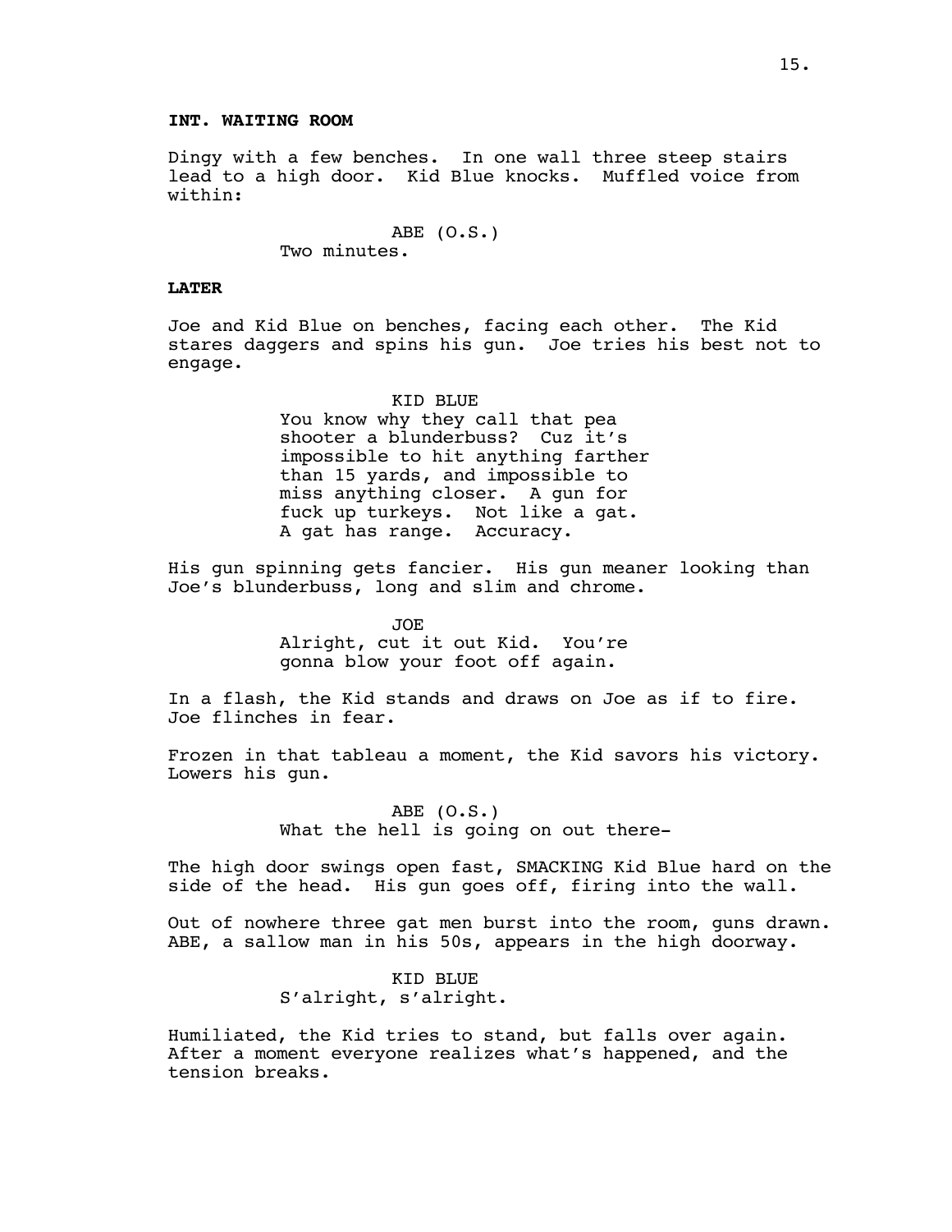**INT. WAITING ROOM**

Dingy with a few benches. In one wall three steep stairs lead to a high door. Kid Blue knocks. Muffled voice from within:

ABE (O.S.)
Two minutes.

**LATER**

Joe and Kid Blue on benches, facing each other. The Kid stares daggers and spins his gun. Joe tries his best not to engage.

KID BLUE
You know why they call that pea shooter a blunderbuss? Cuz it's impossible to hit anything farther than 15 yards, and impossible to miss anything closer. A gun for fuck up turkeys. Not like a gat. A gat has range. Accuracy.

His gun spinning gets fancier. His gun meaner looking than Joe's blunderbuss, long and slim and chrome.

JOE
Alright, cut it out Kid. You're gonna blow your foot off again.

In a flash, the Kid stands and draws on Joe as if to fire. Joe flinches in fear.

Frozen in that tableau a moment, the Kid savors his victory. Lowers his gun.

ABE (O.S.)
What the hell is going on out there-

The high door swings open fast, SMACKING Kid Blue hard on the side of the head. His gun goes off, firing into the wall.

Out of nowhere three gat men burst into the room, guns drawn. ABE, a sallow man in his 50s, appears in the high doorway.

KID BLUE
S'alright, s'alright.

Humiliated, the Kid tries to stand, but falls over again. After a moment everyone realizes what's happened, and the tension breaks.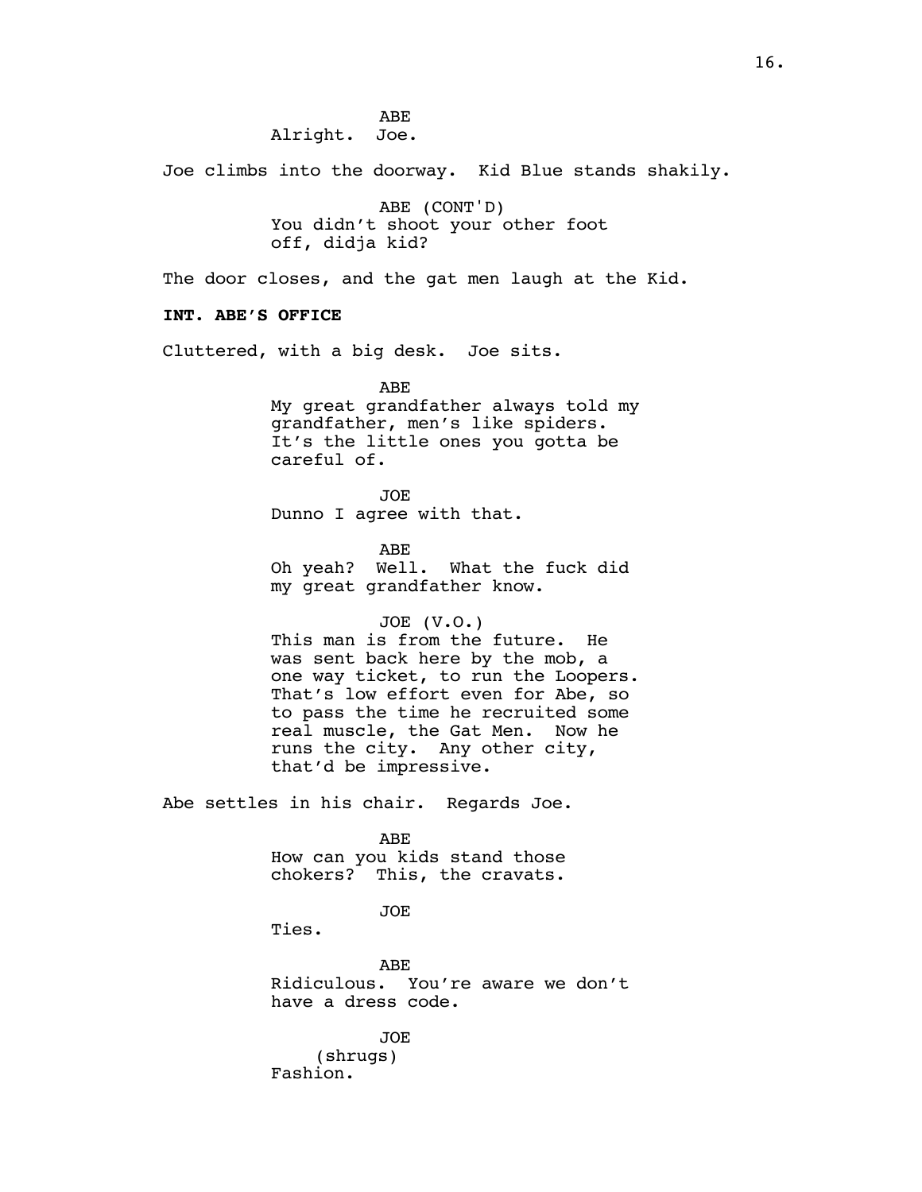ABE

Alright. Joe.

Joe climbs into the doorway. Kid Blue stands shakily.

ABE (CONT'D)

You didn't shoot your other foot off, didja kid?

The door closes, and the gat men laugh at the Kid.

**INT. ABE'S OFFICE**

Cluttered, with a big desk. Joe sits.

ABE

My great grandfather always told my grandfather, men's like spiders. It's the little ones you gotta be careful of.

JOE

Dunno I agree with that.

ABE

Oh yeah? Well. What the fuck did my great grandfather know.

JOE (V.O.)

This man is from the future. He was sent back here by the mob, a one way ticket, to run the Loopers. That's low effort even for Abe, so to pass the time he recruited some real muscle, the Gat Men. Now he runs the city. Any other city, that'd be impressive.

Abe settles in his chair. Regards Joe.

ABE

How can you kids stand those chokers? This, the cravats.

JOE

Ties.

ABE

Ridiculous. You're aware we don't have a dress code.

JOE

(shrugs)

Fashion.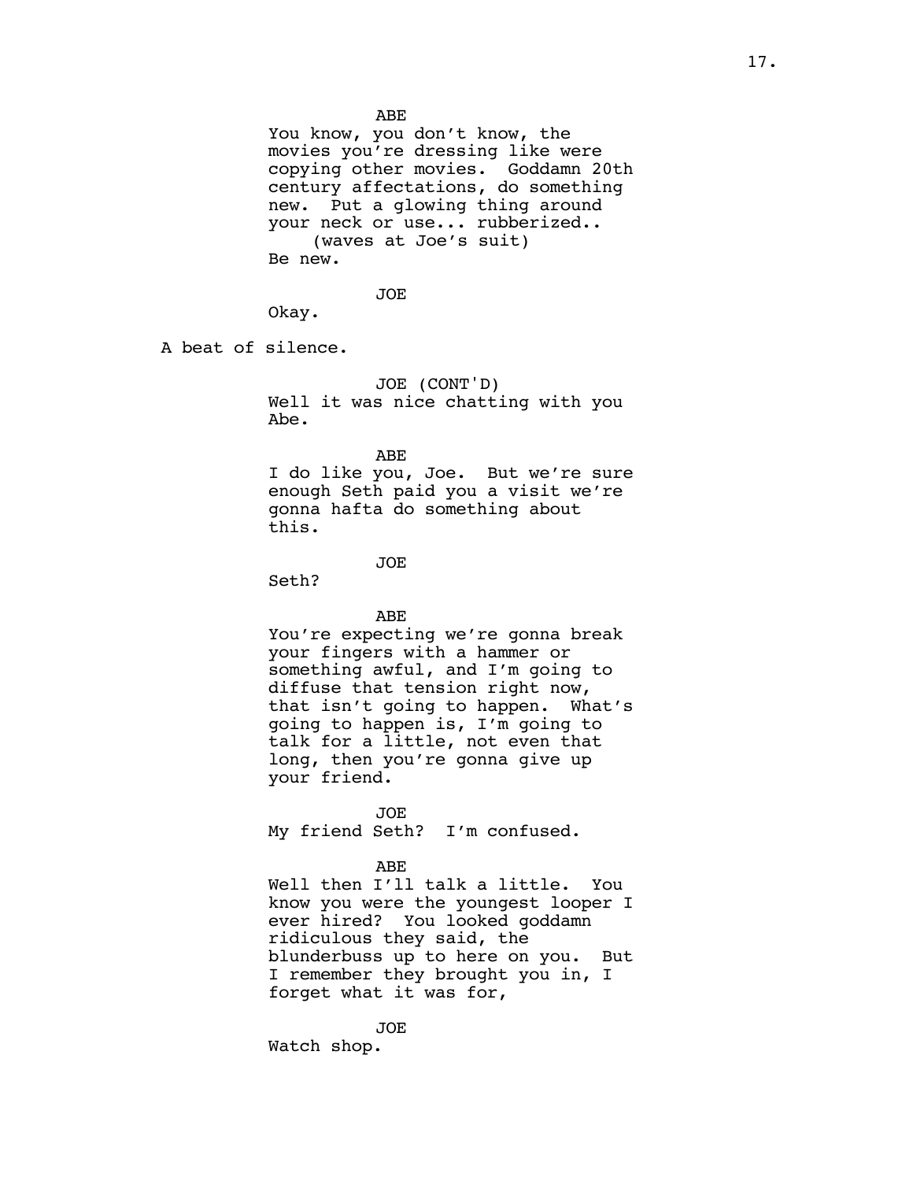ABE

You know, you don't know, the movies you're dressing like were copying other movies. Goddamn 20th century affectations, do something new. Put a glowing thing around your neck or use... rubberized..

(waves at Joe's suit)

Be new.

JOE

Okay.

A beat of silence.

JOE (CONT'D)

Well it was nice chatting with you Abe.

ABE

I do like you, Joe. But we're sure enough Seth paid you a visit we're gonna hafta do something about this.

JOE

Seth?

ABE

You're expecting we're gonna break your fingers with a hammer or something awful, and I'm going to diffuse that tension right now, that isn't going to happen. What's going to happen is, I'm going to talk for a little, not even that long, then you're gonna give up your friend.

JOE

My friend Seth? I'm confused.

ABE

Well then I'll talk a little. You know you were the youngest looper I ever hired? You looked goddamn ridiculous they said, the blunderbuss up to here on you. But I remember they brought you in, I forget what it was for,

JOE

Watch shop.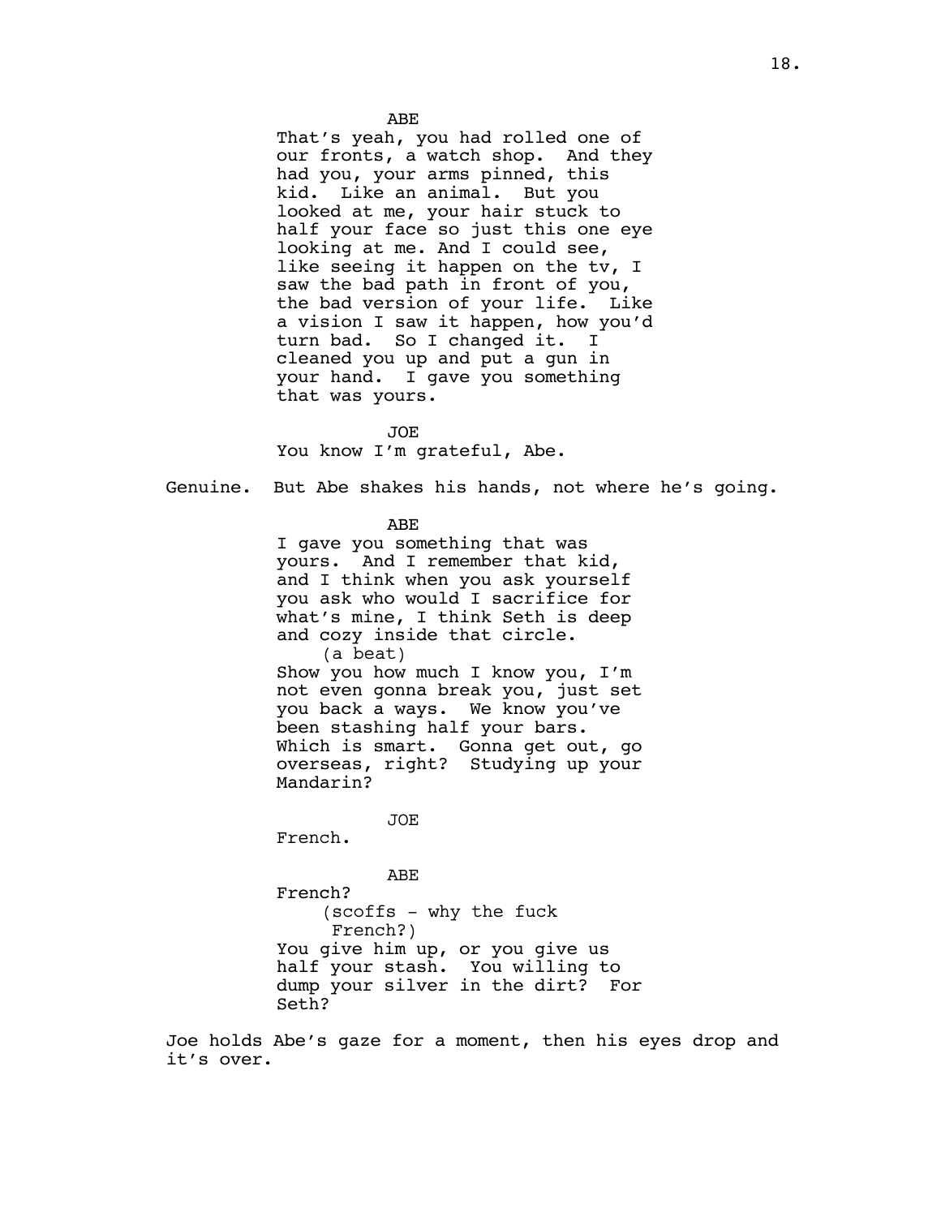ABE
That's yeah, you had rolled one of our fronts, a watch shop. And they had you, your arms pinned, this kid. Like an animal. But you looked at me, your hair stuck to half your face so just this one eye looking at me. And I could see, like seeing it happen on the tv, I saw the bad path in front of you, the bad version of your life. Like a vision I saw it happen, how you'd turn bad. So I changed it. I cleaned you up and put a gun in your hand. I gave you something that was yours.

JOE
You know I'm grateful, Abe.

Genuine. But Abe shakes his hands, not where he's going.

ABE
I gave you something that was yours. And I remember that kid, and I think when you ask yourself you ask who would I sacrifice for what's mine, I think Seth is deep and cozy inside that circle.
(a beat)
Show you how much I know you, I'm not even gonna break you, just set you back a ways. We know you've been stashing half your bars. Which is smart. Gonna get out, go overseas, right? Studying up your Mandarin?

JOE
French.

ABE
French?
(scoffs - why the fuck French?)
You give him up, or you give us half your stash. You willing to dump your silver in the dirt? For Seth?

Joe holds Abe's gaze for a moment, then his eyes drop and it's over.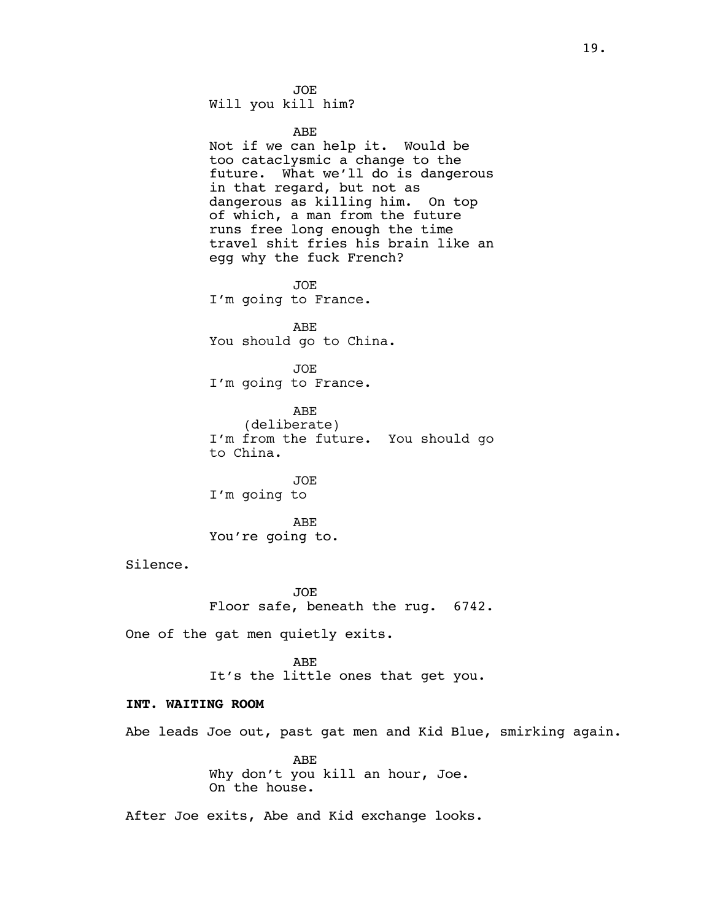JOE
Will you kill him?

ABE
Not if we can help it. Would be too cataclysmic a change to the future. What we'll do is dangerous in that regard, but not as dangerous as killing him. On top of which, a man from the future runs free long enough the time travel shit fries his brain like an egg why the fuck French?

JOE
I'm going to France.

ABE
You should go to China.

JOE
I'm going to France.

ABE
(deliberate)
I'm from the future. You should go to China.

JOE
I'm going to

ABE
You're going to.

Silence.

JOE
Floor safe, beneath the rug. 6742.

One of the gat men quietly exits.

ABE
It's the little ones that get you.

**INT. WAITING ROOM**

Abe leads Joe out, past gat men and Kid Blue, smirking again.

ABE
Why don't you kill an hour, Joe.
On the house.

After Joe exits, Abe and Kid exchange looks.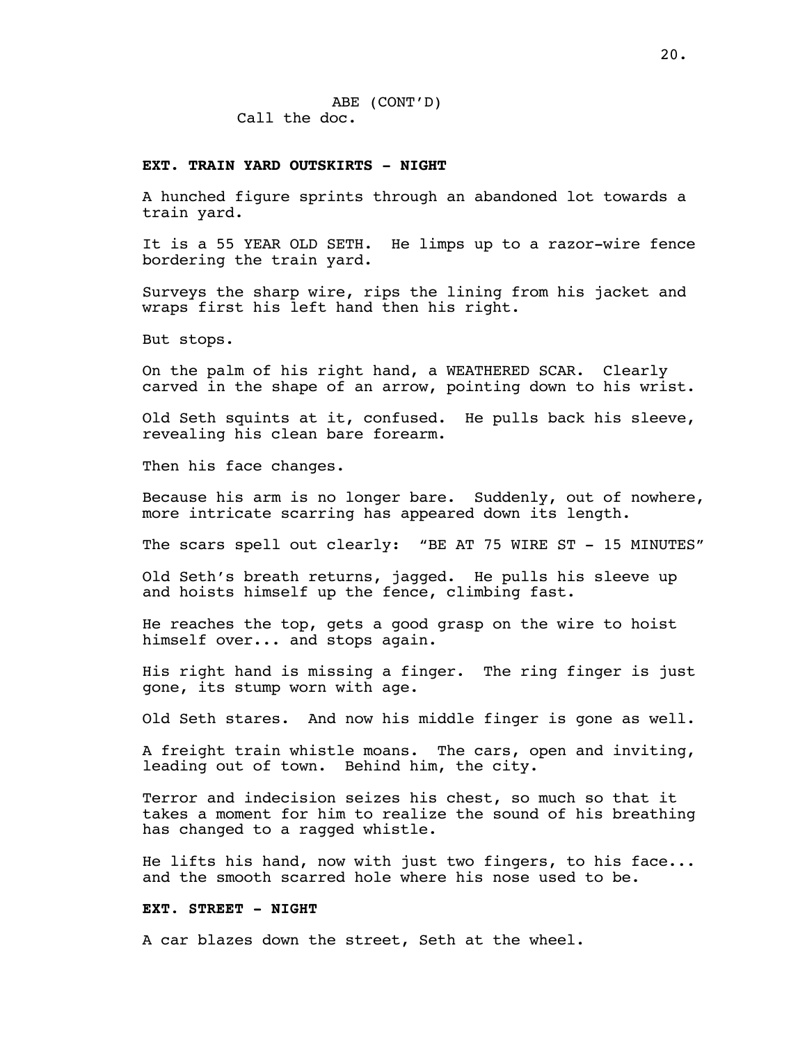ABE (CONT'D)
Call the doc.

**EXT. TRAIN YARD OUTSKIRTS - NIGHT**

A hunched figure sprints through an abandoned lot towards a train yard.

It is a 55 YEAR OLD SETH. He limps up to a razor-wire fence bordering the train yard.

Surveys the sharp wire, rips the lining from his jacket and wraps first his left hand then his right.

But stops.

On the palm of his right hand, a WEATHERED SCAR. Clearly carved in the shape of an arrow, pointing down to his wrist.

Old Seth squints at it, confused. He pulls back his sleeve, revealing his clean bare forearm.

Then his face changes.

Because his arm is no longer bare. Suddenly, out of nowhere, more intricate scarring has appeared down its length.

The scars spell out clearly: "BE AT 75 WIRE ST - 15 MINUTES"

Old Seth's breath returns, jagged. He pulls his sleeve up and hoists himself up the fence, climbing fast.

He reaches the top, gets a good grasp on the wire to hoist himself over... and stops again.

His right hand is missing a finger. The ring finger is just gone, its stump worn with age.

Old Seth stares. And now his middle finger is gone as well.

A freight train whistle moans. The cars, open and inviting, leading out of town. Behind him, the city.

Terror and indecision seizes his chest, so much so that it takes a moment for him to realize the sound of his breathing has changed to a ragged whistle.

He lifts his hand, now with just two fingers, to his face... and the smooth scarred hole where his nose used to be.

**EXT. STREET - NIGHT**

A car blazes down the street, Seth at the wheel.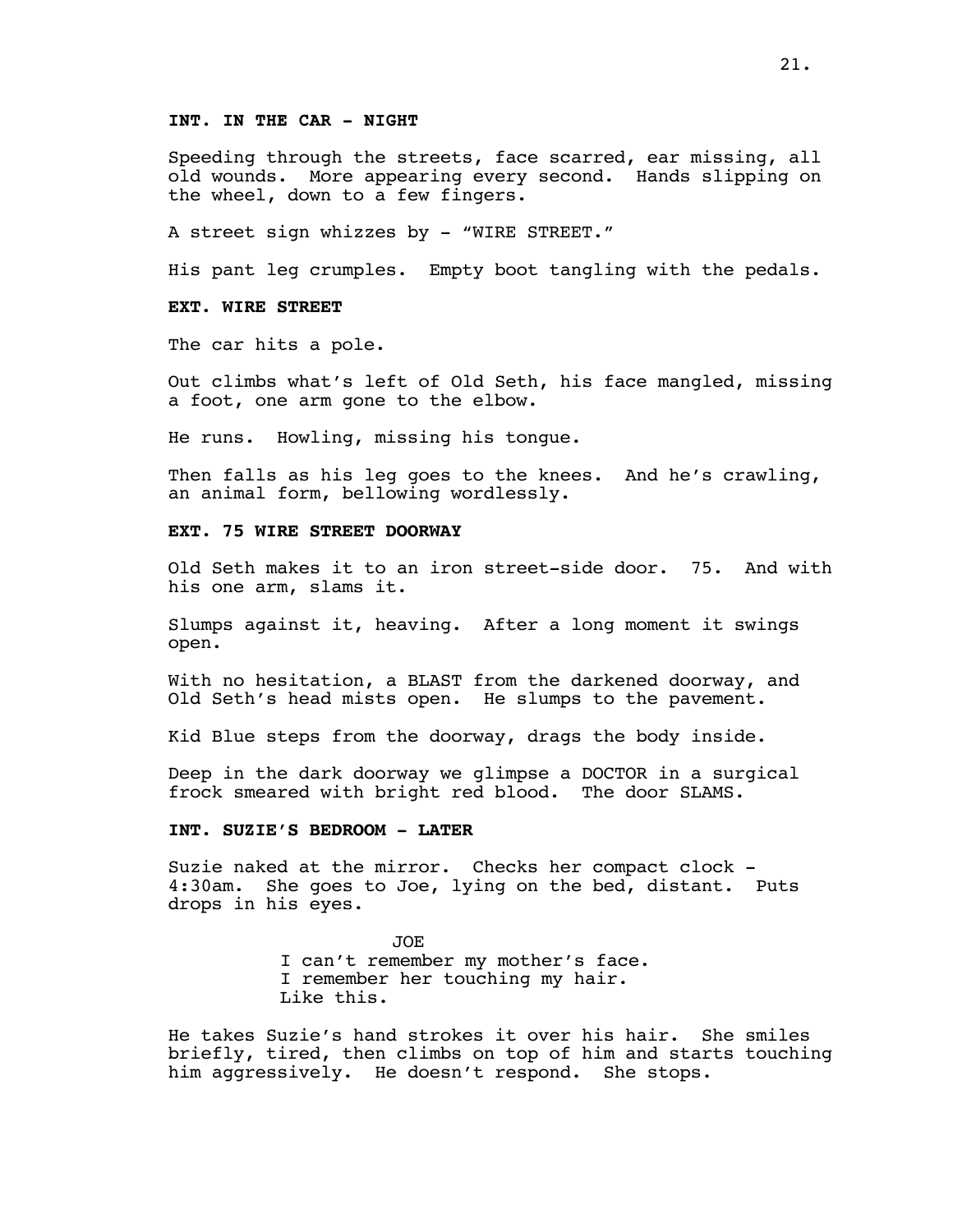**INT. IN THE CAR - NIGHT**

Speeding through the streets, face scarred, ear missing, all old wounds. More appearing every second. Hands slipping on the wheel, down to a few fingers.

A street sign whizzes by - "WIRE STREET."

His pant leg crumples. Empty boot tangling with the pedals.

**EXT. WIRE STREET**

The car hits a pole.

Out climbs what's left of Old Seth, his face mangled, missing a foot, one arm gone to the elbow.

He runs. Howling, missing his tongue.

Then falls as his leg goes to the knees. And he's crawling, an animal form, bellowing wordlessly.

**EXT. 75 WIRE STREET DOORWAY**

Old Seth makes it to an iron street-side door. 75. And with his one arm, slams it.

Slumps against it, heaving. After a long moment it swings open.

With no hesitation, a BLAST from the darkened doorway, and Old Seth's head mists open. He slumps to the pavement.

Kid Blue steps from the doorway, drags the body inside.

Deep in the dark doorway we glimpse a DOCTOR in a surgical frock smeared with bright red blood. The door SLAMS.

**INT. SUZIE'S BEDROOM - LATER**

Suzie naked at the mirror. Checks her compact clock - 4:30am. She goes to Joe, lying on the bed, distant. Puts drops in his eyes.

JOE
I can't remember my mother's face.
I remember her touching my hair.
Like this.

He takes Suzie's hand strokes it over his hair. She smiles briefly, tired, then climbs on top of him and starts touching him aggressively. He doesn't respond. She stops.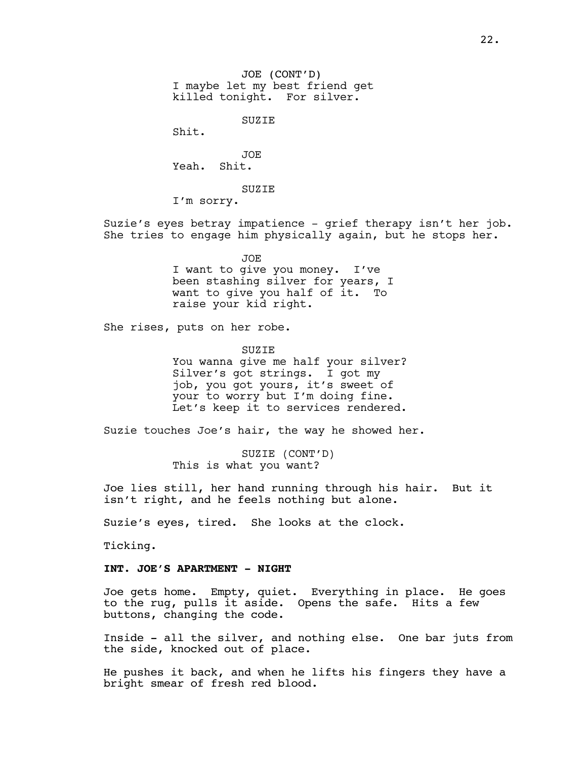JOE (CONT'D)
I maybe let my best friend get killed tonight. For silver.

SUZIE
Shit.

JOE
Yeah. Shit.

SUZIE
I'm sorry.

Suzie's eyes betray impatience - grief therapy isn't her job. She tries to engage him physically again, but he stops her.

JOE
I want to give you money. I've been stashing silver for years, I want to give you half of it. To raise your kid right.

She rises, puts on her robe.

SUZIE
You wanna give me half your silver? Silver's got strings. I got my job, you got yours, it's sweet of your to worry but I'm doing fine. Let's keep it to services rendered.

Suzie touches Joe's hair, the way he showed her.

SUZIE (CONT'D)
This is what you want?

Joe lies still, her hand running through his hair. But it isn't right, and he feels nothing but alone.

Suzie's eyes, tired. She looks at the clock.

Ticking.

**INT. JOE'S APARTMENT - NIGHT**

Joe gets home. Empty, quiet. Everything in place. He goes to the rug, pulls it aside. Opens the safe. Hits a few buttons, changing the code.

Inside - all the silver, and nothing else. One bar juts from the side, knocked out of place.

He pushes it back, and when he lifts his fingers they have a bright smear of fresh red blood.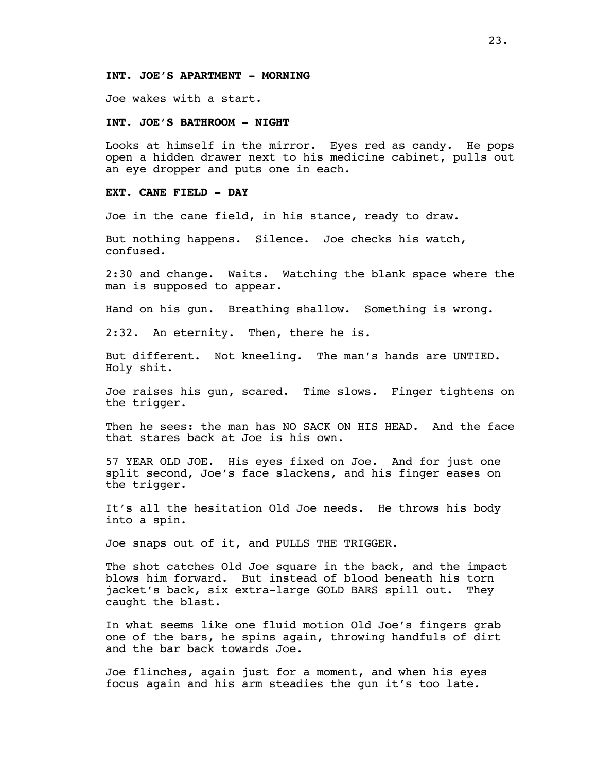**INT. JOE'S APARTMENT - MORNING**

Joe wakes with a start.

**INT. JOE'S BATHROOM - NIGHT**

Looks at himself in the mirror. Eyes red as candy. He pops open a hidden drawer next to his medicine cabinet, pulls out an eye dropper and puts one in each.

**EXT. CANE FIELD - DAY**

Joe in the cane field, in his stance, ready to draw.

But nothing happens. Silence. Joe checks his watch, confused.

2:30 and change. Waits. Watching the blank space where the man is supposed to appear.

Hand on his gun. Breathing shallow. Something is wrong.

2:32. An eternity. Then, there he is.

But different. Not kneeling. The man's hands are UNTIED. Holy shit.

Joe raises his gun, scared. Time slows. Finger tightens on the trigger.

Then he sees: the man has NO SACK ON HIS HEAD. And the face that stares back at Joe <u>is his own</u>.

57 YEAR OLD JOE. His eyes fixed on Joe. And for just one split second, Joe's face slackens, and his finger eases on the trigger.

It's all the hesitation Old Joe needs. He throws his body into a spin.

Joe snaps out of it, and PULLS THE TRIGGER.

The shot catches Old Joe square in the back, and the impact blows him forward. But instead of blood beneath his torn jacket's back, six extra-large GOLD BARS spill out. They caught the blast.

In what seems like one fluid motion Old Joe's fingers grab one of the bars, he spins again, throwing handfuls of dirt and the bar back towards Joe.

Joe flinches, again just for a moment, and when his eyes focus again and his arm steadies the gun it's too late.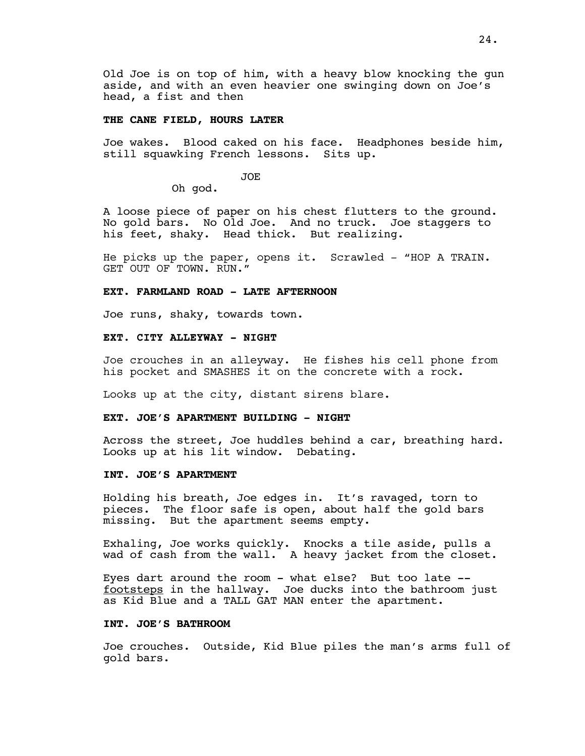Old Joe is on top of him, with a heavy blow knocking the gun aside, and with an even heavier one swinging down on Joe's head, a fist and then

**THE CANE FIELD, HOURS LATER**

Joe wakes. Blood caked on his face. Headphones beside him, still squawking French lessons. Sits up.

JOE
Oh god.

A loose piece of paper on his chest flutters to the ground. No gold bars. No Old Joe. And no truck. Joe staggers to his feet, shaky. Head thick. But realizing.

He picks up the paper, opens it. Scrawled - "HOP A TRAIN. GET OUT OF TOWN. RUN."

**EXT. FARMLAND ROAD - LATE AFTERNOON**

Joe runs, shaky, towards town.

**EXT. CITY ALLEYWAY - NIGHT**

Joe crouches in an alleyway. He fishes his cell phone from his pocket and SMASHES it on the concrete with a rock.

Looks up at the city, distant sirens blare.

**EXT. JOE'S APARTMENT BUILDING - NIGHT**

Across the street, Joe huddles behind a car, breathing hard. Looks up at his lit window. Debating.

**INT. JOE'S APARTMENT**

Holding his breath, Joe edges in. It's ravaged, torn to pieces. The floor safe is open, about half the gold bars missing. But the apartment seems empty.

Exhaling, Joe works quickly. Knocks a tile aside, pulls a wad of cash from the wall. A heavy jacket from the closet.

Eyes dart around the room - what else? But too late -- <u>footsteps</u> in the hallway. Joe ducks into the bathroom just as Kid Blue and a TALL GAT MAN enter the apartment.

**INT. JOE'S BATHROOM**

Joe crouches. Outside, Kid Blue piles the man's arms full of gold bars.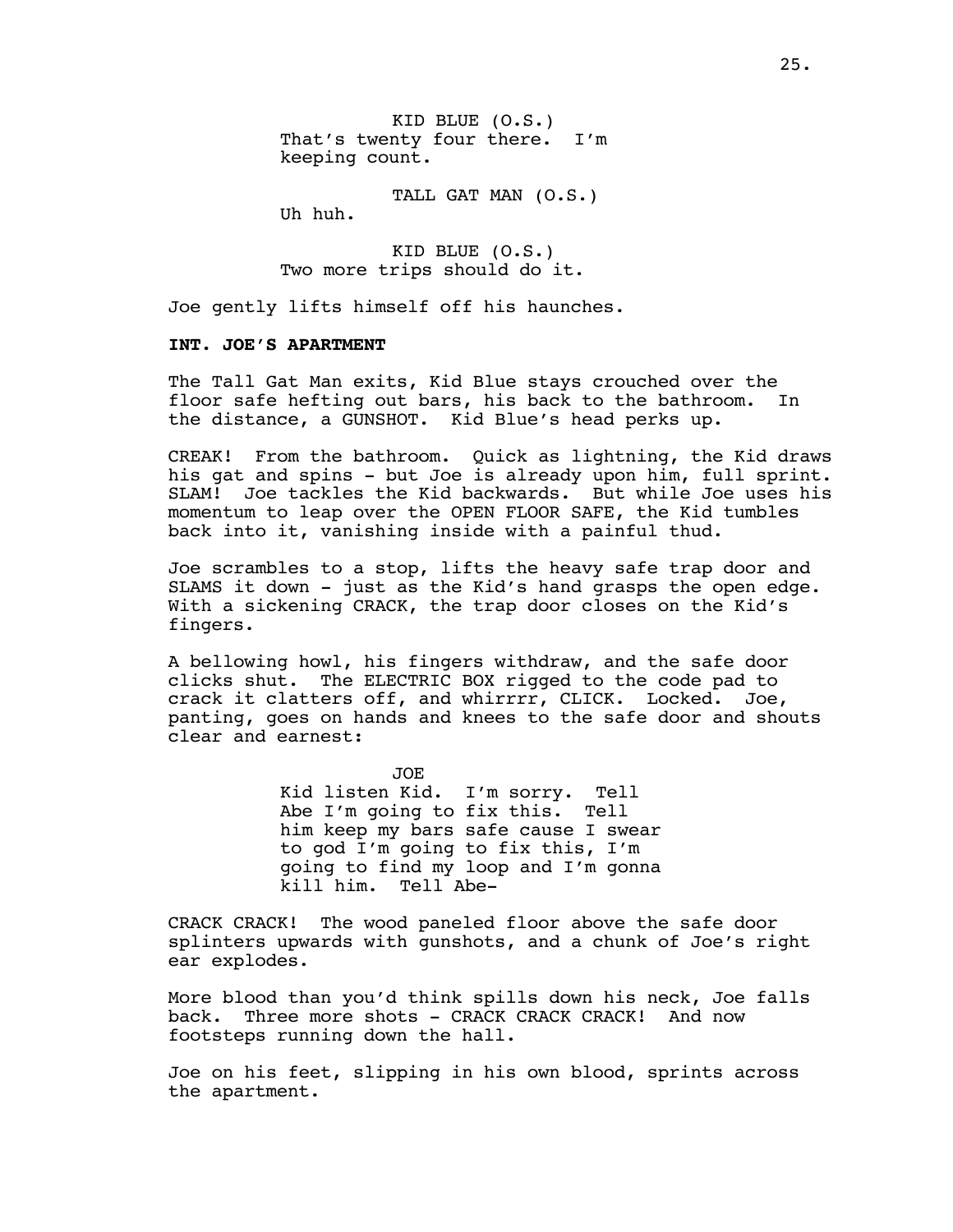KID BLUE (O.S.)
That's twenty four there. I'm keeping count.

TALL GAT MAN (O.S.)
Uh huh.

KID BLUE (O.S.)
Two more trips should do it.

Joe gently lifts himself off his haunches.

**INT. JOE'S APARTMENT**

The Tall Gat Man exits, Kid Blue stays crouched over the floor safe hefting out bars, his back to the bathroom. In the distance, a GUNSHOT. Kid Blue's head perks up.

CREAK! From the bathroom. Quick as lightning, the Kid draws his gat and spins - but Joe is already upon him, full sprint. SLAM! Joe tackles the Kid backwards. But while Joe uses his momentum to leap over the OPEN FLOOR SAFE, the Kid tumbles back into it, vanishing inside with a painful thud.

Joe scrambles to a stop, lifts the heavy safe trap door and SLAMS it down - just as the Kid's hand grasps the open edge. With a sickening CRACK, the trap door closes on the Kid's fingers.

A bellowing howl, his fingers withdraw, and the safe door clicks shut. The ELECTRIC BOX rigged to the code pad to crack it clatters off, and whirrrr, CLICK. Locked. Joe, panting, goes on hands and knees to the safe door and shouts clear and earnest:

JOE
Kid listen Kid. I'm sorry. Tell Abe I'm going to fix this. Tell him keep my bars safe cause I swear to god I'm going to fix this, I'm going to find my loop and I'm gonna kill him. Tell Abe-

CRACK CRACK! The wood paneled floor above the safe door splinters upwards with gunshots, and a chunk of Joe's right ear explodes.

More blood than you'd think spills down his neck, Joe falls back. Three more shots - CRACK CRACK CRACK! And now footsteps running down the hall.

Joe on his feet, slipping in his own blood, sprints across the apartment.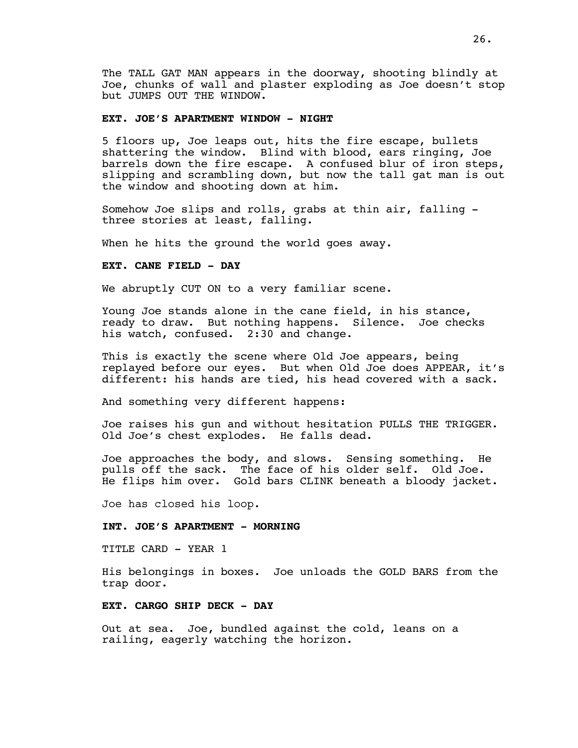The TALL GAT MAN appears in the doorway, shooting blindly at Joe, chunks of wall and plaster exploding as Joe doesn't stop but JUMPS OUT THE WINDOW.

**EXT. JOE'S APARTMENT WINDOW - NIGHT**

5 floors up, Joe leaps out, hits the fire escape, bullets shattering the window. Blind with blood, ears ringing, Joe barrels down the fire escape. A confused blur of iron steps, slipping and scrambling down, but now the tall gat man is out the window and shooting down at him.

Somehow Joe slips and rolls, grabs at thin air, falling - three stories at least, falling.

When he hits the ground the world goes away.

**EXT. CANE FIELD - DAY**

We abruptly CUT ON to a very familiar scene.

Young Joe stands alone in the cane field, in his stance, ready to draw. But nothing happens. Silence. Joe checks his watch, confused. 2:30 and change.

This is exactly the scene where Old Joe appears, being replayed before our eyes. But when Old Joe does APPEAR, it's different: his hands are tied, his head covered with a sack.

And something very different happens:

Joe raises his gun and without hesitation PULLS THE TRIGGER. Old Joe's chest explodes. He falls dead.

Joe approaches the body, and slows. Sensing something. He pulls off the sack. The face of his older self. Old Joe. He flips him over. Gold bars CLINK beneath a bloody jacket.

Joe has closed his loop.

**INT. JOE'S APARTMENT - MORNING**

TITLE CARD - YEAR 1

His belongings in boxes. Joe unloads the GOLD BARS from the trap door.

**EXT. CARGO SHIP DECK - DAY**

Out at sea. Joe, bundled against the cold, leans on a railing, eagerly watching the horizon.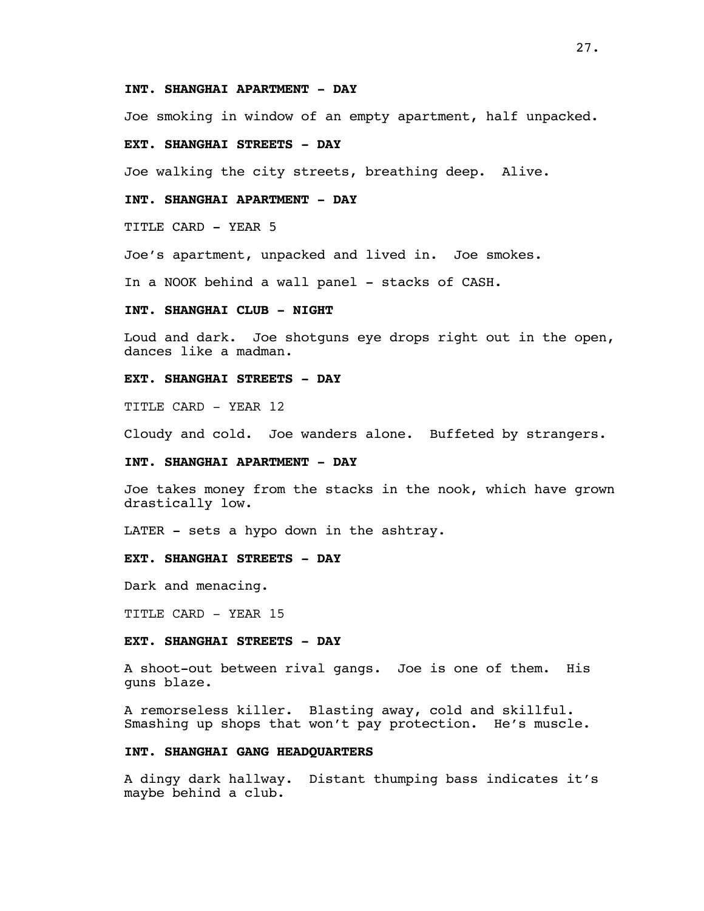**INT. SHANGHAI APARTMENT - DAY**

Joe smoking in window of an empty apartment, half unpacked.

**EXT. SHANGHAI STREETS - DAY**

Joe walking the city streets, breathing deep. Alive.

**INT. SHANGHAI APARTMENT - DAY**

TITLE CARD - YEAR 5

Joe's apartment, unpacked and lived in. Joe smokes.

In a NOOK behind a wall panel - stacks of CASH.

**INT. SHANGHAI CLUB - NIGHT**

Loud and dark. Joe shotguns eye drops right out in the open, dances like a madman.

**EXT. SHANGHAI STREETS - DAY**

TITLE CARD - YEAR 12

Cloudy and cold. Joe wanders alone. Buffeted by strangers.

**INT. SHANGHAI APARTMENT - DAY**

Joe takes money from the stacks in the nook, which have grown drastically low.

LATER - sets a hypo down in the ashtray.

**EXT. SHANGHAI STREETS - DAY**

Dark and menacing.

TITLE CARD - YEAR 15

**EXT. SHANGHAI STREETS - DAY**

A shoot-out between rival gangs. Joe is one of them. His guns blaze.

A remorseless killer. Blasting away, cold and skillful. Smashing up shops that won't pay protection. He's muscle.

**INT. SHANGHAI GANG HEADQUARTERS**

A dingy dark hallway. Distant thumping bass indicates it's maybe behind a club.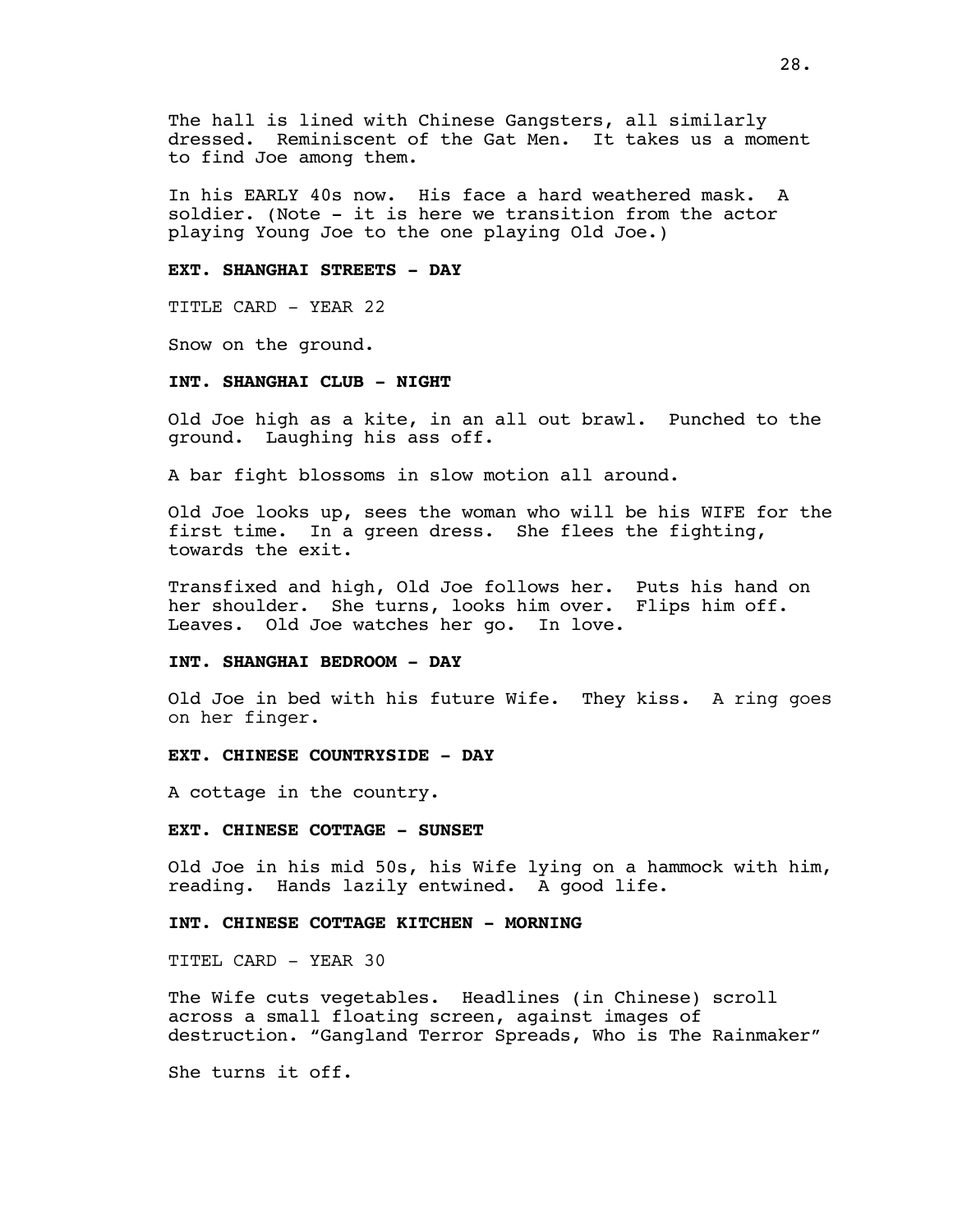The hall is lined with Chinese Gangsters, all similarly dressed. Reminiscent of the Gat Men. It takes us a moment to find Joe among them.

In his EARLY 40s now. His face a hard weathered mask. A soldier. (Note - it is here we transition from the actor playing Young Joe to the one playing Old Joe.)

**EXT. SHANGHAI STREETS - DAY**

TITLE CARD - YEAR 22

Snow on the ground.

**INT. SHANGHAI CLUB - NIGHT**

Old Joe high as a kite, in an all out brawl. Punched to the ground. Laughing his ass off.

A bar fight blossoms in slow motion all around.

Old Joe looks up, sees the woman who will be his WIFE for the first time. In a green dress. She flees the fighting, towards the exit.

Transfixed and high, Old Joe follows her. Puts his hand on her shoulder. She turns, looks him over. Flips him off. Leaves. Old Joe watches her go. In love.

**INT. SHANGHAI BEDROOM - DAY**

Old Joe in bed with his future Wife. They kiss. A ring goes on her finger.

**EXT. CHINESE COUNTRYSIDE - DAY**

A cottage in the country.

**EXT. CHINESE COTTAGE - SUNSET**

Old Joe in his mid 50s, his Wife lying on a hammock with him, reading. Hands lazily entwined. A good life.

**INT. CHINESE COTTAGE KITCHEN - MORNING**

TITEL CARD - YEAR 30

The Wife cuts vegetables. Headlines (in Chinese) scroll across a small floating screen, against images of destruction. “Gangland Terror Spreads, Who is The Rainmaker”

She turns it off.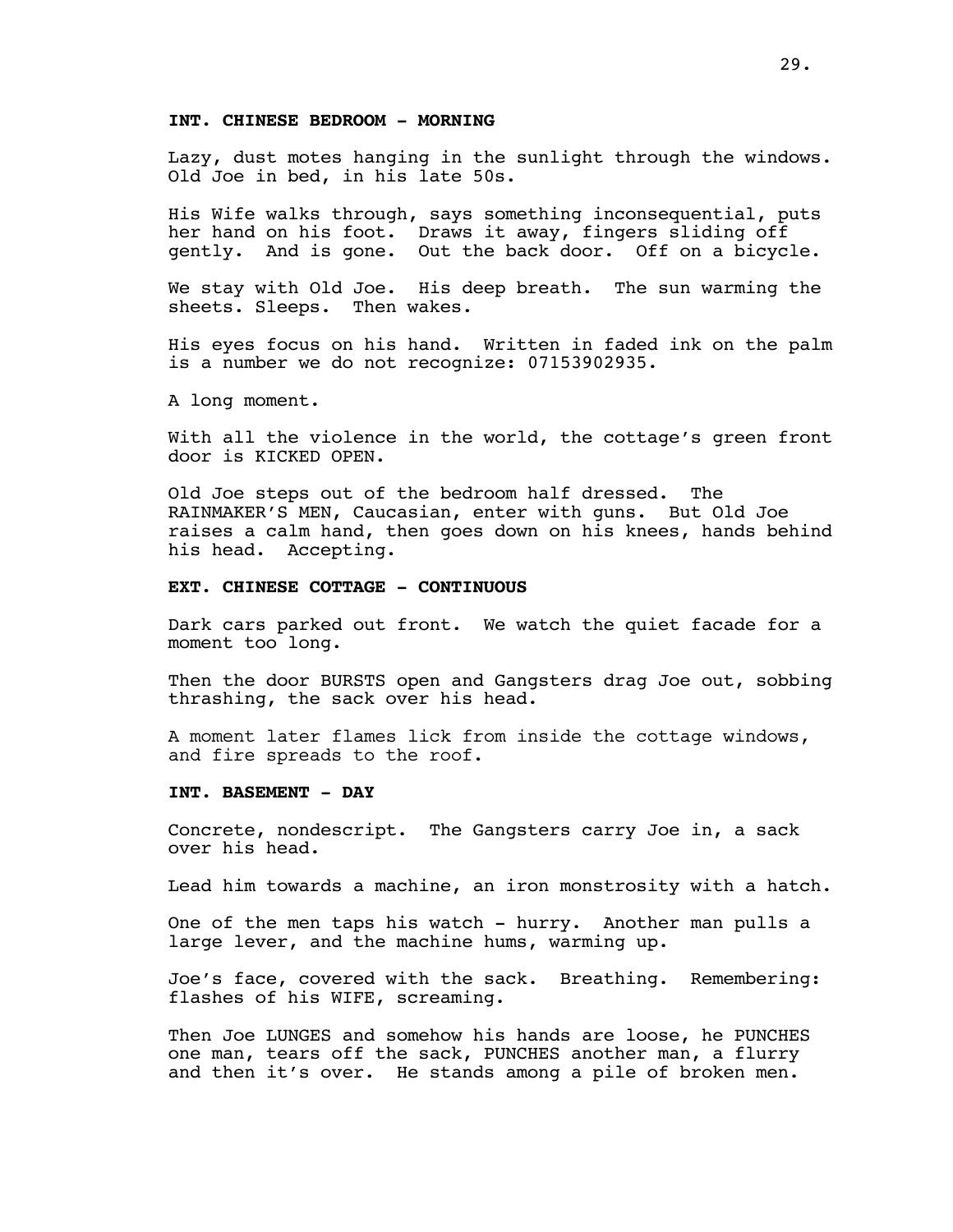**INT. CHINESE BEDROOM - MORNING**

Lazy, dust motes hanging in the sunlight through the windows. Old Joe in bed, in his late 50s.

His Wife walks through, says something inconsequential, puts her hand on his foot. Draws it away, fingers sliding off gently. And is gone. Out the back door. Off on a bicycle.

We stay with Old Joe. His deep breath. The sun warming the sheets. Sleeps. Then wakes.

His eyes focus on his hand. Written in faded ink on the palm is a number we do not recognize: 07153902935.

A long moment.

With all the violence in the world, the cottage's green front door is KICKED OPEN.

Old Joe steps out of the bedroom half dressed. The RAINMAKER'S MEN, Caucasian, enter with guns. But Old Joe raises a calm hand, then goes down on his knees, hands behind his head. Accepting.

**EXT. CHINESE COTTAGE - CONTINUOUS**

Dark cars parked out front. We watch the quiet facade for a moment too long.

Then the door BURSTS open and Gangsters drag Joe out, sobbing thrashing, the sack over his head.

A moment later flames lick from inside the cottage windows, and fire spreads to the roof.

**INT. BASEMENT - DAY**

Concrete, nondescript. The Gangsters carry Joe in, a sack over his head.

Lead him towards a machine, an iron monstrosity with a hatch.

One of the men taps his watch - hurry. Another man pulls a large lever, and the machine hums, warming up.

Joe's face, covered with the sack. Breathing. Remembering: flashes of his WIFE, screaming.

Then Joe LUNGES and somehow his hands are loose, he PUNCHES one man, tears off the sack, PUNCHES another man, a flurry and then it's over. He stands among a pile of broken men.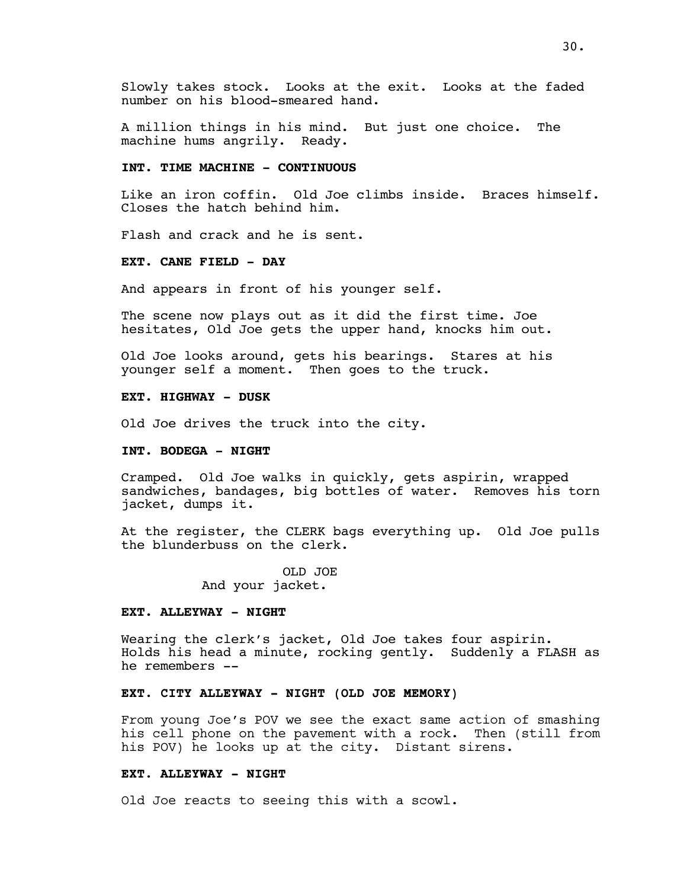Slowly takes stock. Looks at the exit. Looks at the faded number on his blood-smeared hand.

A million things in his mind. But just one choice. The machine hums angrily. Ready.

**INT. TIME MACHINE - CONTINUOUS**

Like an iron coffin. Old Joe climbs inside. Braces himself. Closes the hatch behind him.

Flash and crack and he is sent.

**EXT. CANE FIELD - DAY**

And appears in front of his younger self.

The scene now plays out as it did the first time. Joe hesitates, Old Joe gets the upper hand, knocks him out.

Old Joe looks around, gets his bearings. Stares at his younger self a moment. Then goes to the truck.

**EXT. HIGHWAY - DUSK**

Old Joe drives the truck into the city.

**INT. BODEGA - NIGHT**

Cramped. Old Joe walks in quickly, gets aspirin, wrapped sandwiches, bandages, big bottles of water. Removes his torn jacket, dumps it.

At the register, the CLERK bags everything up. Old Joe pulls the blunderbuss on the clerk.

OLD JOE
And your jacket.

**EXT. ALLEYWAY - NIGHT**

Wearing the clerk's jacket, Old Joe takes four aspirin. Holds his head a minute, rocking gently. Suddenly a FLASH as he remembers --

**EXT. CITY ALLEYWAY - NIGHT (OLD JOE MEMORY)**

From young Joe's POV we see the exact same action of smashing his cell phone on the pavement with a rock. Then (still from his POV) he looks up at the city. Distant sirens.

**EXT. ALLEYWAY - NIGHT**

Old Joe reacts to seeing this with a scowl.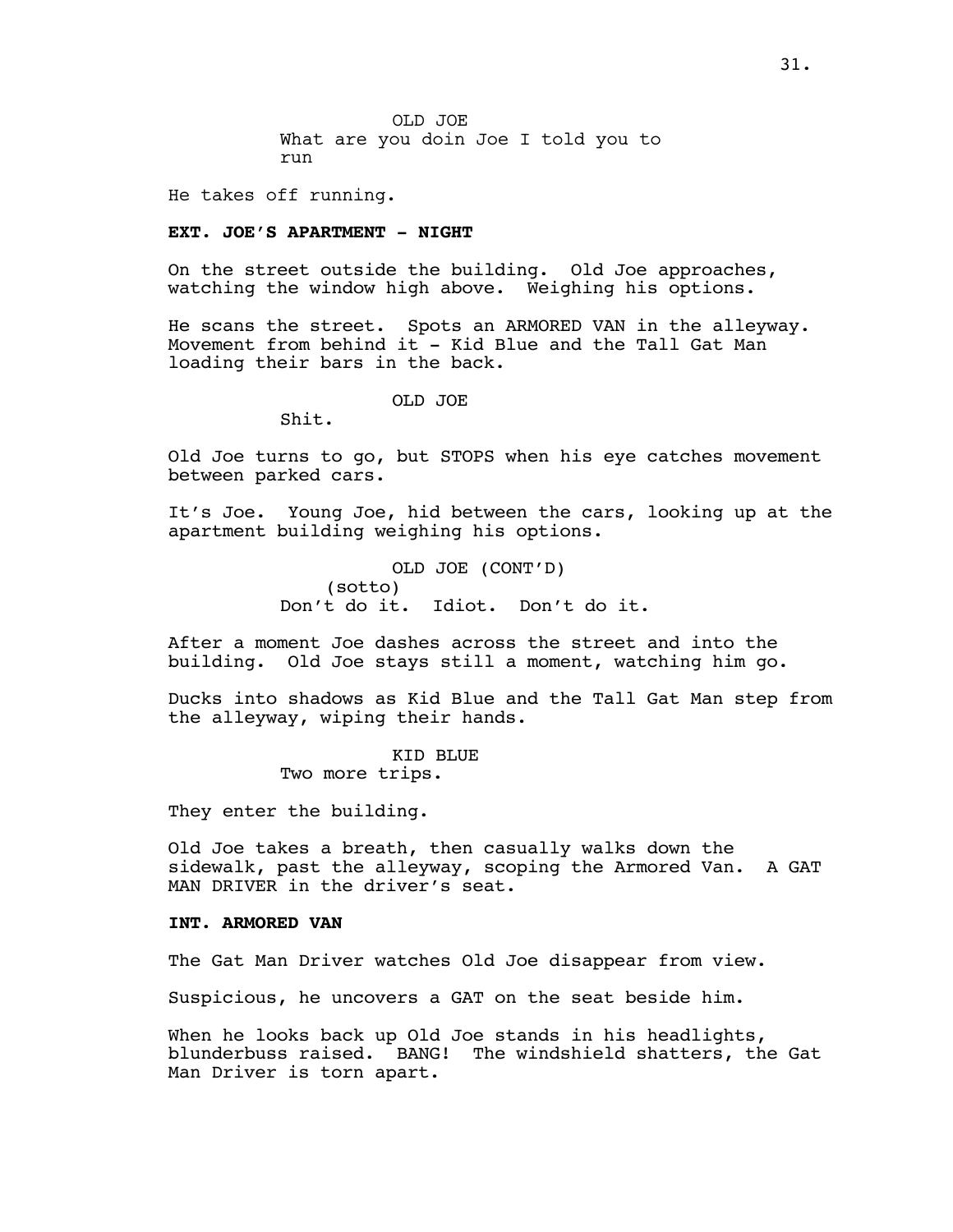OLD JOE
What are you doin Joe I told you to run

He takes off running.

**EXT. JOE'S APARTMENT - NIGHT**

On the street outside the building. Old Joe approaches, watching the window high above. Weighing his options.

He scans the street. Spots an ARMORED VAN in the alleyway. Movement from behind it - Kid Blue and the Tall Gat Man loading their bars in the back.

OLD JOE
Shit.

Old Joe turns to go, but STOPS when his eye catches movement between parked cars.

It's Joe. Young Joe, hid between the cars, looking up at the apartment building weighing his options.

OLD JOE (CONT'D)
(sotto)
Don't do it. Idiot. Don't do it.

After a moment Joe dashes across the street and into the building. Old Joe stays still a moment, watching him go.

Ducks into shadows as Kid Blue and the Tall Gat Man step from the alleyway, wiping their hands.

KID BLUE
Two more trips.

They enter the building.

Old Joe takes a breath, then casually walks down the sidewalk, past the alleyway, scoping the Armored Van. A GAT MAN DRIVER in the driver's seat.

**INT. ARMORED VAN**

The Gat Man Driver watches Old Joe disappear from view.

Suspicious, he uncovers a GAT on the seat beside him.

When he looks back up Old Joe stands in his headlights, blunderbuss raised. BANG! The windshield shatters, the Gat Man Driver is torn apart.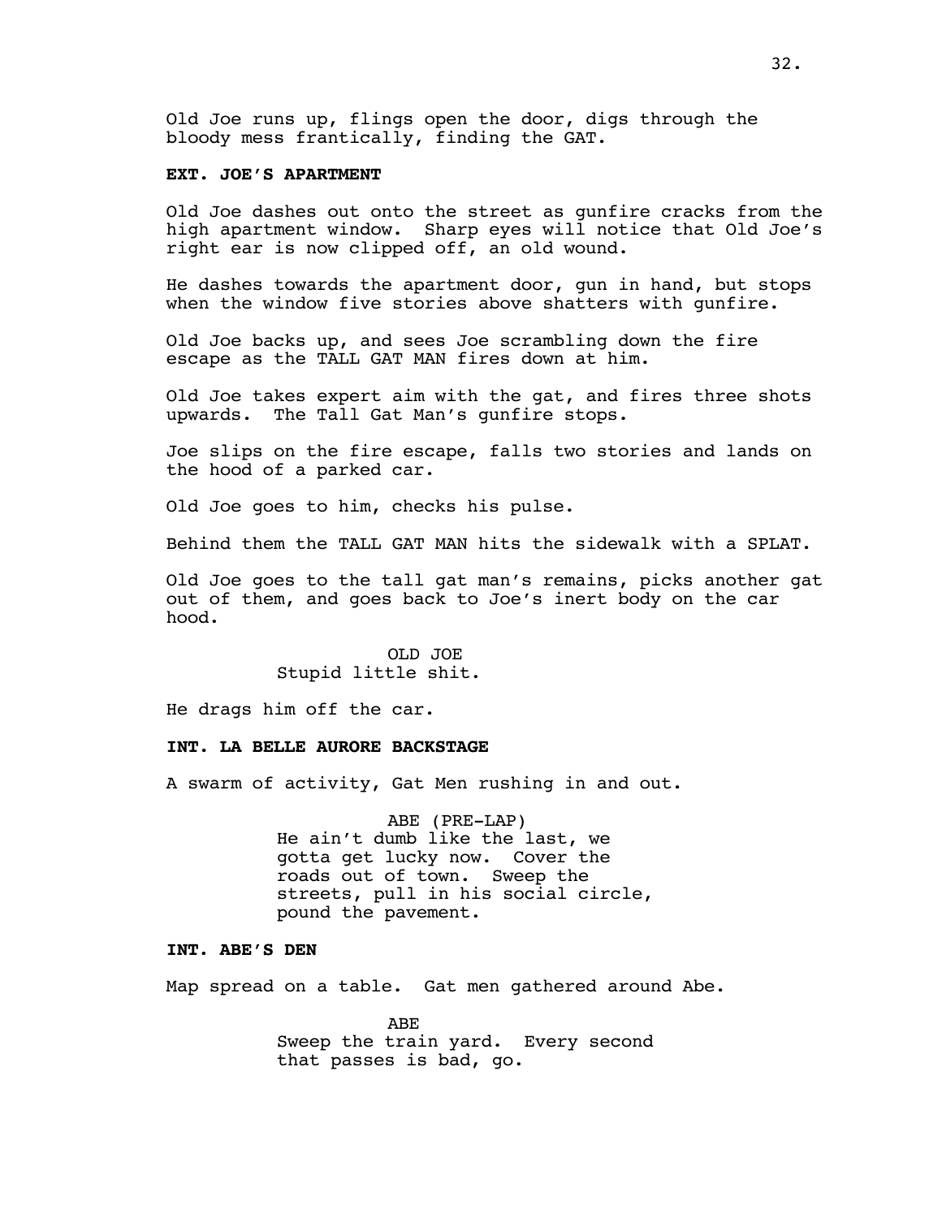Old Joe runs up, flings open the door, digs through the bloody mess frantically, finding the GAT.

**EXT. JOE'S APARTMENT**

Old Joe dashes out onto the street as gunfire cracks from the high apartment window. Sharp eyes will notice that Old Joe's right ear is now clipped off, an old wound.

He dashes towards the apartment door, gun in hand, but stops when the window five stories above shatters with gunfire.

Old Joe backs up, and sees Joe scrambling down the fire escape as the TALL GAT MAN fires down at him.

Old Joe takes expert aim with the gat, and fires three shots upwards. The Tall Gat Man's gunfire stops.

Joe slips on the fire escape, falls two stories and lands on the hood of a parked car.

Old Joe goes to him, checks his pulse.

Behind them the TALL GAT MAN hits the sidewalk with a SPLAT.

Old Joe goes to the tall gat man's remains, picks another gat out of them, and goes back to Joe's inert body on the car hood.

OLD JOE
Stupid little shit.

He drags him off the car.

**INT. LA BELLE AURORE BACKSTAGE**

A swarm of activity, Gat Men rushing in and out.

ABE (PRE-LAP)
He ain't dumb like the last, we gotta get lucky now. Cover the roads out of town. Sweep the streets, pull in his social circle, pound the pavement.

**INT. ABE'S DEN**

Map spread on a table. Gat men gathered around Abe.

ABE
Sweep the train yard. Every second that passes is bad, go.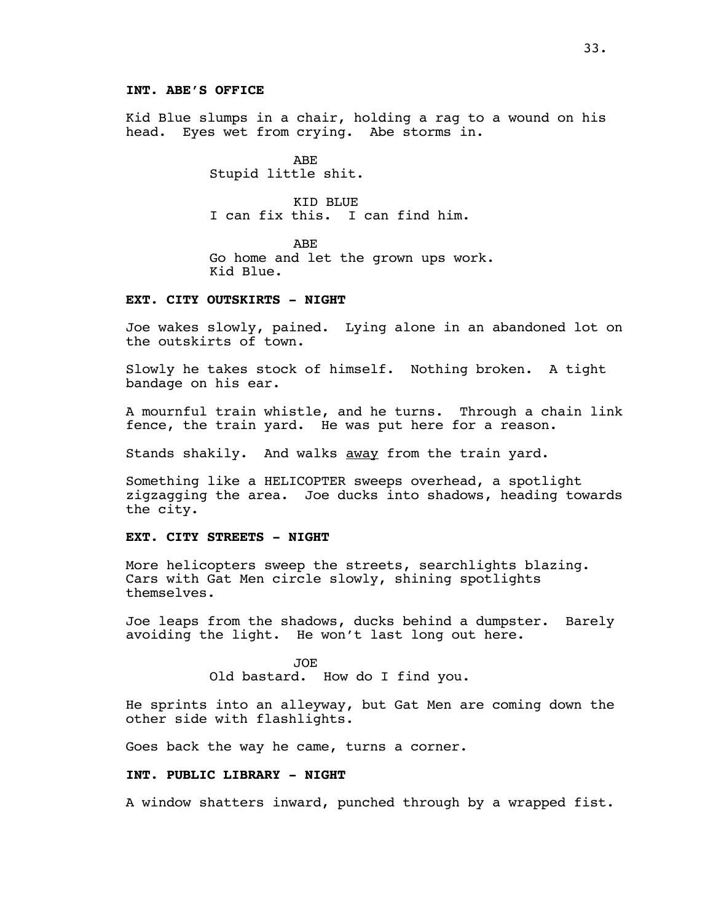**INT. ABE'S OFFICE**

Kid Blue slumps in a chair, holding a rag to a wound on his head. Eyes wet from crying. Abe storms in.

ABE
Stupid little shit.

KID BLUE
I can fix this. I can find him.

ABE
Go home and let the grown ups work. Kid Blue.

**EXT. CITY OUTSKIRTS - NIGHT**

Joe wakes slowly, pained. Lying alone in an abandoned lot on the outskirts of town.

Slowly he takes stock of himself. Nothing broken. A tight bandage on his ear.

A mournful train whistle, and he turns. Through a chain link fence, the train yard. He was put here for a reason.

Stands shakily. And walks <u>away</u> from the train yard.

Something like a HELICOPTER sweeps overhead, a spotlight zigzagging the area. Joe ducks into shadows, heading towards the city.

**EXT. CITY STREETS - NIGHT**

More helicopters sweep the streets, searchlights blazing. Cars with Gat Men circle slowly, shining spotlights themselves.

Joe leaps from the shadows, ducks behind a dumpster. Barely avoiding the light. He won't last long out here.

JOE
Old bastard. How do I find you.

He sprints into an alleyway, but Gat Men are coming down the other side with flashlights.

Goes back the way he came, turns a corner.

**INT. PUBLIC LIBRARY - NIGHT**

A window shatters inward, punched through by a wrapped fist.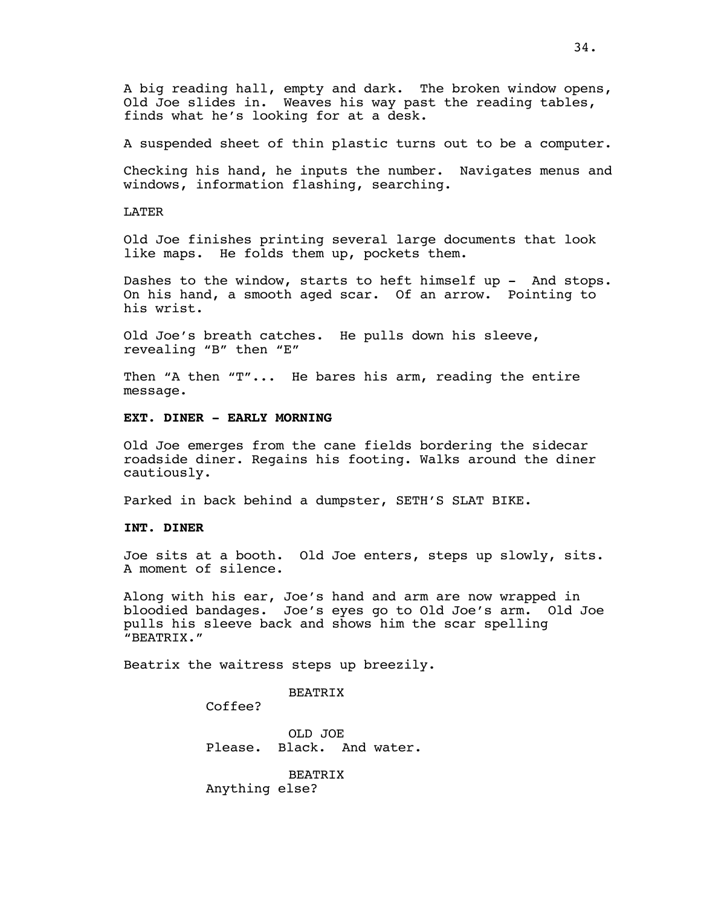A big reading hall, empty and dark. The broken window opens, Old Joe slides in. Weaves his way past the reading tables, finds what he's looking for at a desk.

A suspended sheet of thin plastic turns out to be a computer.

Checking his hand, he inputs the number. Navigates menus and windows, information flashing, searching.

LATER

Old Joe finishes printing several large documents that look like maps. He folds them up, pockets them.

Dashes to the window, starts to heft himself up - And stops. On his hand, a smooth aged scar. Of an arrow. Pointing to his wrist.

Old Joe's breath catches. He pulls down his sleeve, revealing "B" then "E"

Then "A then "T"... He bares his arm, reading the entire message.

**EXT. DINER - EARLY MORNING**

Old Joe emerges from the cane fields bordering the sidecar roadside diner. Regains his footing. Walks around the diner cautiously.

Parked in back behind a dumpster, SETH'S SLAT BIKE.

**INT. DINER**

Joe sits at a booth. Old Joe enters, steps up slowly, sits. A moment of silence.

Along with his ear, Joe's hand and arm are now wrapped in bloodied bandages. Joe's eyes go to Old Joe's arm. Old Joe pulls his sleeve back and shows him the scar spelling "BEATRIX."

Beatrix the waitress steps up breezily.

BEATRIX
Coffee?

OLD JOE
Please. Black. And water.

BEATRIX
Anything else?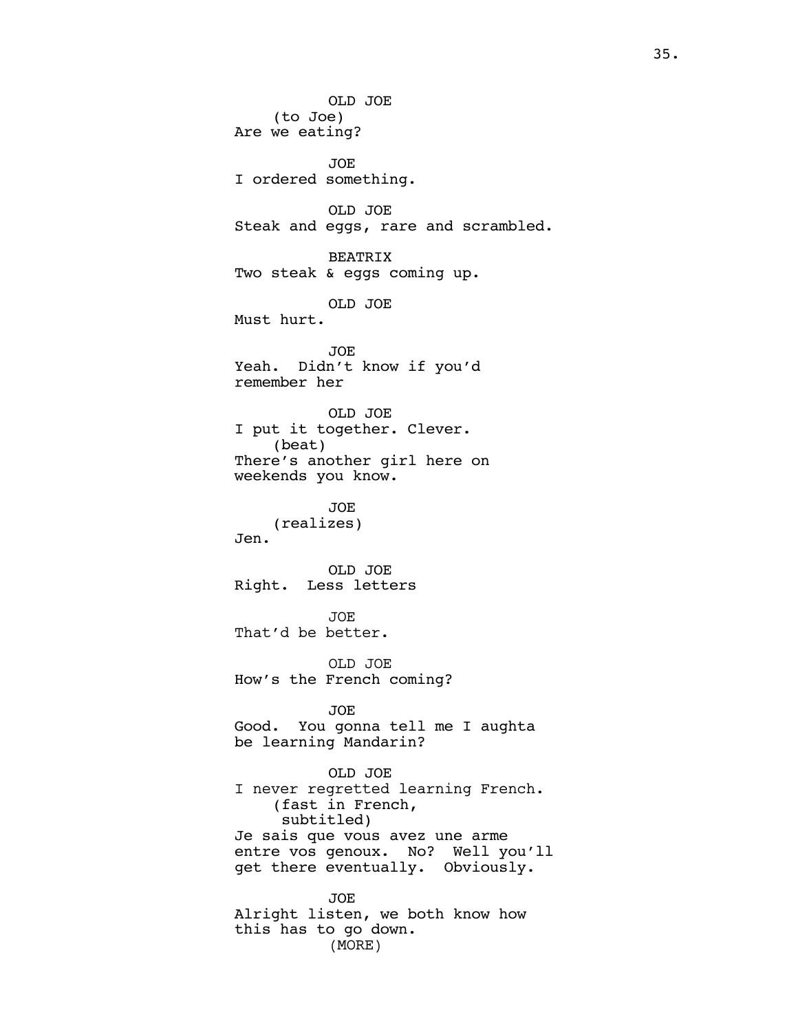OLD JOE
(to Joe)
Are we eating?

JOE
I ordered something.

OLD JOE
Steak and eggs, rare and scrambled.

BEATRIX
Two steak & eggs coming up.

OLD JOE
Must hurt.

JOE
Yeah. Didn't know if you'd remember her

OLD JOE
I put it together. Clever.
(beat)
There's another girl here on weekends you know.

JOE
(realizes)
Jen.

OLD JOE
Right. Less letters

JOE
That'd be better.

OLD JOE
How's the French coming?

JOE
Good. You gonna tell me I aughta be learning Mandarin?

OLD JOE
I never regretted learning French.
(fast in French, subtitled)
Je sais que vous avez une arme entre vos genoux. No? Well you'll get there eventually. Obviously.

JOE
Alright listen, we both know how this has to go down.
(MORE)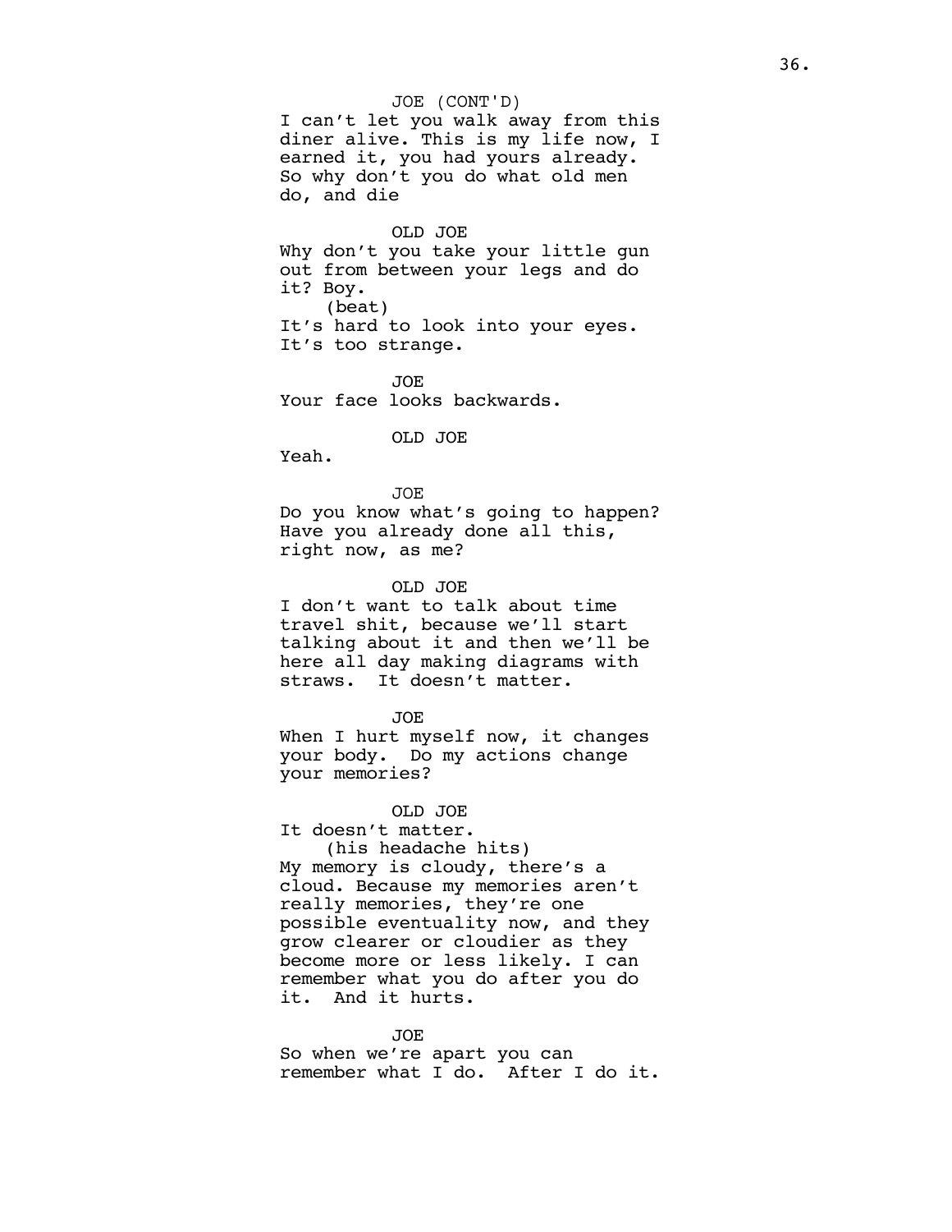JOE (CONT'D)
I can't let you walk away from this diner alive. This is my life now, I earned it, you had yours already. So why don't you do what old men do, and die

OLD JOE
Why don't you take your little gun out from between your legs and do it? Boy.
(beat)
It's hard to look into your eyes. It's too strange.

JOE
Your face looks backwards.

OLD JOE
Yeah.

JOE
Do you know what's going to happen? Have you already done all this, right now, as me?

OLD JOE
I don't want to talk about time travel shit, because we'll start talking about it and then we'll be here all day making diagrams with straws. It doesn't matter.

JOE
When I hurt myself now, it changes your body. Do my actions change your memories?

OLD JOE
It doesn't matter.
(his headache hits)
My memory is cloudy, there's a cloud. Because my memories aren't really memories, they're one possible eventuality now, and they grow clearer or cloudier as they become more or less likely. I can remember what you do after you do it. And it hurts.

JOE
So when we're apart you can remember what I do. After I do it.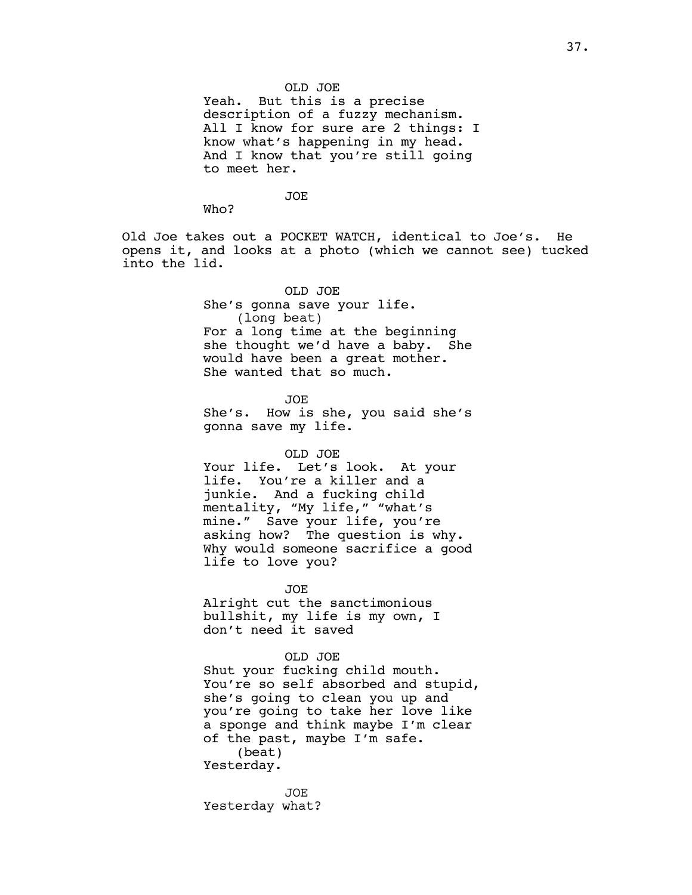OLD JOE

Yeah. But this is a precise description of a fuzzy mechanism. All I know for sure are 2 things: I know what's happening in my head. And I know that you're still going to meet her.

JOE

Who?

Old Joe takes out a POCKET WATCH, identical to Joe's. He opens it, and looks at a photo (which we cannot see) tucked into the lid.

OLD JOE

She's gonna save your life.
(long beat)
For a long time at the beginning she thought we'd have a baby. She would have been a great mother. She wanted that so much.

JOE

She's. How is she, you said she's gonna save my life.

OLD JOE

Your life. Let's look. At your life. You're a killer and a junkie. And a fucking child mentality, "My life," "what's mine." Save your life, you're asking how? The question is why. Why would someone sacrifice a good life to love you?

JOE

Alright cut the sanctimonious bullshit, my life is my own, I don't need it saved

OLD JOE

Shut your fucking child mouth. You're so self absorbed and stupid, she's going to clean you up and you're going to take her love like a sponge and think maybe I'm clear of the past, maybe I'm safe.
(beat)
Yesterday.

JOE

Yesterday what?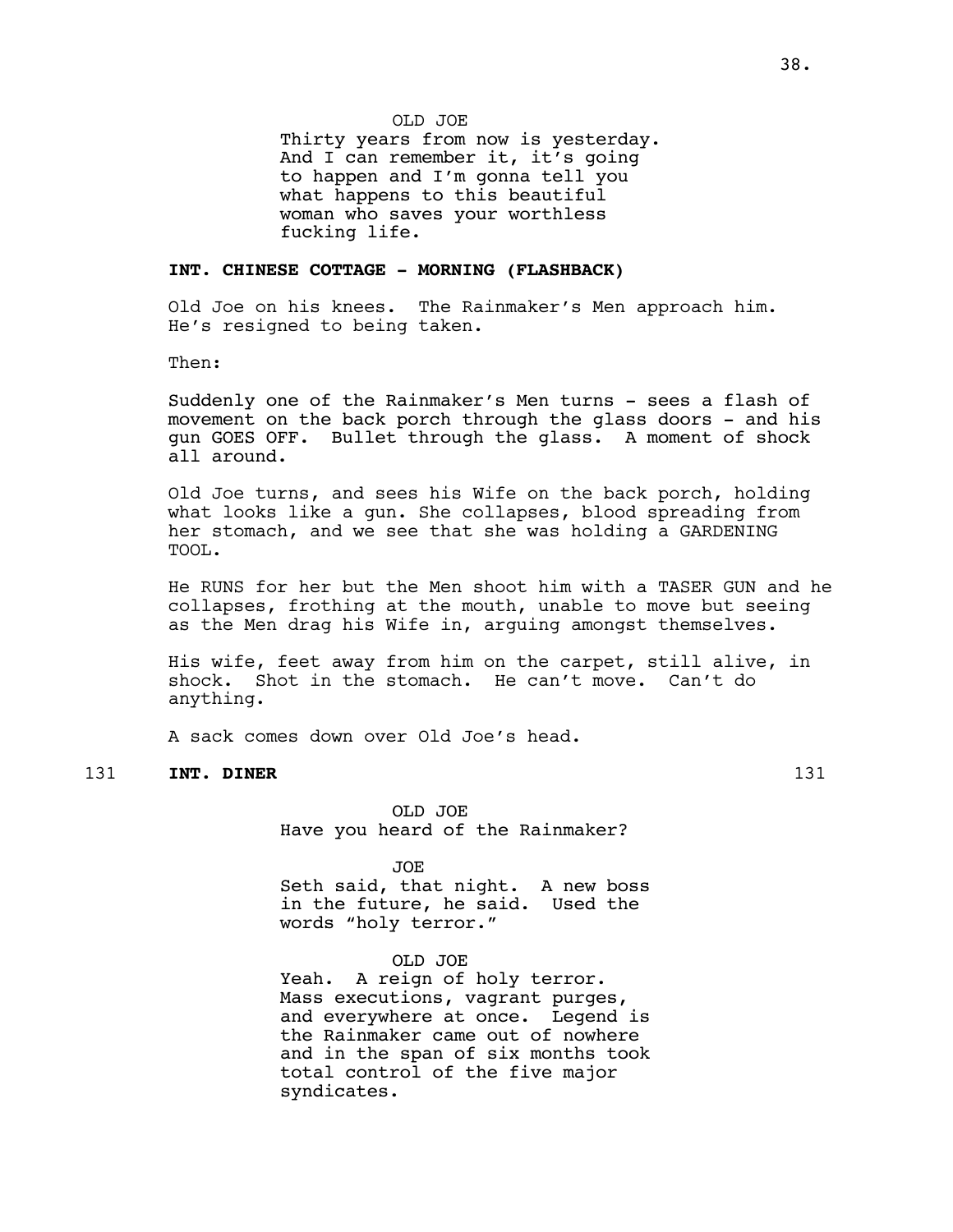OLD JOE
Thirty years from now is yesterday. And I can remember it, it's going to happen and I'm gonna tell you what happens to this beautiful woman who saves your worthless fucking life.

**INT. CHINESE COTTAGE - MORNING (FLASHBACK)**

Old Joe on his knees. The Rainmaker's Men approach him. He's resigned to being taken.

Then:

Suddenly one of the Rainmaker's Men turns - sees a flash of movement on the back porch through the glass doors - and his gun GOES OFF. Bullet through the glass. A moment of shock all around.

Old Joe turns, and sees his Wife on the back porch, holding what looks like a gun. She collapses, blood spreading from her stomach, and we see that she was holding a GARDENING TOOL.

He RUNS for her but the Men shoot him with a TASER GUN and he collapses, frothing at the mouth, unable to move but seeing as the Men drag his Wife in, arguing amongst themselves.

His wife, feet away from him on the carpet, still alive, in shock. Shot in the stomach. He can't move. Can't do anything.

A sack comes down over Old Joe's head.

131 **INT. DINER** 131

OLD JOE
Have you heard of the Rainmaker?

JOE
Seth said, that night. A new boss in the future, he said. Used the words "holy terror."

OLD JOE
Yeah. A reign of holy terror. Mass executions, vagrant purges, and everywhere at once. Legend is the Rainmaker came out of nowhere and in the span of six months took total control of the five major syndicates.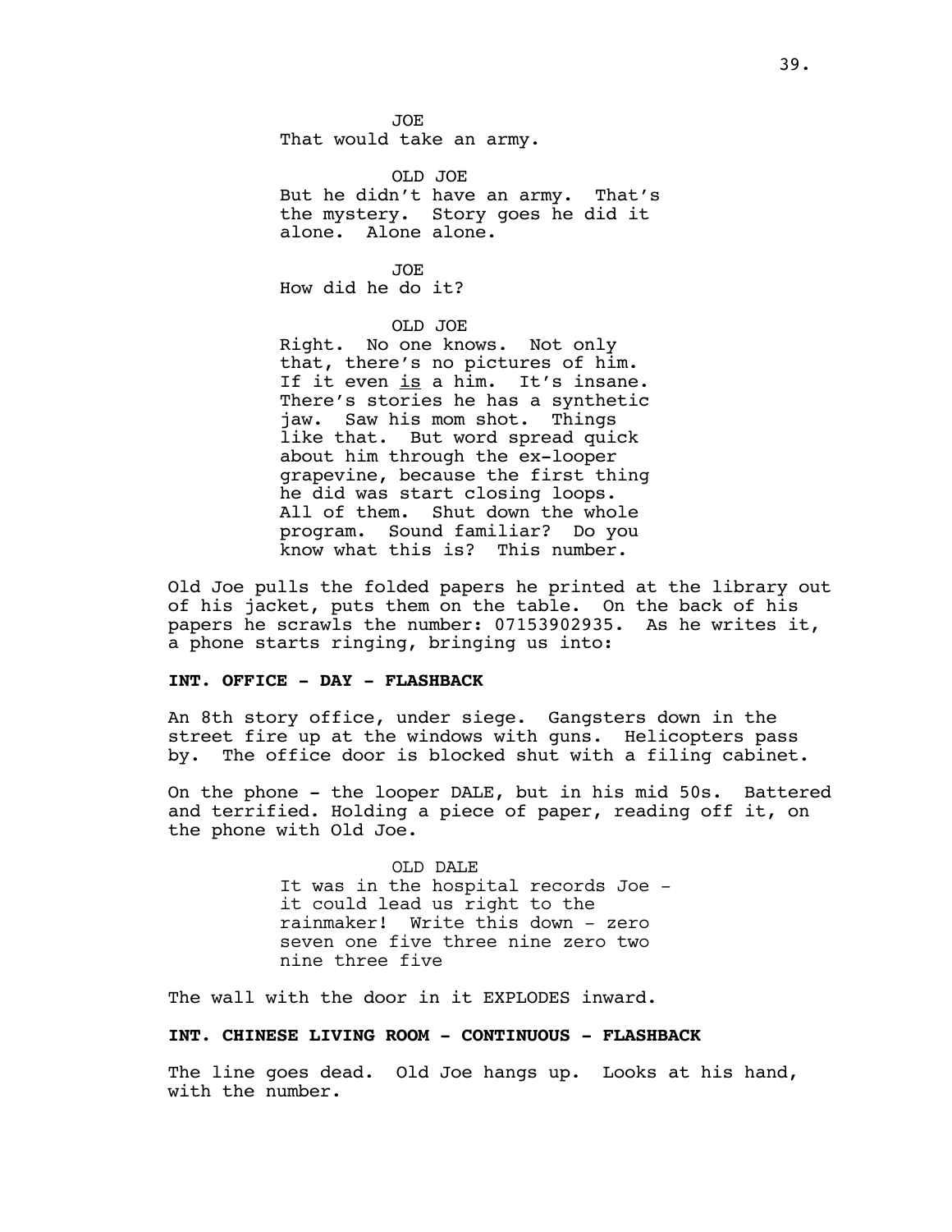JOE
That would take an army.

OLD JOE
But he didn't have an army. That's the mystery. Story goes he did it alone. Alone alone.

JOE
How did he do it?

OLD JOE
Right. No one knows. Not only that, there's no pictures of him. If it even _is_ a him. It's insane. There's stories he has a synthetic jaw. Saw his mom shot. Things like that. But word spread quick about him through the ex-looper grapevine, because the first thing he did was start closing loops. All of them. Shut down the whole program. Sound familiar? Do you know what this is? This number.

Old Joe pulls the folded papers he printed at the library out of his jacket, puts them on the table. On the back of his papers he scrawls the number: 07153902935. As he writes it, a phone starts ringing, bringing us into:

**INT. OFFICE - DAY - FLASHBACK**

An 8th story office, under siege. Gangsters down in the street fire up at the windows with guns. Helicopters pass by. The office door is blocked shut with a filing cabinet.

On the phone - the looper DALE, but in his mid 50s. Battered and terrified. Holding a piece of paper, reading off it, on the phone with Old Joe.

OLD DALE
It was in the hospital records Joe - it could lead us right to the rainmaker! Write this down - zero seven one five three nine zero two nine three five

The wall with the door in it EXPLODES inward.

**INT. CHINESE LIVING ROOM - CONTINUOUS - FLASHBACK**

The line goes dead. Old Joe hangs up. Looks at his hand, with the number.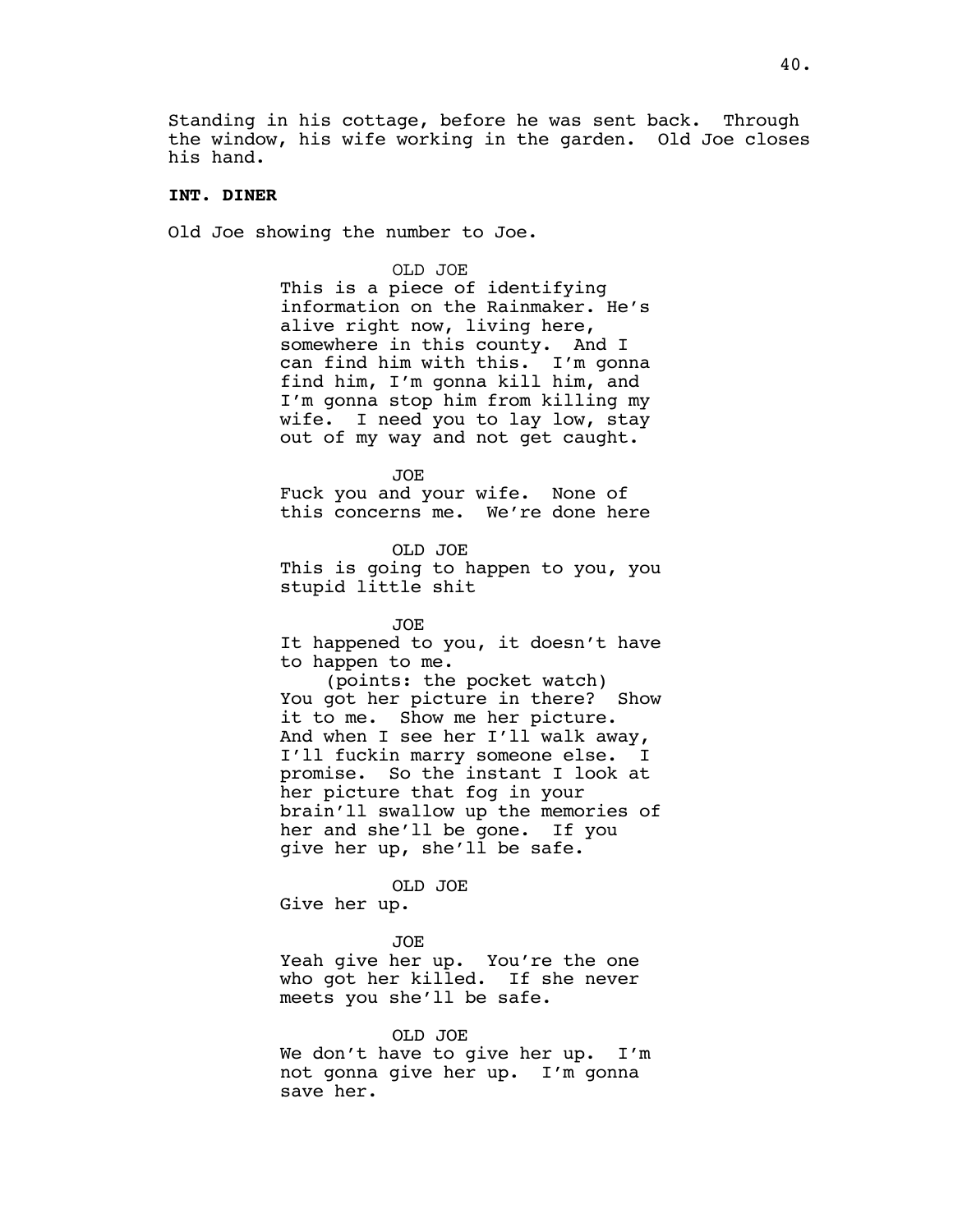Standing in his cottage, before he was sent back. Through the window, his wife working in the garden. Old Joe closes his hand.

**INT. DINER**

Old Joe showing the number to Joe.

OLD JOE
This is a piece of identifying information on the Rainmaker. He's alive right now, living here, somewhere in this county. And I can find him with this. I'm gonna find him, I'm gonna kill him, and I'm gonna stop him from killing my wife. I need you to lay low, stay out of my way and not get caught.

JOE
Fuck you and your wife. None of this concerns me. We're done here

OLD JOE
This is going to happen to you, you stupid little shit

JOE
It happened to you, it doesn't have to happen to me.
(points: the pocket watch)
You got her picture in there? Show it to me. Show me her picture. And when I see her I'll walk away, I'll fuckin marry someone else. I promise. So the instant I look at her picture that fog in your brain'll swallow up the memories of her and she'll be gone. If you give her up, she'll be safe.

OLD JOE
Give her up.

JOE
Yeah give her up. You're the one who got her killed. If she never meets you she'll be safe.

OLD JOE
We don't have to give her up. I'm not gonna give her up. I'm gonna save her.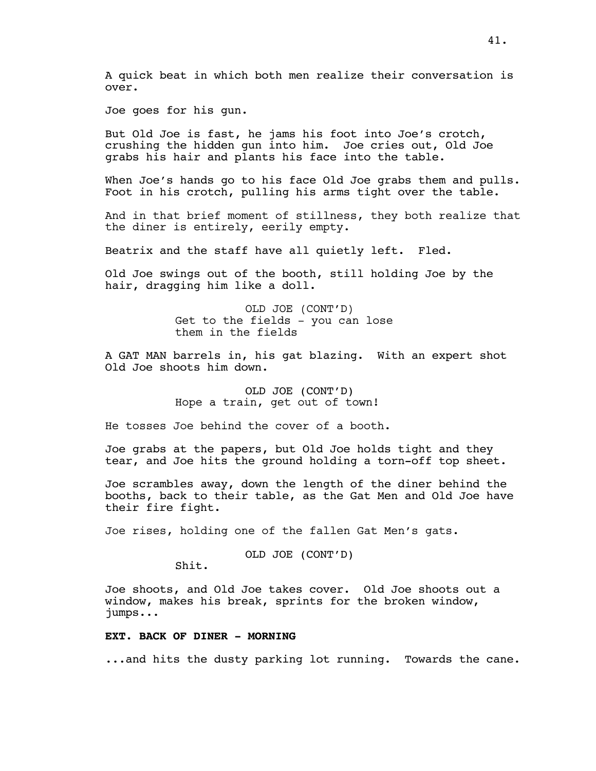A quick beat in which both men realize their conversation is over.

Joe goes for his gun.

But Old Joe is fast, he jams his foot into Joe's crotch, crushing the hidden gun into him. Joe cries out, Old Joe grabs his hair and plants his face into the table.

When Joe's hands go to his face Old Joe grabs them and pulls. Foot in his crotch, pulling his arms tight over the table.

And in that brief moment of stillness, they both realize that the diner is entirely, eerily empty.

Beatrix and the staff have all quietly left. Fled.

Old Joe swings out of the booth, still holding Joe by the hair, dragging him like a doll.

OLD JOE (CONT'D)
Get to the fields - you can lose them in the fields

A GAT MAN barrels in, his gat blazing. With an expert shot Old Joe shoots him down.

OLD JOE (CONT'D)
Hope a train, get out of town!

He tosses Joe behind the cover of a booth.

Joe grabs at the papers, but Old Joe holds tight and they tear, and Joe hits the ground holding a torn-off top sheet.

Joe scrambles away, down the length of the diner behind the booths, back to their table, as the Gat Men and Old Joe have their fire fight.

Joe rises, holding one of the fallen Gat Men's gats.

OLD JOE (CONT'D)
Shit.

Joe shoots, and Old Joe takes cover. Old Joe shoots out a window, makes his break, sprints for the broken window, jumps...

**EXT. BACK OF DINER - MORNING**

...and hits the dusty parking lot running. Towards the cane.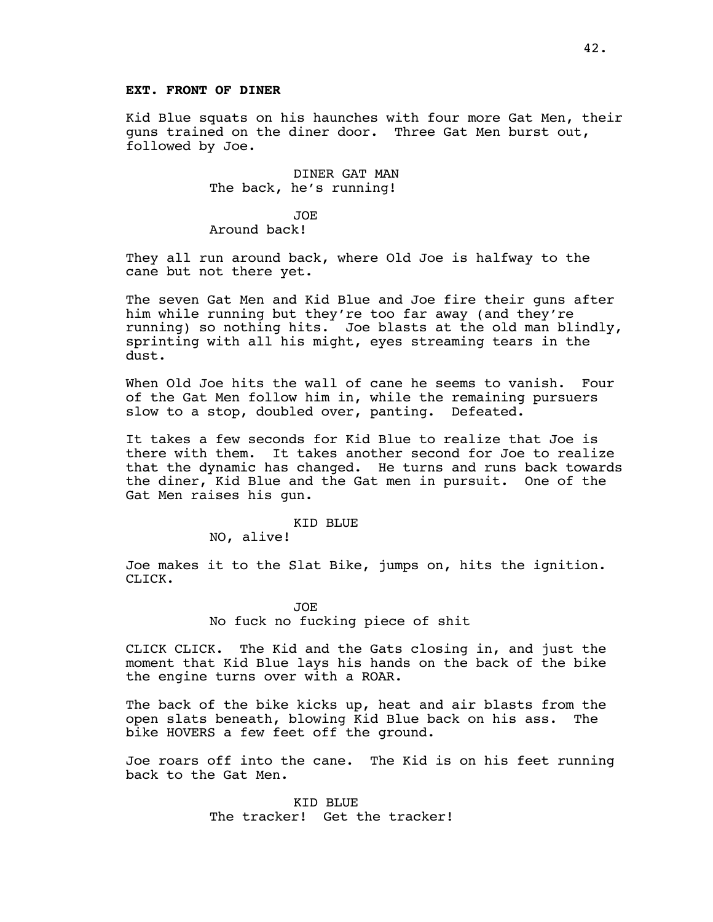**EXT. FRONT OF DINER**

Kid Blue squats on his haunches with four more Gat Men, their guns trained on the diner door. Three Gat Men burst out, followed by Joe.

DINER GAT MAN
The back, he's running!

JOE
Around back!

They all run around back, where Old Joe is halfway to the cane but not there yet.

The seven Gat Men and Kid Blue and Joe fire their guns after him while running but they're too far away (and they're running) so nothing hits. Joe blasts at the old man blindly, sprinting with all his might, eyes streaming tears in the dust.

When Old Joe hits the wall of cane he seems to vanish. Four of the Gat Men follow him in, while the remaining pursuers slow to a stop, doubled over, panting. Defeated.

It takes a few seconds for Kid Blue to realize that Joe is there with them. It takes another second for Joe to realize that the dynamic has changed. He turns and runs back towards the diner, Kid Blue and the Gat men in pursuit. One of the Gat Men raises his gun.

KID BLUE
NO, alive!

Joe makes it to the Slat Bike, jumps on, hits the ignition. CLICK.

JOE
No fuck no fucking piece of shit

CLICK CLICK. The Kid and the Gats closing in, and just the moment that Kid Blue lays his hands on the back of the bike the engine turns over with a ROAR.

The back of the bike kicks up, heat and air blasts from the open slats beneath, blowing Kid Blue back on his ass. The bike HOVERS a few feet off the ground.

Joe roars off into the cane. The Kid is on his feet running back to the Gat Men.

KID BLUE
The tracker! Get the tracker!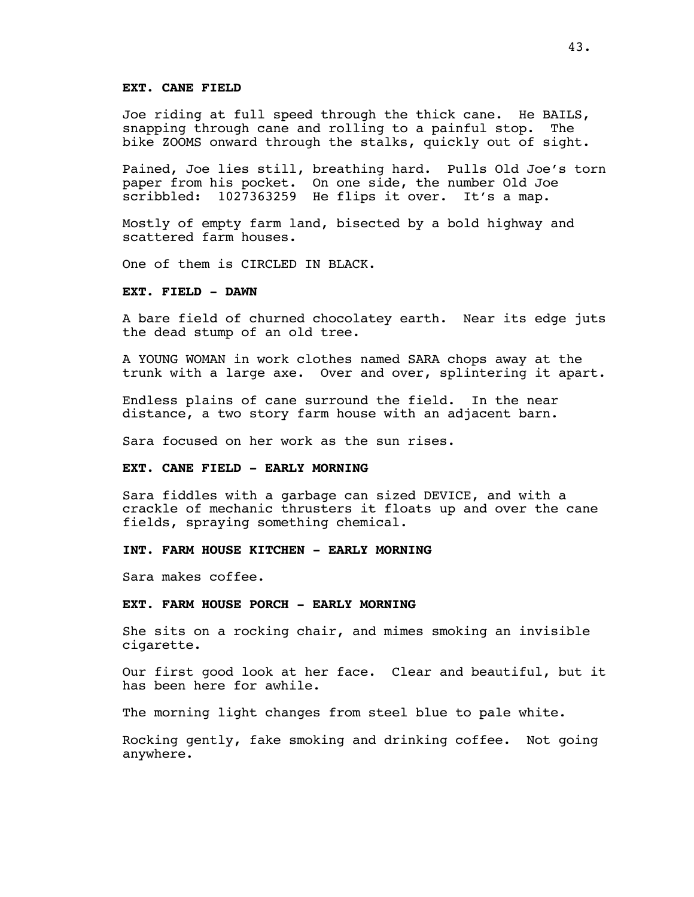**EXT. CANE FIELD**

Joe riding at full speed through the thick cane. He BAILS, snapping through cane and rolling to a painful stop. The bike ZOOMS onward through the stalks, quickly out of sight.

Pained, Joe lies still, breathing hard. Pulls Old Joe's torn paper from his pocket. On one side, the number Old Joe scribbled: 1027363259 He flips it over. It's a map.

Mostly of empty farm land, bisected by a bold highway and scattered farm houses.

One of them is CIRCLED IN BLACK.

**EXT. FIELD - DAWN**

A bare field of churned chocolatey earth. Near its edge juts the dead stump of an old tree.

A YOUNG WOMAN in work clothes named SARA chops away at the trunk with a large axe. Over and over, splintering it apart.

Endless plains of cane surround the field. In the near distance, a two story farm house with an adjacent barn.

Sara focused on her work as the sun rises.

**EXT. CANE FIELD - EARLY MORNING**

Sara fiddles with a garbage can sized DEVICE, and with a crackle of mechanic thrusters it floats up and over the cane fields, spraying something chemical.

**INT. FARM HOUSE KITCHEN - EARLY MORNING**

Sara makes coffee.

**EXT. FARM HOUSE PORCH - EARLY MORNING**

She sits on a rocking chair, and mimes smoking an invisible cigarette.

Our first good look at her face. Clear and beautiful, but it has been here for awhile.

The morning light changes from steel blue to pale white.

Rocking gently, fake smoking and drinking coffee. Not going anywhere.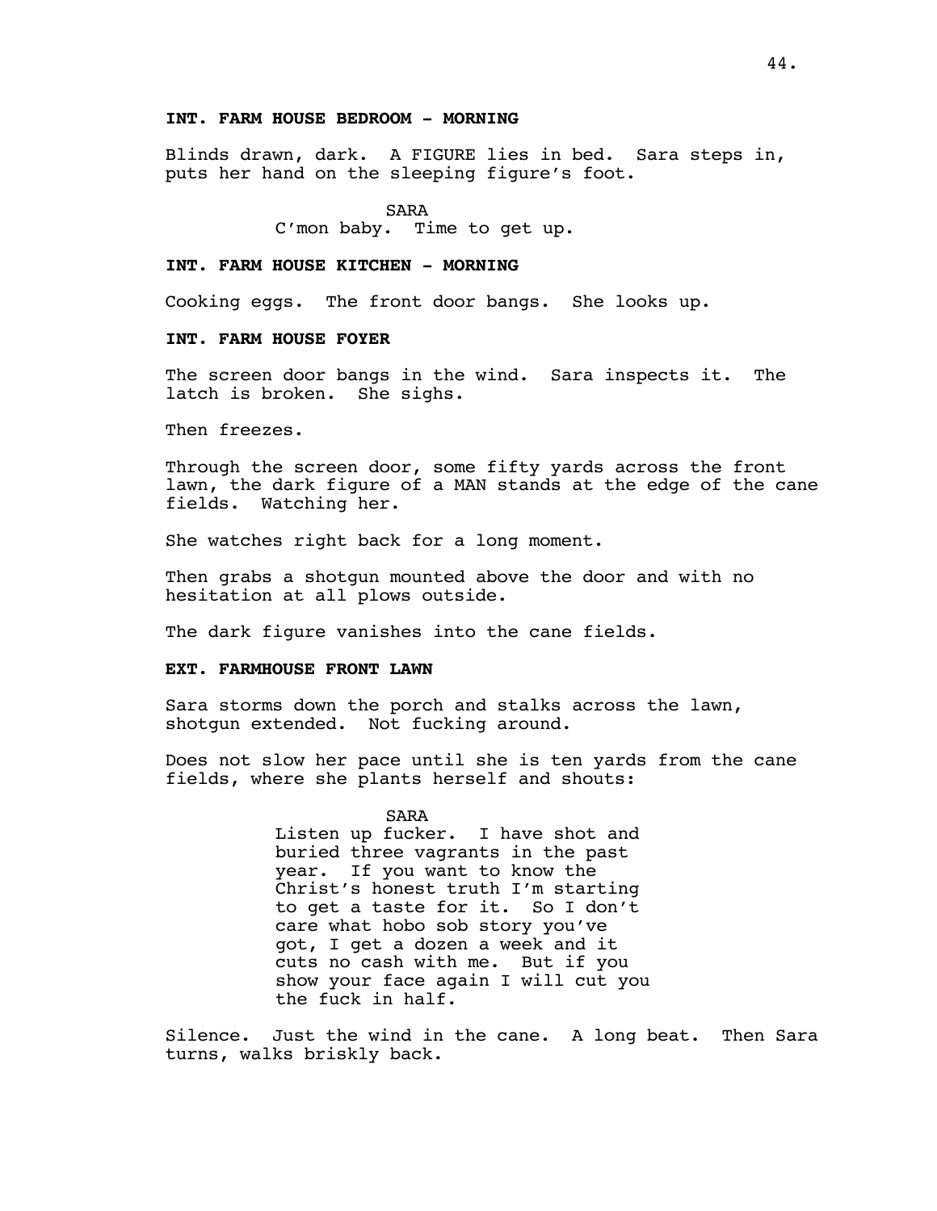**INT. FARM HOUSE BEDROOM - MORNING**

Blinds drawn, dark. A FIGURE lies in bed. Sara steps in, puts her hand on the sleeping figure's foot.

SARA
C'mon baby. Time to get up.

**INT. FARM HOUSE KITCHEN - MORNING**

Cooking eggs. The front door bangs. She looks up.

**INT. FARM HOUSE FOYER**

The screen door bangs in the wind. Sara inspects it. The latch is broken. She sighs.

Then freezes.

Through the screen door, some fifty yards across the front lawn, the dark figure of a MAN stands at the edge of the cane fields. Watching her.

She watches right back for a long moment.

Then grabs a shotgun mounted above the door and with no hesitation at all plows outside.

The dark figure vanishes into the cane fields.

**EXT. FARMHOUSE FRONT LAWN**

Sara storms down the porch and stalks across the lawn, shotgun extended. Not fucking around.

Does not slow her pace until she is ten yards from the cane fields, where she plants herself and shouts:

SARA
Listen up fucker. I have shot and buried three vagrants in the past year. If you want to know the Christ's honest truth I'm starting to get a taste for it. So I don't care what hobo sob story you've got, I get a dozen a week and it cuts no cash with me. But if you show your face again I will cut you the fuck in half.

Silence. Just the wind in the cane. A long beat. Then Sara turns, walks briskly back.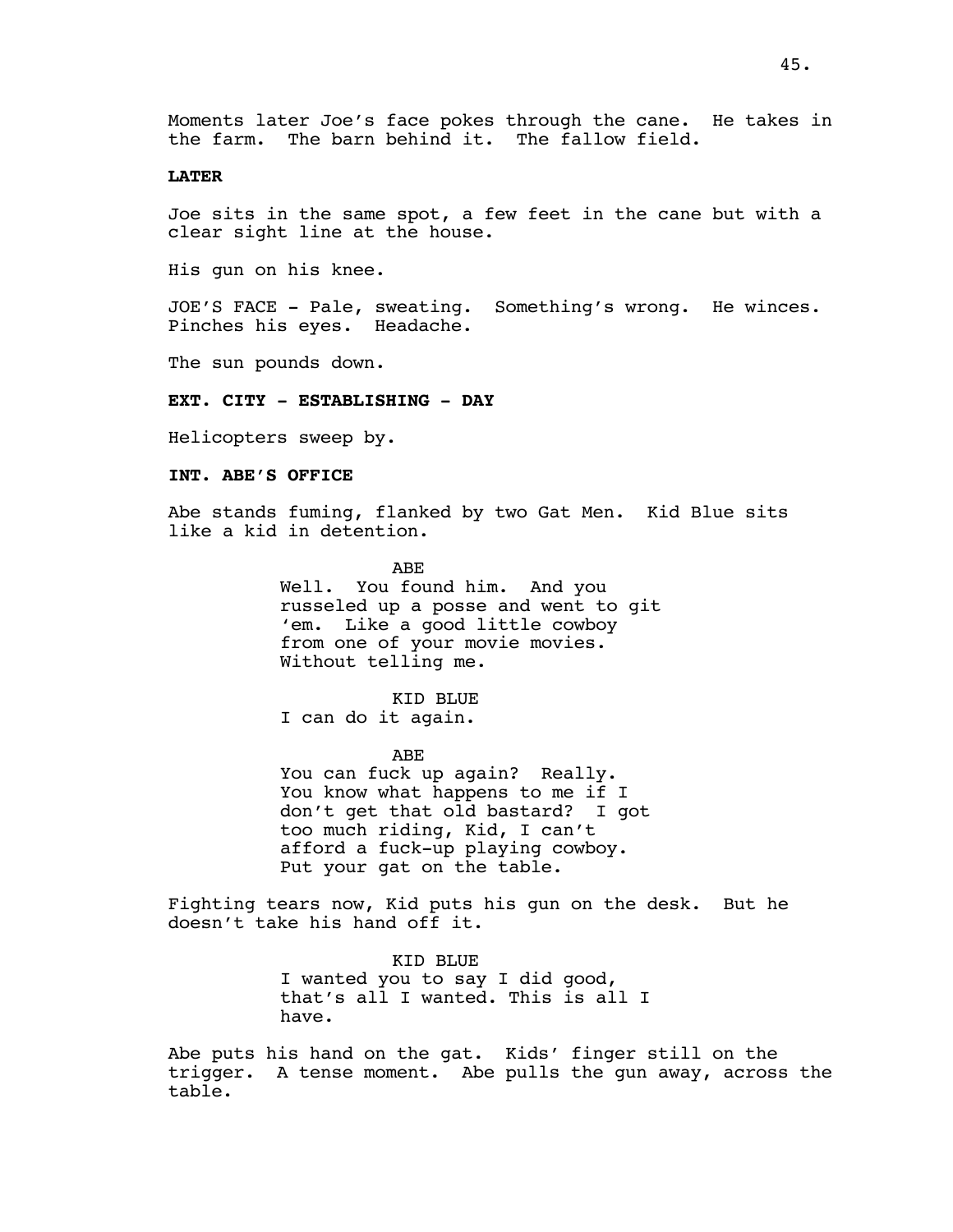Moments later Joe's face pokes through the cane. He takes in the farm. The barn behind it. The fallow field.

**LATER**

Joe sits in the same spot, a few feet in the cane but with a clear sight line at the house.

His gun on his knee.

JOE'S FACE - Pale, sweating. Something's wrong. He winces. Pinches his eyes. Headache.

The sun pounds down.

**EXT. CITY - ESTABLISHING - DAY**

Helicopters sweep by.

**INT. ABE'S OFFICE**

Abe stands fuming, flanked by two Gat Men. Kid Blue sits like a kid in detention.

ABE

Well. You found him. And you russeled up a posse and went to git 'em. Like a good little cowboy from one of your movie movies. Without telling me.

KID BLUE

I can do it again.

ABE

You can fuck up again? Really. You know what happens to me if I don't get that old bastard? I got too much riding, Kid, I can't afford a fuck-up playing cowboy. Put your gat on the table.

Fighting tears now, Kid puts his gun on the desk. But he doesn't take his hand off it.

KID BLUE

I wanted you to say I did good, that's all I wanted. This is all I have.

Abe puts his hand on the gat. Kids' finger still on the trigger. A tense moment. Abe pulls the gun away, across the table.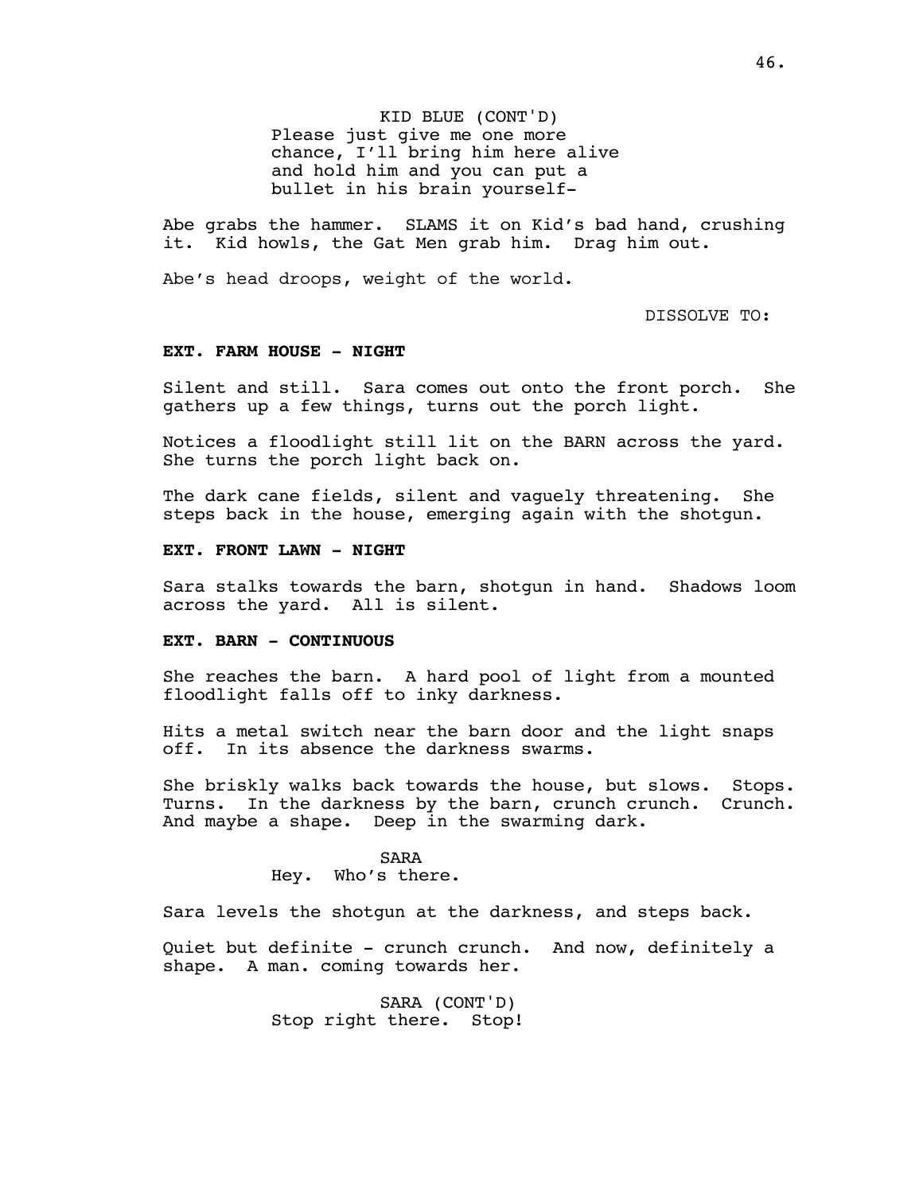KID BLUE (CONT'D)
Please just give me one more chance, I'll bring him here alive and hold him and you can put a bullet in his brain yourself-

Abe grabs the hammer. SLAMS it on Kid's bad hand, crushing it. Kid howls, the Gat Men grab him. Drag him out.

Abe's head droops, weight of the world.

DISSOLVE TO:

**EXT. FARM HOUSE - NIGHT**

Silent and still. Sara comes out onto the front porch. She gathers up a few things, turns out the porch light.

Notices a floodlight still lit on the BARN across the yard. She turns the porch light back on.

The dark cane fields, silent and vaguely threatening. She steps back in the house, emerging again with the shotgun.

**EXT. FRONT LAWN - NIGHT**

Sara stalks towards the barn, shotgun in hand. Shadows loom across the yard. All is silent.

**EXT. BARN - CONTINUOUS**

She reaches the barn. A hard pool of light from a mounted floodlight falls off to inky darkness.

Hits a metal switch near the barn door and the light snaps off. In its absence the darkness swarms.

She briskly walks back towards the house, but slows. Stops. Turns. In the darkness by the barn, crunch crunch. Crunch. And maybe a shape. Deep in the swarming dark.

SARA
Hey. Who's there.

Sara levels the shotgun at the darkness, and steps back.

Quiet but definite - crunch crunch. And now, definitely a shape. A man. coming towards her.

SARA (CONT'D)
Stop right there. Stop!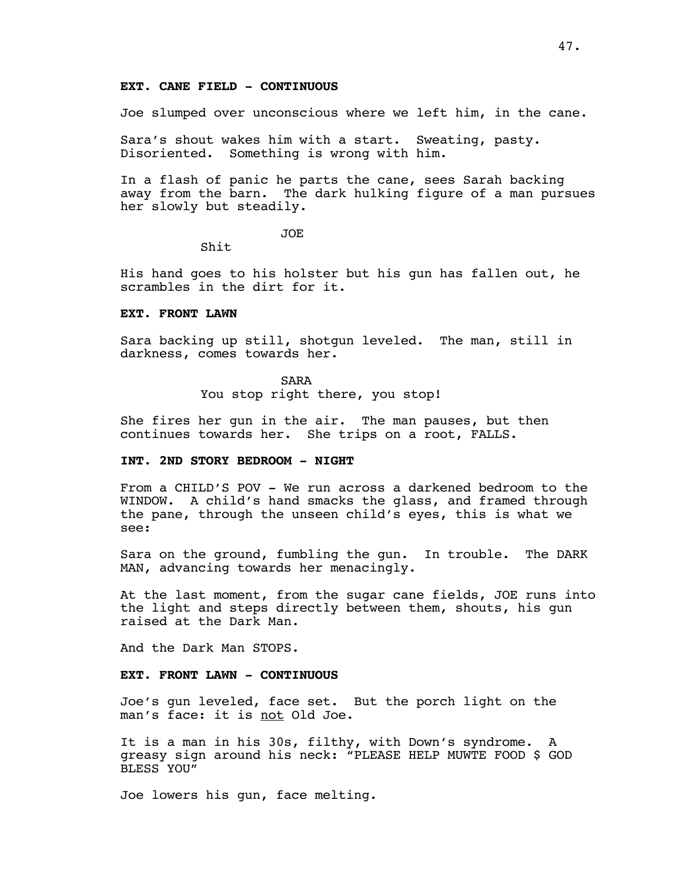**EXT. CANE FIELD - CONTINUOUS**

Joe slumped over unconscious where we left him, in the cane.

Sara's shout wakes him with a start. Sweating, pasty. Disoriented. Something is wrong with him.

In a flash of panic he parts the cane, sees Sarah backing away from the barn. The dark hulking figure of a man pursues her slowly but steadily.

JOE

Shit

His hand goes to his holster but his gun has fallen out, he scrambles in the dirt for it.

**EXT. FRONT LAWN**

Sara backing up still, shotgun leveled. The man, still in darkness, comes towards her.

SARA

You stop right there, you stop!

She fires her gun in the air. The man pauses, but then continues towards her. She trips on a root, FALLS.

**INT. 2ND STORY BEDROOM - NIGHT**

From a CHILD'S POV - We run across a darkened bedroom to the WINDOW. A child's hand smacks the glass, and framed through the pane, through the unseen child's eyes, this is what we see:

Sara on the ground, fumbling the gun. In trouble. The DARK MAN, advancing towards her menacingly.

At the last moment, from the sugar cane fields, JOE runs into the light and steps directly between them, shouts, his gun raised at the Dark Man.

And the Dark Man STOPS.

**EXT. FRONT LAWN - CONTINUOUS**

Joe's gun leveled, face set. But the porch light on the man's face: it is <u>not</u> Old Joe.

It is a man in his 30s, filthy, with Down's syndrome. A greasy sign around his neck: "PLEASE HELP MUWTE FOOD $ GOD BLESS YOU"

Joe lowers his gun, face melting.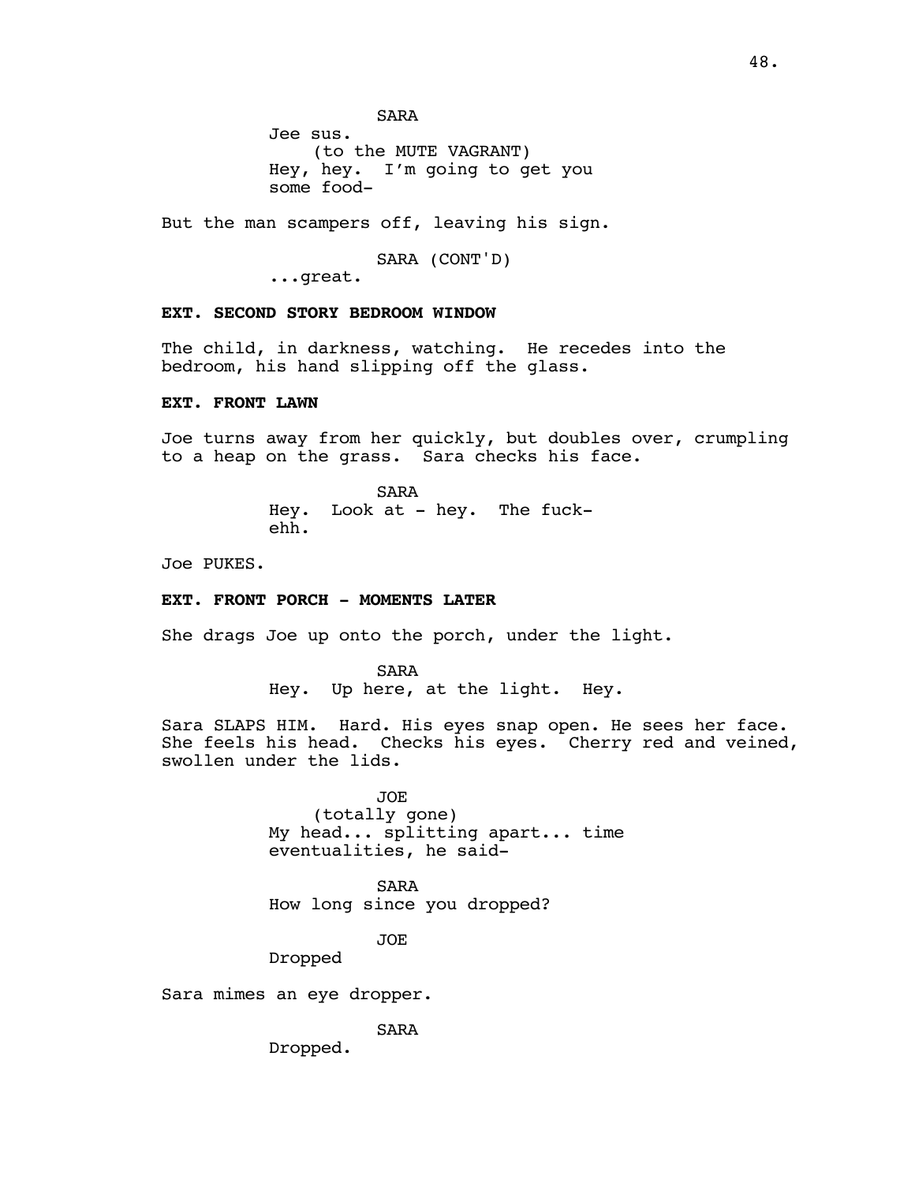SARA

Jee sus.

(to the MUTE VAGRANT)

Hey, hey. I'm going to get you some food-

But the man scampers off, leaving his sign.

SARA (CONT'D)

...great.

**EXT. SECOND STORY BEDROOM WINDOW**

The child, in darkness, watching. He recedes into the bedroom, his hand slipping off the glass.

**EXT. FRONT LAWN**

Joe turns away from her quickly, but doubles over, crumpling to a heap on the grass. Sara checks his face.

SARA

Hey. Look at - hey. The fuck-ehh.

Joe PUKES.

**EXT. FRONT PORCH - MOMENTS LATER**

She drags Joe up onto the porch, under the light.

SARA

Hey. Up here, at the light. Hey.

Sara SLAPS HIM. Hard. His eyes snap open. He sees her face. She feels his head. Checks his eyes. Cherry red and veined, swollen under the lids.

JOE

(totally gone)

My head... splitting apart... time eventualities, he said-

SARA

How long since you dropped?

JOE

Dropped

Sara mimes an eye dropper.

SARA

Dropped.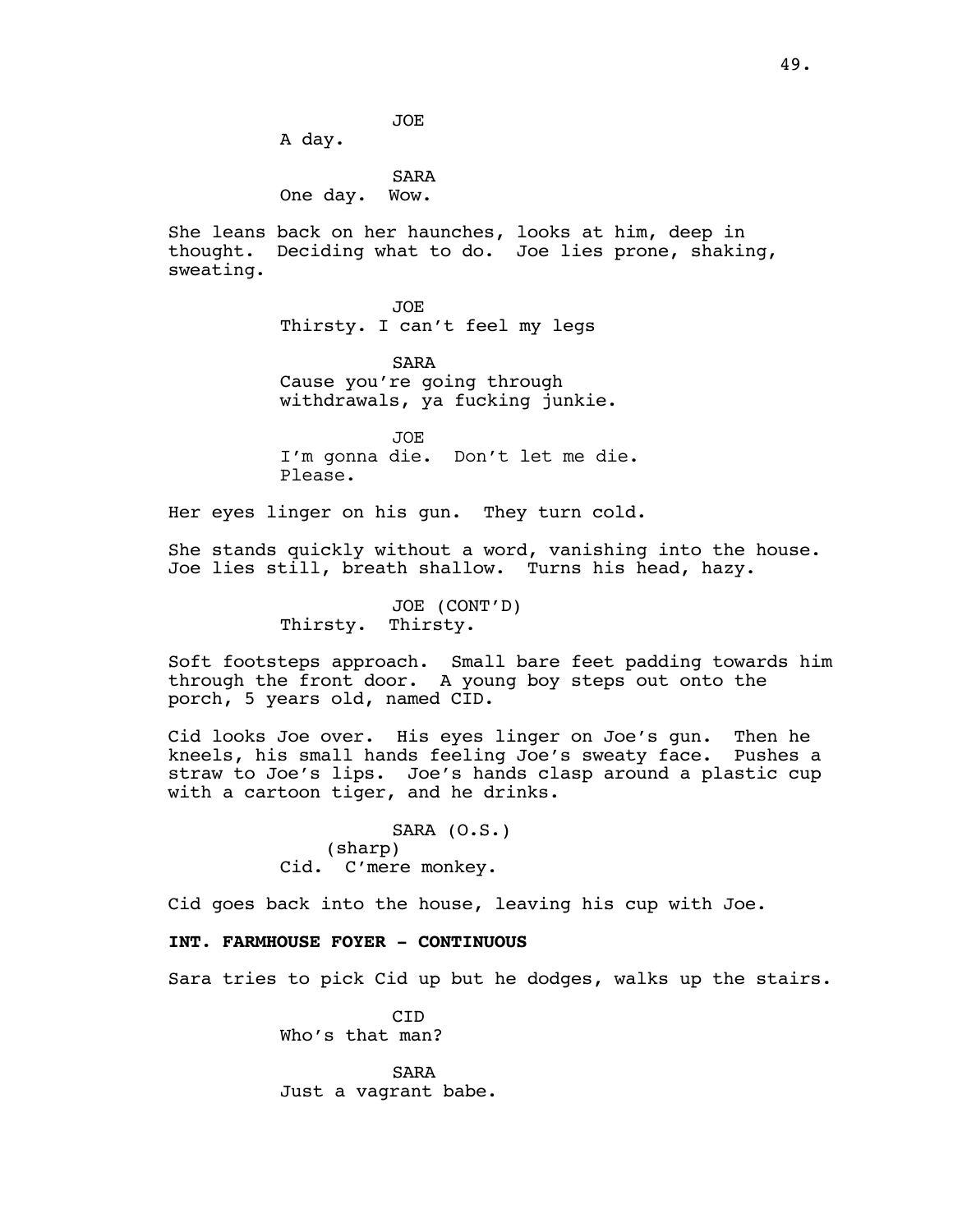JOE
A day.

SARA
One day.  Wow.

She leans back on her haunches, looks at him, deep in thought.  Deciding what to do.  Joe lies prone, shaking, sweating.

JOE
Thirsty. I can't feel my legs

SARA
Cause you're going through withdrawals, ya fucking junkie.

JOE
I'm gonna die.  Don't let me die. Please.

Her eyes linger on his gun.  They turn cold.

She stands quickly without a word, vanishing into the house. Joe lies still, breath shallow.  Turns his head, hazy.

JOE (CONT'D)
Thirsty.  Thirsty.

Soft footsteps approach.  Small bare feet padding towards him through the front door.  A young boy steps out onto the porch, 5 years old, named CID.

Cid looks Joe over.  His eyes linger on Joe's gun.  Then he kneels, his small hands feeling Joe's sweaty face.  Pushes a straw to Joe's lips.  Joe's hands clasp around a plastic cup with a cartoon tiger, and he drinks.

SARA (O.S.)
(sharp)
Cid.  C'mere monkey.

Cid goes back into the house, leaving his cup with Joe.

**INT. FARMHOUSE FOYER - CONTINUOUS**

Sara tries to pick Cid up but he dodges, walks up the stairs.

CID
Who's that man?

SARA
Just a vagrant babe.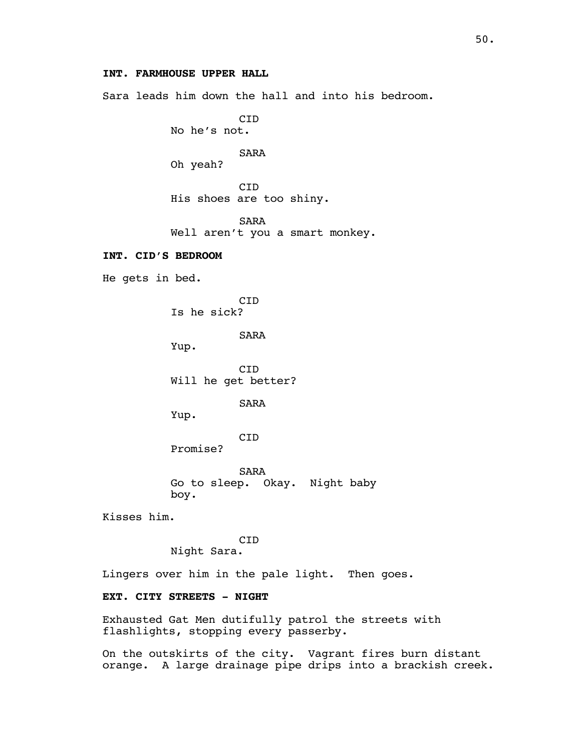**INT. FARMHOUSE UPPER HALL**

Sara leads him down the hall and into his bedroom.

CID
No he's not.

SARA
Oh yeah?

CID
His shoes are too shiny.

SARA
Well aren't you a smart monkey.

**INT. CID'S BEDROOM**

He gets in bed.

CID
Is he sick?

SARA
Yup.

CID
Will he get better?

SARA
Yup.

CID
Promise?

SARA
Go to sleep. Okay. Night baby boy.

Kisses him.

CID
Night Sara.

Lingers over him in the pale light. Then goes.

**EXT. CITY STREETS - NIGHT**

Exhausted Gat Men dutifully patrol the streets with flashlights, stopping every passerby.

On the outskirts of the city. Vagrant fires burn distant orange. A large drainage pipe drips into a brackish creek.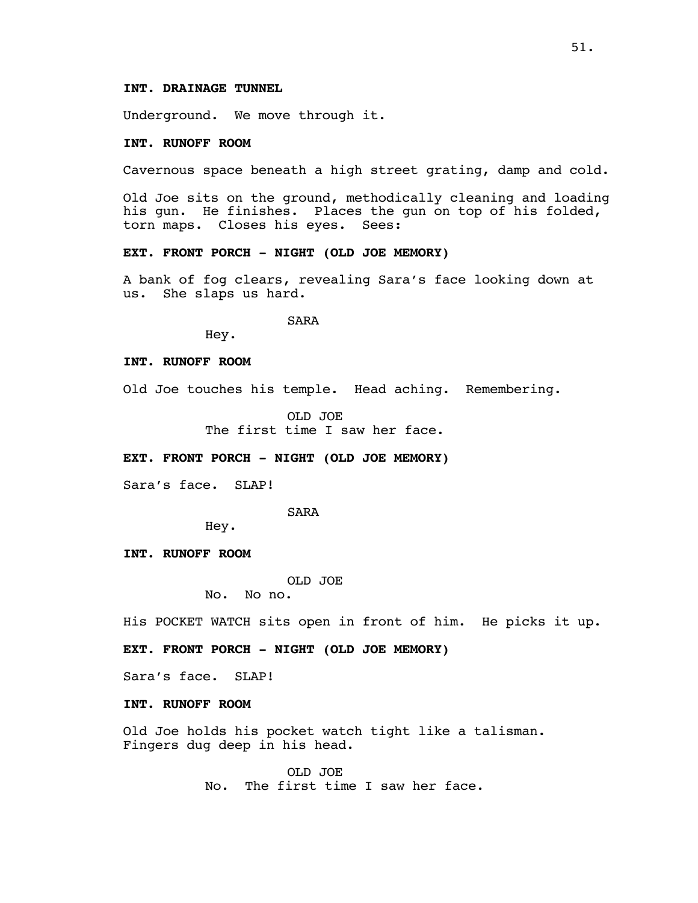**INT. DRAINAGE TUNNEL**

Underground. We move through it.

**INT. RUNOFF ROOM**

Cavernous space beneath a high street grating, damp and cold.

Old Joe sits on the ground, methodically cleaning and loading his gun. He finishes. Places the gun on top of his folded, torn maps. Closes his eyes. Sees:

**EXT. FRONT PORCH - NIGHT (OLD JOE MEMORY)**

A bank of fog clears, revealing Sara's face looking down at us. She slaps us hard.

SARA

Hey.

**INT. RUNOFF ROOM**

Old Joe touches his temple. Head aching. Remembering.

OLD JOE

The first time I saw her face.

**EXT. FRONT PORCH - NIGHT (OLD JOE MEMORY)**

Sara's face. SLAP!

SARA

Hey.

**INT. RUNOFF ROOM**

OLD JOE

No. No no.

His POCKET WATCH sits open in front of him. He picks it up.

**EXT. FRONT PORCH - NIGHT (OLD JOE MEMORY)**

Sara's face. SLAP!

**INT. RUNOFF ROOM**

Old Joe holds his pocket watch tight like a talisman. Fingers dug deep in his head.

OLD JOE

No. The first time I saw her face.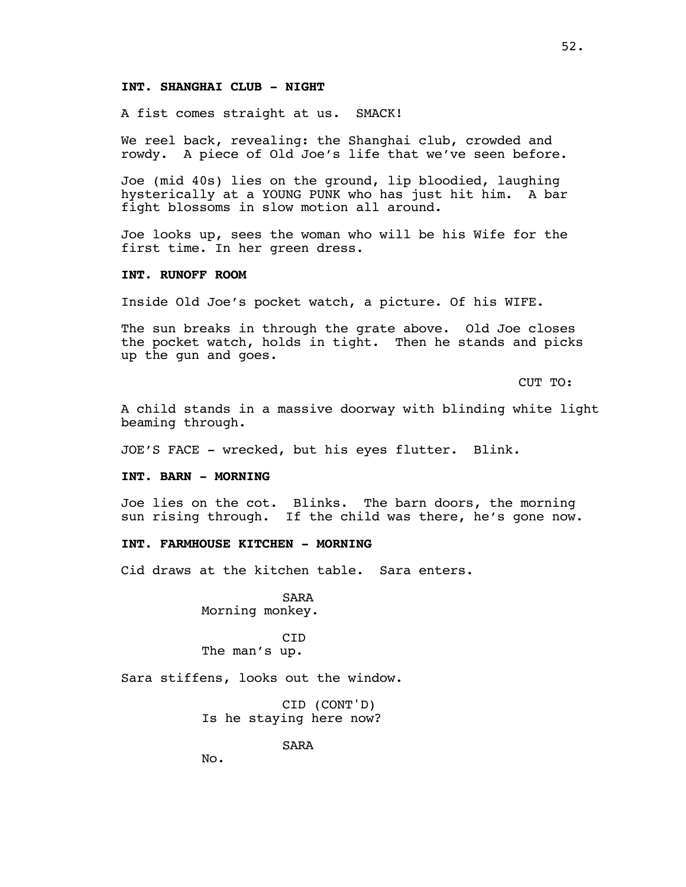**INT. SHANGHAI CLUB - NIGHT**

A fist comes straight at us. SMACK!

We reel back, revealing: the Shanghai club, crowded and rowdy. A piece of Old Joe's life that we've seen before.

Joe (mid 40s) lies on the ground, lip bloodied, laughing hysterically at a YOUNG PUNK who has just hit him. A bar fight blossoms in slow motion all around.

Joe looks up, sees the woman who will be his Wife for the first time. In her green dress.

**INT. RUNOFF ROOM**

Inside Old Joe's pocket watch, a picture. Of his WIFE.

The sun breaks in through the grate above. Old Joe closes the pocket watch, holds in tight. Then he stands and picks up the gun and goes.

CUT TO:

A child stands in a massive doorway with blinding white light beaming through.

JOE'S FACE - wrecked, but his eyes flutter. Blink.

**INT. BARN - MORNING**

Joe lies on the cot. Blinks. The barn doors, the morning sun rising through. If the child was there, he's gone now.

**INT. FARMHOUSE KITCHEN - MORNING**

Cid draws at the kitchen table. Sara enters.

SARA
Morning monkey.

CID
The man's up.

Sara stiffens, looks out the window.

CID (CONT'D)
Is he staying here now?

SARA
No.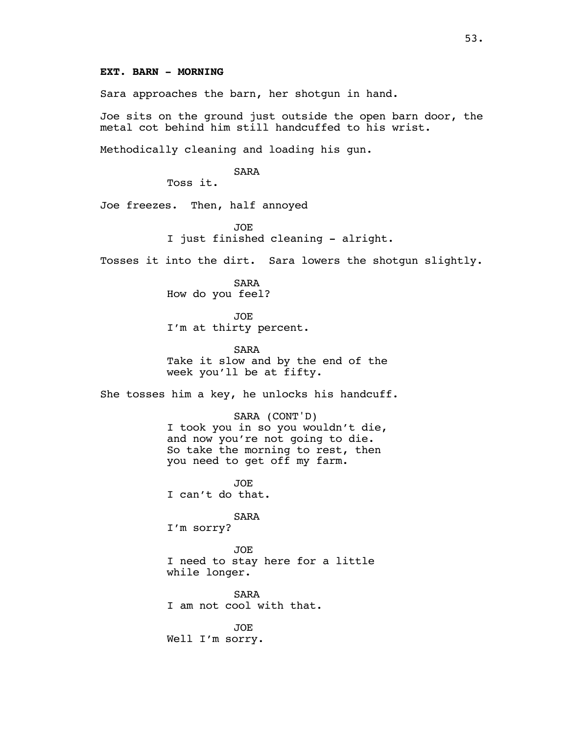**EXT. BARN - MORNING**

Sara approaches the barn, her shotgun in hand.

Joe sits on the ground just outside the open barn door, the metal cot behind him still handcuffed to his wrist.

Methodically cleaning and loading his gun.

SARA
Toss it.

Joe freezes. Then, half annoyed

JOE
I just finished cleaning - alright.

Tosses it into the dirt. Sara lowers the shotgun slightly.

SARA
How do you feel?

JOE
I'm at thirty percent.

SARA
Take it slow and by the end of the week you'll be at fifty.

She tosses him a key, he unlocks his handcuff.

SARA (CONT'D)
I took you in so you wouldn't die, and now you're not going to die. So take the morning to rest, then you need to get off my farm.

JOE
I can't do that.

SARA
I'm sorry?

JOE
I need to stay here for a little while longer.

SARA
I am not cool with that.

JOE
Well I'm sorry.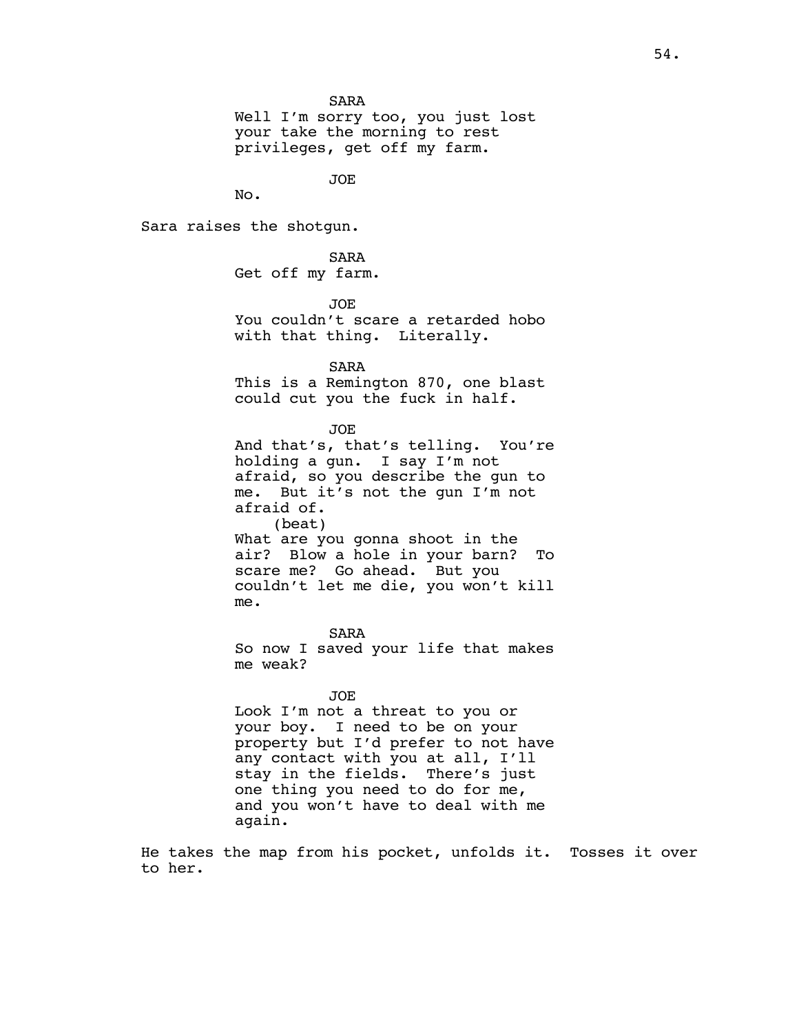SARA
Well I'm sorry too, you just lost your take the morning to rest privileges, get off my farm.

JOE
No.

Sara raises the shotgun.

SARA
Get off my farm.

JOE
You couldn't scare a retarded hobo with that thing. Literally.

SARA
This is a Remington 870, one blast could cut you the fuck in half.

JOE
And that's, that's telling. You're holding a gun. I say I'm not afraid, so you describe the gun to me. But it's not the gun I'm not afraid of.
(beat)
What are you gonna shoot in the air? Blow a hole in your barn? To scare me? Go ahead. But you couldn't let me die, you won't kill me.

SARA
So now I saved your life that makes me weak?

JOE
Look I'm not a threat to you or your boy. I need to be on your property but I'd prefer to not have any contact with you at all, I'll stay in the fields. There's just one thing you need to do for me, and you won't have to deal with me again.

He takes the map from his pocket, unfolds it. Tosses it over to her.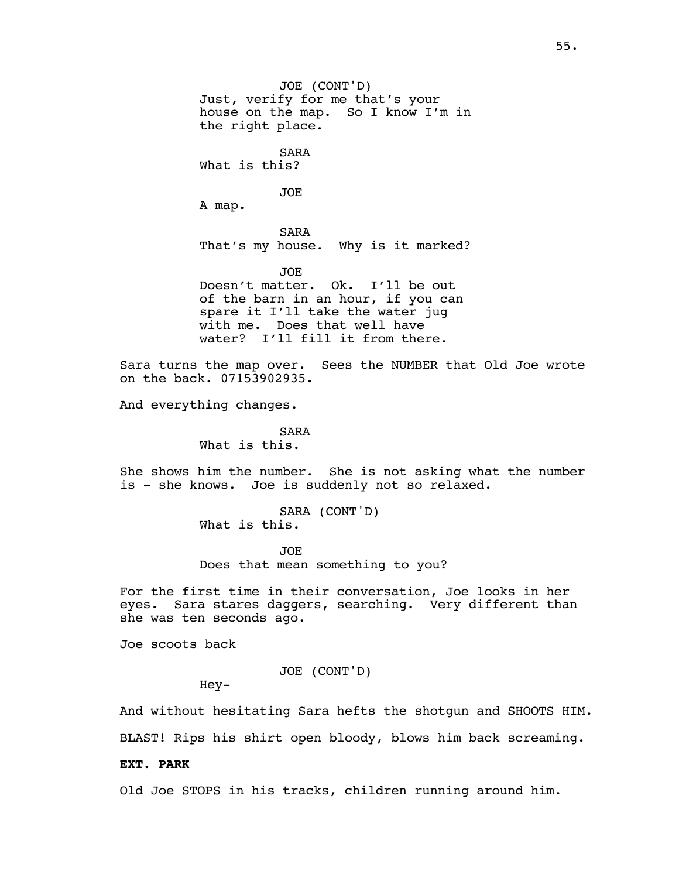JOE (CONT'D)
Just, verify for me that's your house on the map. So I know I'm in the right place.

SARA
What is this?

JOE
A map.

SARA
That's my house. Why is it marked?

JOE
Doesn't matter. Ok. I'll be out of the barn in an hour, if you can spare it I'll take the water jug with me. Does that well have water? I'll fill it from there.

Sara turns the map over. Sees the NUMBER that Old Joe wrote on the back. 07153902935.

And everything changes.

SARA
What is this.

She shows him the number. She is not asking what the number is - she knows. Joe is suddenly not so relaxed.

SARA (CONT'D)
What is this.

JOE
Does that mean something to you?

For the first time in their conversation, Joe looks in her eyes. Sara stares daggers, searching. Very different than she was ten seconds ago.

Joe scoots back

JOE (CONT'D)
Hey-

And without hesitating Sara hefts the shotgun and SHOOTS HIM.

BLAST! Rips his shirt open bloody, blows him back screaming.

**EXT. PARK**

Old Joe STOPS in his tracks, children running around him.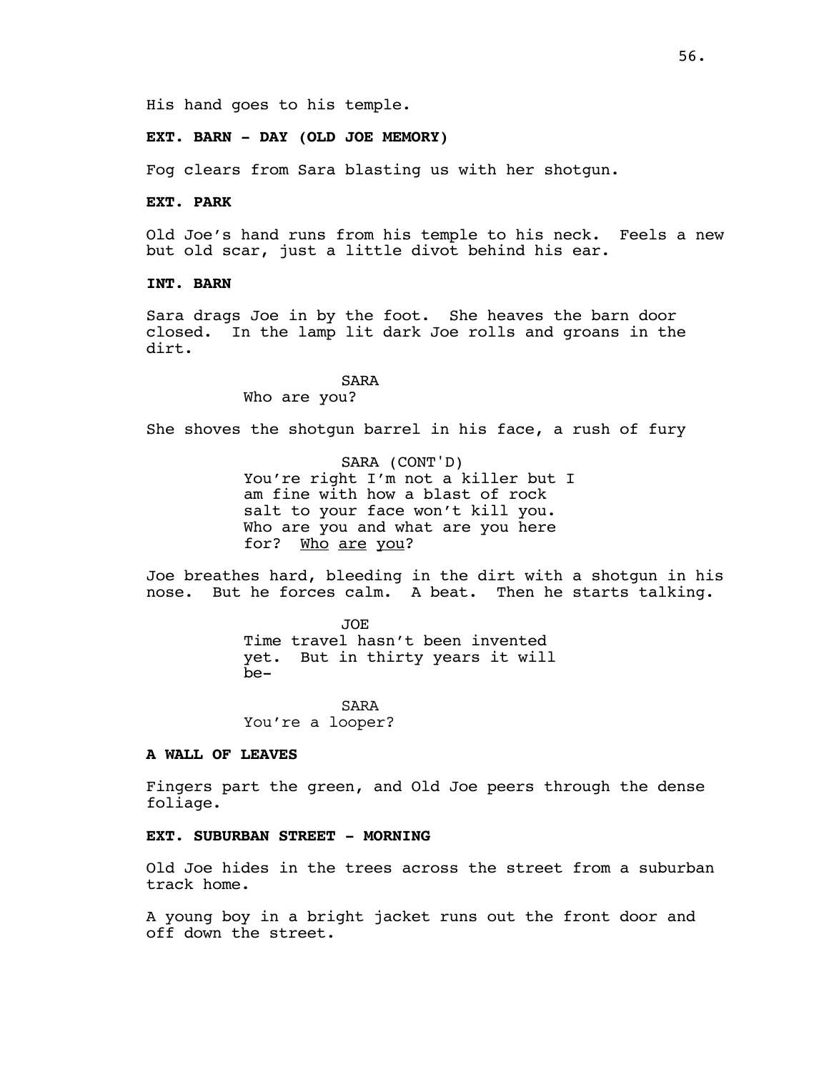His hand goes to his temple.

**EXT. BARN - DAY (OLD JOE MEMORY)**

Fog clears from Sara blasting us with her shotgun.

**EXT. PARK**

Old Joe's hand runs from his temple to his neck. Feels a new but old scar, just a little divot behind his ear.

**INT. BARN**

Sara drags Joe in by the foot. She heaves the barn door closed. In the lamp lit dark Joe rolls and groans in the dirt.

SARA
Who are you?

She shoves the shotgun barrel in his face, a rush of fury

SARA (CONT'D)
You're right I'm not a killer but I am fine with how a blast of rock salt to your face won't kill you. Who are you and what are you here for? <u>Who</u> <u>are</u> <u>you</u>?

Joe breathes hard, bleeding in the dirt with a shotgun in his nose. But he forces calm. A beat. Then he starts talking.

JOE
Time travel hasn't been invented yet. But in thirty years it will be-

SARA
You're a looper?

**A WALL OF LEAVES**

Fingers part the green, and Old Joe peers through the dense foliage.

**EXT. SUBURBAN STREET - MORNING**

Old Joe hides in the trees across the street from a suburban track home.

A young boy in a bright jacket runs out the front door and off down the street.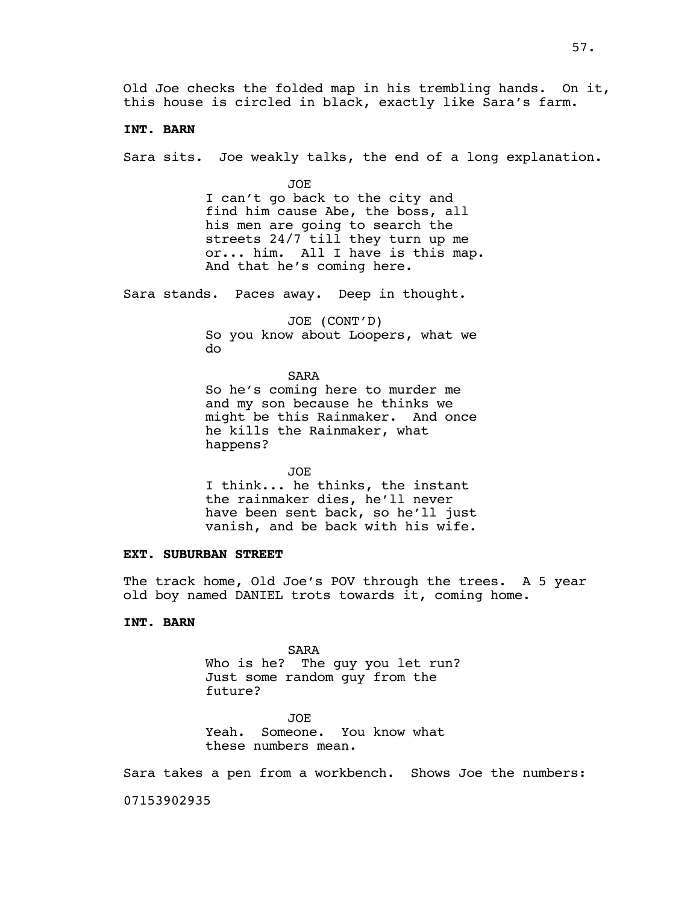Old Joe checks the folded map in his trembling hands. On it, this house is circled in black, exactly like Sara's farm.

**INT. BARN**

Sara sits. Joe weakly talks, the end of a long explanation.

JOE
I can't go back to the city and find him cause Abe, the boss, all his men are going to search the streets 24/7 till they turn up me or... him. All I have is this map. And that he's coming here.

Sara stands. Paces away. Deep in thought.

JOE (CONT'D)
So you know about Loopers, what we do

SARA
So he's coming here to murder me and my son because he thinks we might be this Rainmaker. And once he kills the Rainmaker, what happens?

JOE
I think... he thinks, the instant the rainmaker dies, he'll never have been sent back, so he'll just vanish, and be back with his wife.

**EXT. SUBURBAN STREET**

The track home, Old Joe's POV through the trees. A 5 year old boy named DANIEL trots towards it, coming home.

**INT. BARN**

SARA
Who is he? The guy you let run? Just some random guy from the future?

JOE
Yeah. Someone. You know what these numbers mean.

Sara takes a pen from a workbench. Shows Joe the numbers:

07153902935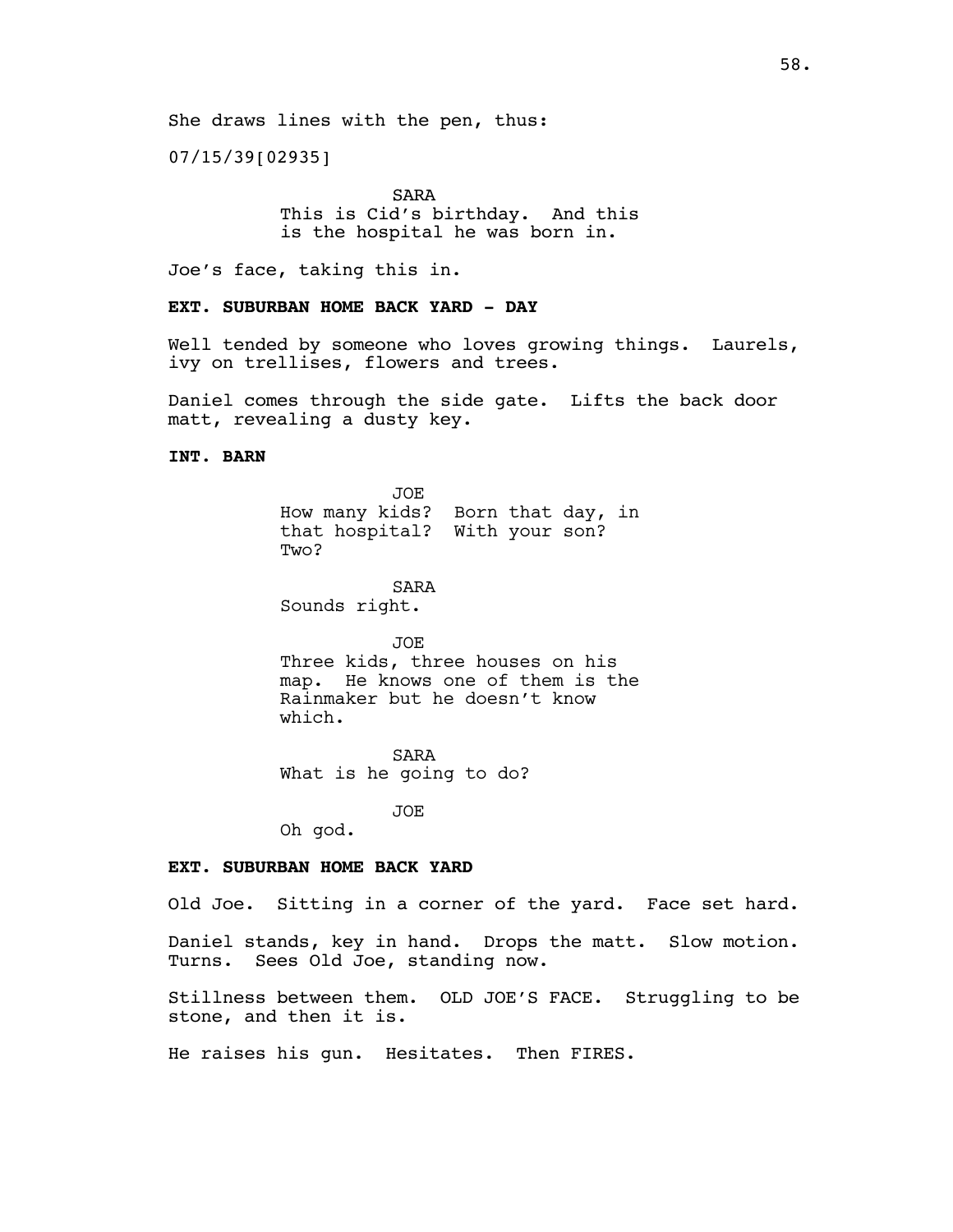She draws lines with the pen, thus:

07/15/39[02935]

SARA
This is Cid's birthday. And this is the hospital he was born in.

Joe's face, taking this in.

**EXT. SUBURBAN HOME BACK YARD - DAY**

Well tended by someone who loves growing things. Laurels, ivy on trellises, flowers and trees.

Daniel comes through the side gate. Lifts the back door matt, revealing a dusty key.

**INT. BARN**

JOE
How many kids? Born that day, in that hospital? With your son? Two?

SARA
Sounds right.

JOE
Three kids, three houses on his map. He knows one of them is the Rainmaker but he doesn't know which.

SARA
What is he going to do?

JOE
Oh god.

**EXT. SUBURBAN HOME BACK YARD**

Old Joe. Sitting in a corner of the yard. Face set hard.

Daniel stands, key in hand. Drops the matt. Slow motion. Turns. Sees Old Joe, standing now.

Stillness between them. OLD JOE'S FACE. Struggling to be stone, and then it is.

He raises his gun. Hesitates. Then FIRES.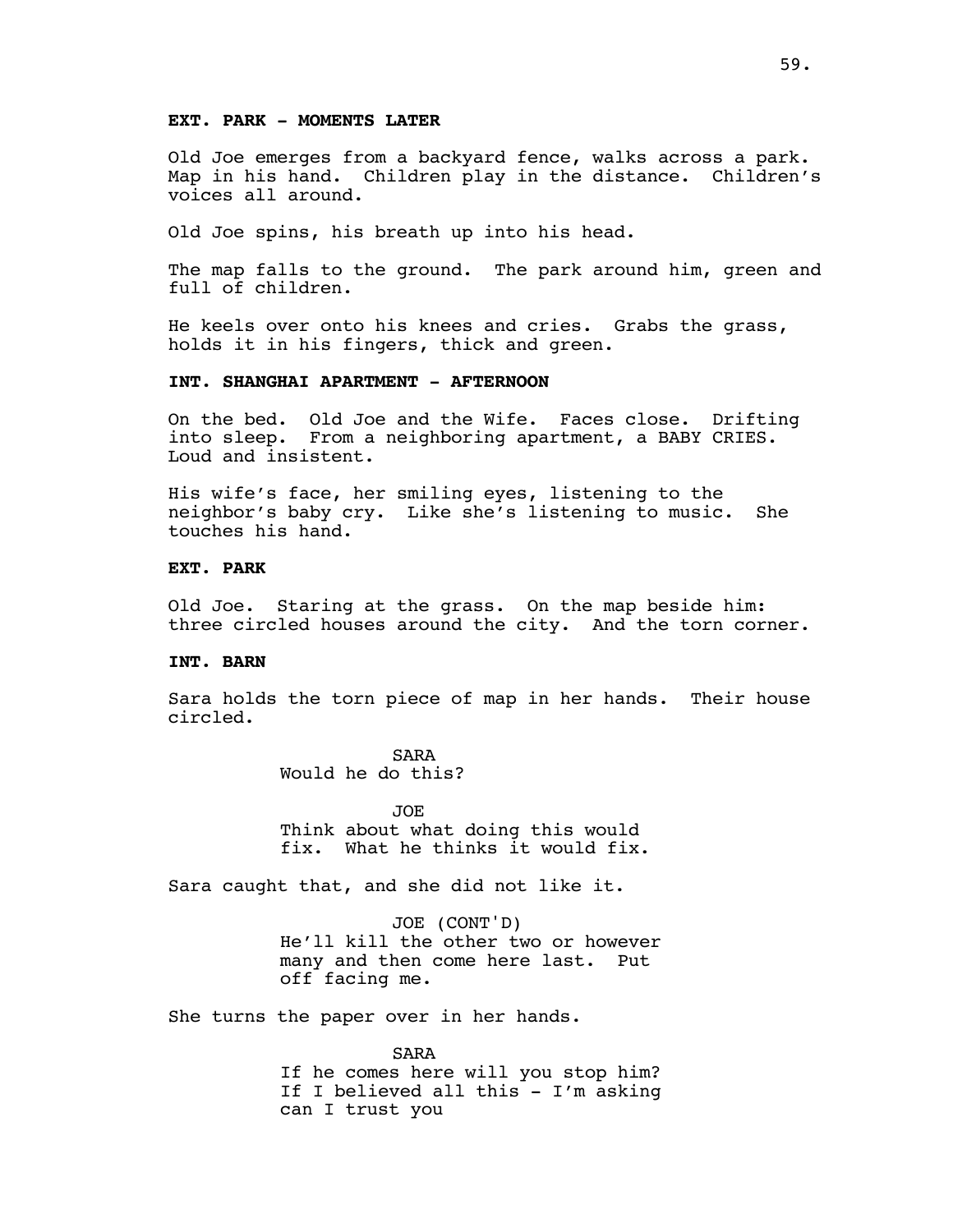**EXT. PARK - MOMENTS LATER**

Old Joe emerges from a backyard fence, walks across a park. Map in his hand. Children play in the distance. Children's voices all around.

Old Joe spins, his breath up into his head.

The map falls to the ground. The park around him, green and full of children.

He keels over onto his knees and cries. Grabs the grass, holds it in his fingers, thick and green.

**INT. SHANGHAI APARTMENT - AFTERNOON**

On the bed. Old Joe and the Wife. Faces close. Drifting into sleep. From a neighboring apartment, a BABY CRIES. Loud and insistent.

His wife's face, her smiling eyes, listening to the neighbor's baby cry. Like she's listening to music. She touches his hand.

**EXT. PARK**

Old Joe. Staring at the grass. On the map beside him: three circled houses around the city. And the torn corner.

**INT. BARN**

Sara holds the torn piece of map in her hands. Their house circled.

SARA
Would he do this?

JOE
Think about what doing this would fix. What he thinks it would fix.

Sara caught that, and she did not like it.

JOE (CONT'D)
He'll kill the other two or however many and then come here last. Put off facing me.

She turns the paper over in her hands.

SARA
If he comes here will you stop him? If I believed all this - I'm asking can I trust you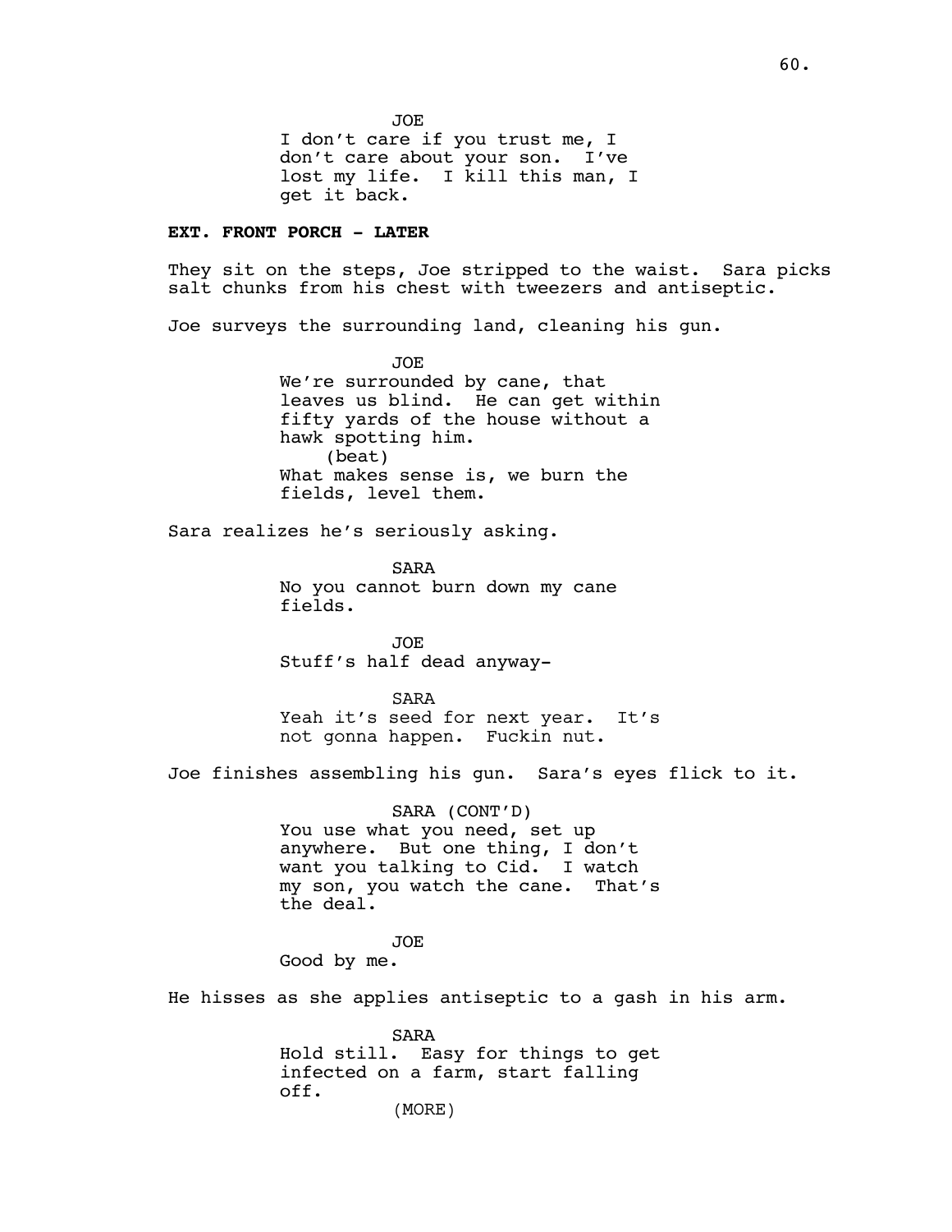JOE

I don't care if you trust me, I don't care about your son. I've lost my life. I kill this man, I get it back.

**EXT. FRONT PORCH - LATER**

They sit on the steps, Joe stripped to the waist. Sara picks salt chunks from his chest with tweezers and antiseptic.

Joe surveys the surrounding land, cleaning his gun.

JOE

We're surrounded by cane, that leaves us blind. He can get within fifty yards of the house without a hawk spotting him.

(beat)

What makes sense is, we burn the fields, level them.

Sara realizes he's seriously asking.

SARA

No you cannot burn down my cane fields.

JOE

Stuff's half dead anyway-

SARA

Yeah it's seed for next year. It's not gonna happen. Fuckin nut.

Joe finishes assembling his gun. Sara's eyes flick to it.

SARA (CONT'D)

You use what you need, set up anywhere. But one thing, I don't want you talking to Cid. I watch my son, you watch the cane. That's the deal.

JOE

Good by me.

He hisses as she applies antiseptic to a gash in his arm.

SARA

Hold still. Easy for things to get infected on a farm, start falling off.

(MORE)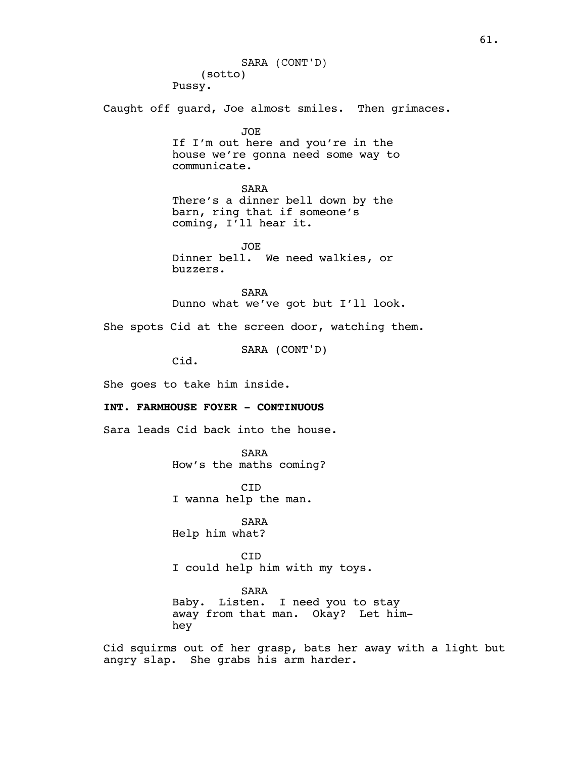SARA (CONT'D)
(sotto)
Pussy.

Caught off guard, Joe almost smiles. Then grimaces.

JOE
If I'm out here and you're in the house we're gonna need some way to communicate.

SARA
There's a dinner bell down by the barn, ring that if someone's coming, I'll hear it.

JOE
Dinner bell. We need walkies, or buzzers.

SARA
Dunno what we've got but I'll look.

She spots Cid at the screen door, watching them.

SARA (CONT'D)
Cid.

She goes to take him inside.

**INT. FARMHOUSE FOYER - CONTINUOUS**

Sara leads Cid back into the house.

SARA
How's the maths coming?

CID
I wanna help the man.

SARA
Help him what?

CID
I could help him with my toys.

SARA
Baby. Listen. I need you to stay away from that man. Okay? Let him-
hey

Cid squirms out of her grasp, bats her away with a light but angry slap. She grabs his arm harder.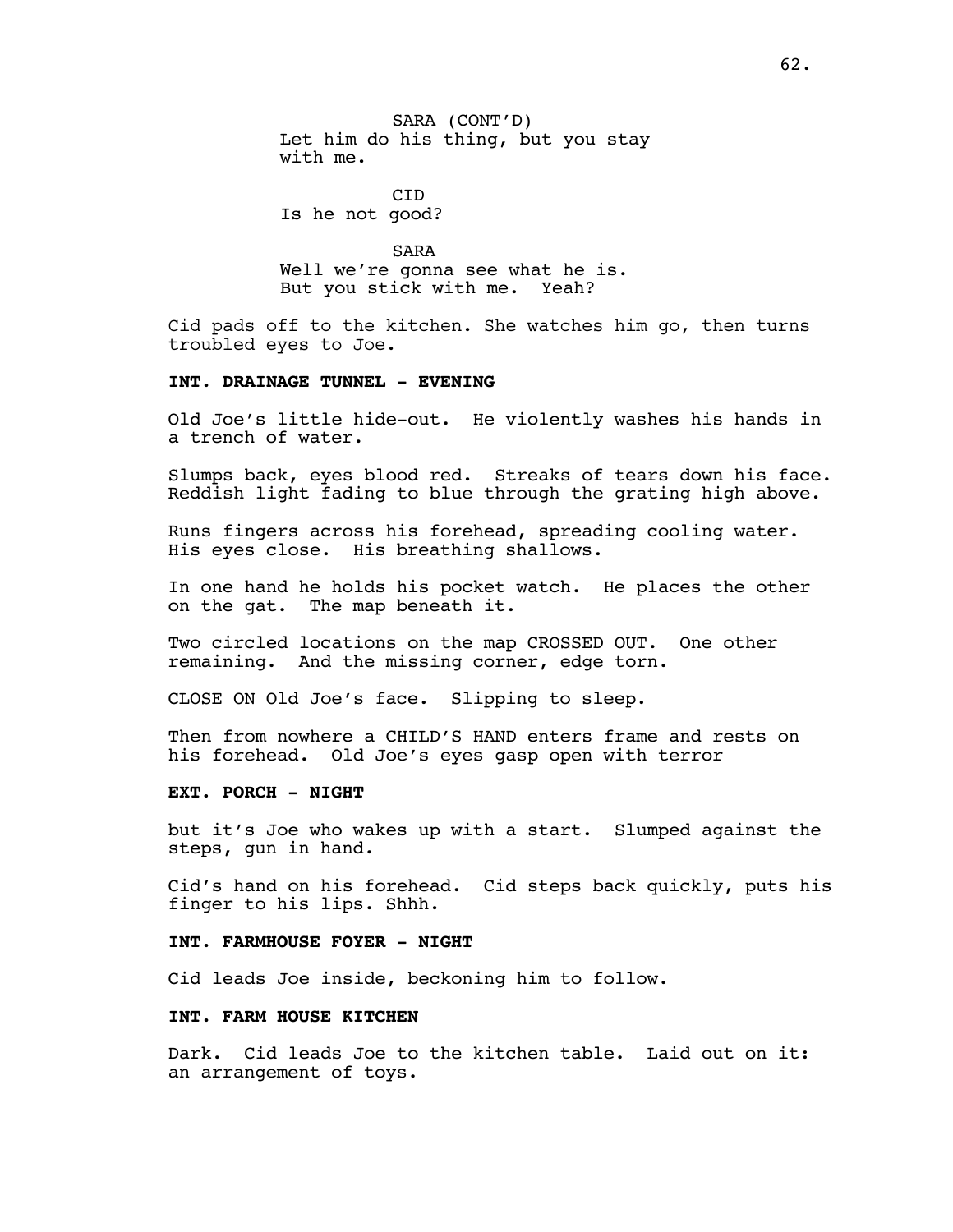SARA (CONT'D)
Let him do his thing, but you stay with me.

CID
Is he not good?

SARA
Well we're gonna see what he is. But you stick with me.  Yeah?

Cid pads off to the kitchen. She watches him go, then turns troubled eyes to Joe.

**INT. DRAINAGE TUNNEL - EVENING**

Old Joe's little hide-out.  He violently washes his hands in a trench of water.

Slumps back, eyes blood red.  Streaks of tears down his face. Reddish light fading to blue through the grating high above.

Runs fingers across his forehead, spreading cooling water. His eyes close.  His breathing shallows.

In one hand he holds his pocket watch.  He places the other on the gat.  The map beneath it.

Two circled locations on the map CROSSED OUT.  One other remaining.  And the missing corner, edge torn.

CLOSE ON Old Joe's face.  Slipping to sleep.

Then from nowhere a CHILD'S HAND enters frame and rests on his forehead.  Old Joe's eyes gasp open with terror

**EXT. PORCH - NIGHT**

but it's Joe who wakes up with a start.  Slumped against the steps, gun in hand.

Cid's hand on his forehead.  Cid steps back quickly, puts his finger to his lips. Shhh.

**INT. FARMHOUSE FOYER - NIGHT**

Cid leads Joe inside, beckoning him to follow.

**INT. FARM HOUSE KITCHEN**

Dark.  Cid leads Joe to the kitchen table.  Laid out on it: an arrangement of toys.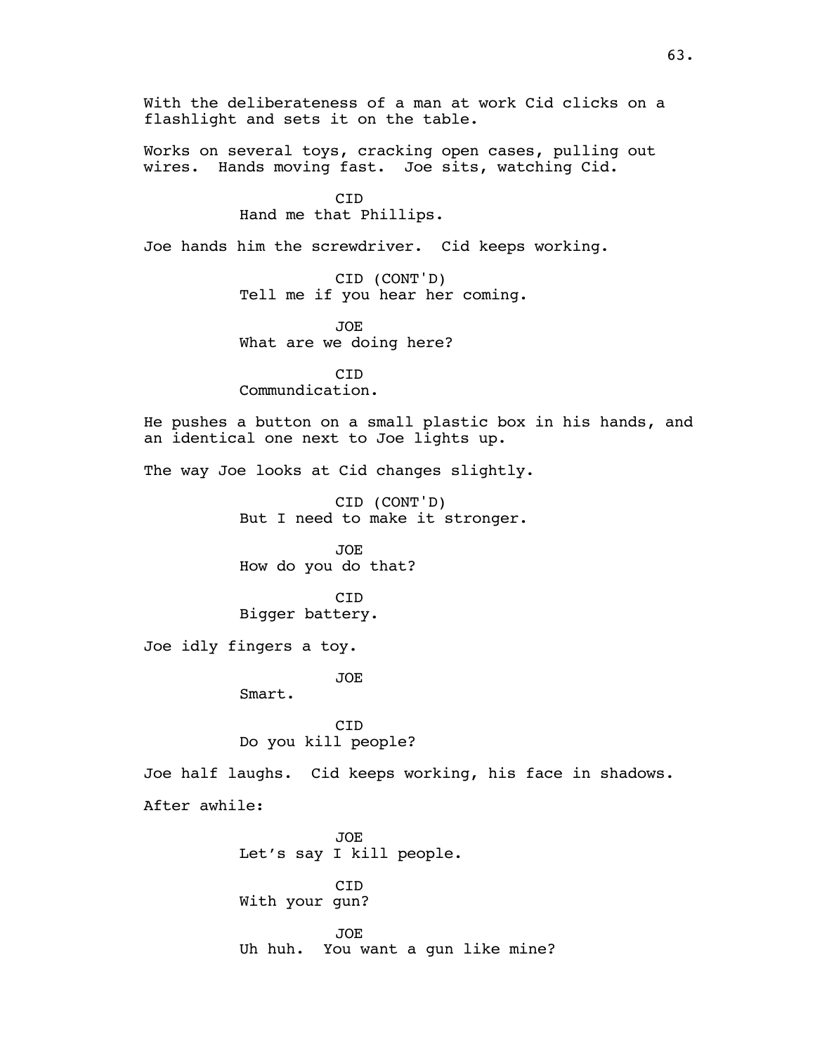With the deliberateness of a man at work Cid clicks on a flashlight and sets it on the table.

Works on several toys, cracking open cases, pulling out wires. Hands moving fast. Joe sits, watching Cid.

CID
Hand me that Phillips.

Joe hands him the screwdriver. Cid keeps working.

CID (CONT'D)
Tell me if you hear her coming.

JOE
What are we doing here?

CID
Commundication.

He pushes a button on a small plastic box in his hands, and an identical one next to Joe lights up.

The way Joe looks at Cid changes slightly.

CID (CONT'D)
But I need to make it stronger.

JOE
How do you do that?

CID
Bigger battery.

Joe idly fingers a toy.

JOE
Smart.

CID
Do you kill people?

Joe half laughs. Cid keeps working, his face in shadows.

After awhile:

JOE
Let's say I kill people.

CID
With your gun?

JOE
Uh huh. You want a gun like mine?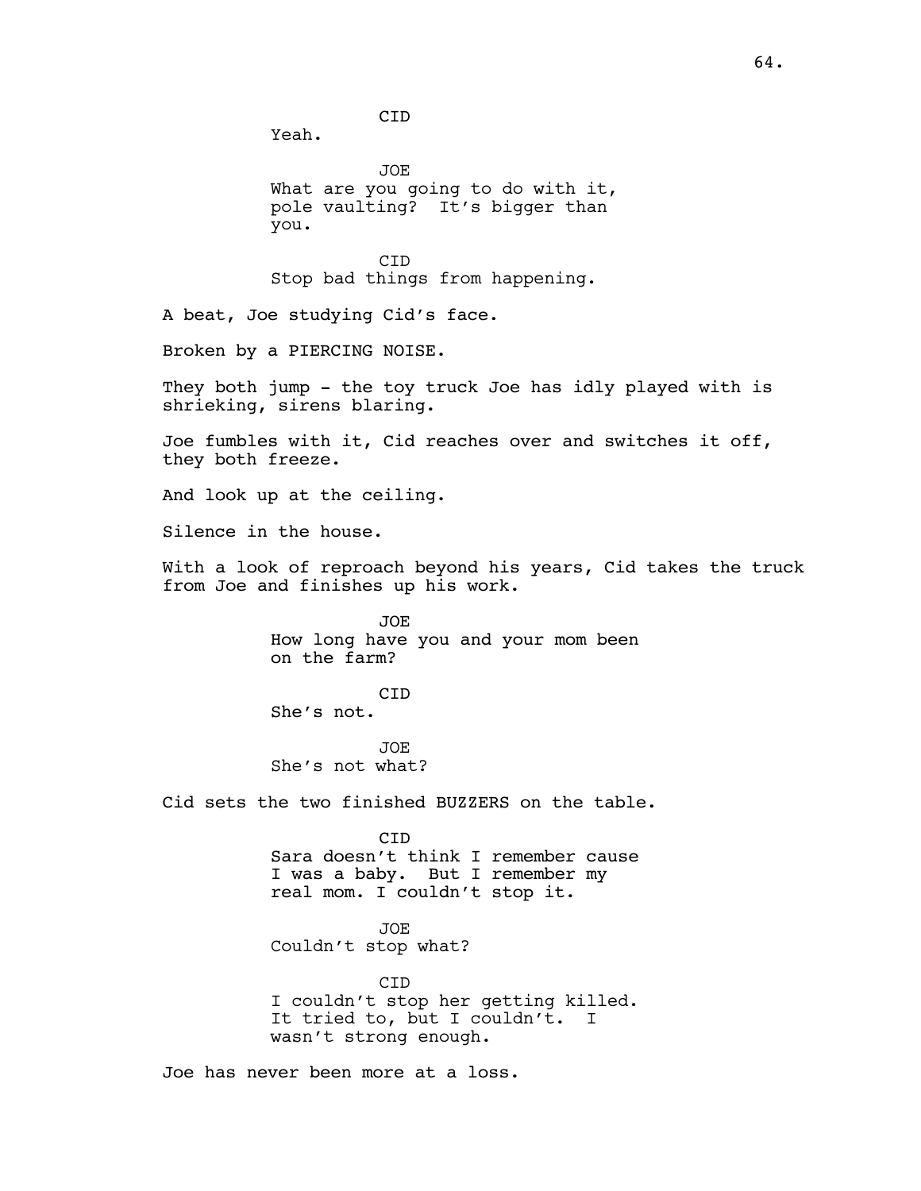CID
Yeah.

JOE
What are you going to do with it, pole vaulting? It's bigger than you.

CID
Stop bad things from happening.

A beat, Joe studying Cid's face.

Broken by a PIERCING NOISE.

They both jump - the toy truck Joe has idly played with is shrieking, sirens blaring.

Joe fumbles with it, Cid reaches over and switches it off, they both freeze.

And look up at the ceiling.

Silence in the house.

With a look of reproach beyond his years, Cid takes the truck from Joe and finishes up his work.

JOE
How long have you and your mom been on the farm?

CID
She's not.

JOE
She's not what?

Cid sets the two finished BUZZERS on the table.

CID
Sara doesn't think I remember cause I was a baby. But I remember my real mom. I couldn't stop it.

JOE
Couldn't stop what?

CID
I couldn't stop her getting killed. It tried to, but I couldn't. I wasn't strong enough.

Joe has never been more at a loss.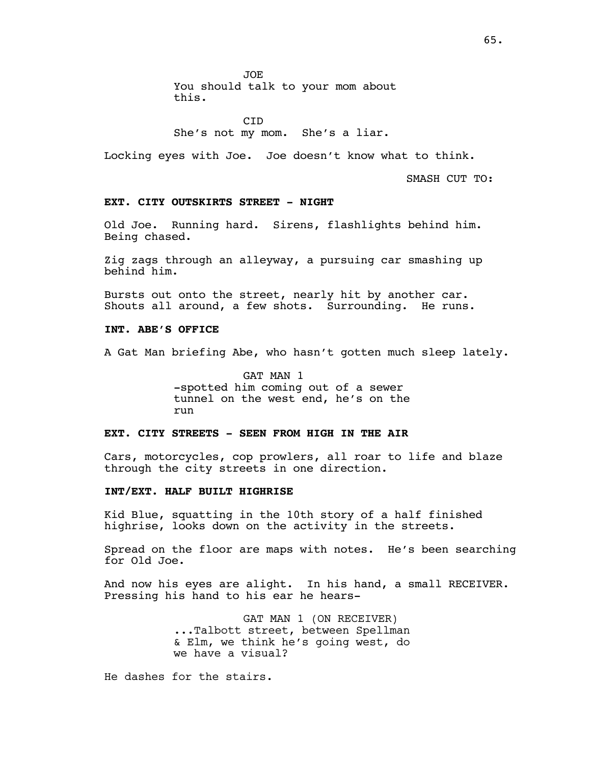JOE
You should talk to your mom about this.

CID
She's not my mom. She's a liar.

Locking eyes with Joe. Joe doesn't know what to think.

SMASH CUT TO:

**EXT. CITY OUTSKIRTS STREET - NIGHT**

Old Joe. Running hard. Sirens, flashlights behind him. Being chased.

Zig zags through an alleyway, a pursuing car smashing up behind him.

Bursts out onto the street, nearly hit by another car. Shouts all around, a few shots. Surrounding. He runs.

**INT. ABE'S OFFICE**

A Gat Man briefing Abe, who hasn't gotten much sleep lately.

GAT MAN 1
-spotted him coming out of a sewer tunnel on the west end, he's on the run

**EXT. CITY STREETS - SEEN FROM HIGH IN THE AIR**

Cars, motorcycles, cop prowlers, all roar to life and blaze through the city streets in one direction.

**INT/EXT. HALF BUILT HIGHRISE**

Kid Blue, squatting in the 10th story of a half finished highrise, looks down on the activity in the streets.

Spread on the floor are maps with notes. He's been searching for Old Joe.

And now his eyes are alight. In his hand, a small RECEIVER. Pressing his hand to his ear he hears-

GAT MAN 1 (ON RECEIVER)
...Talbott street, between Spellman & Elm, we think he's going west, do we have a visual?

He dashes for the stairs.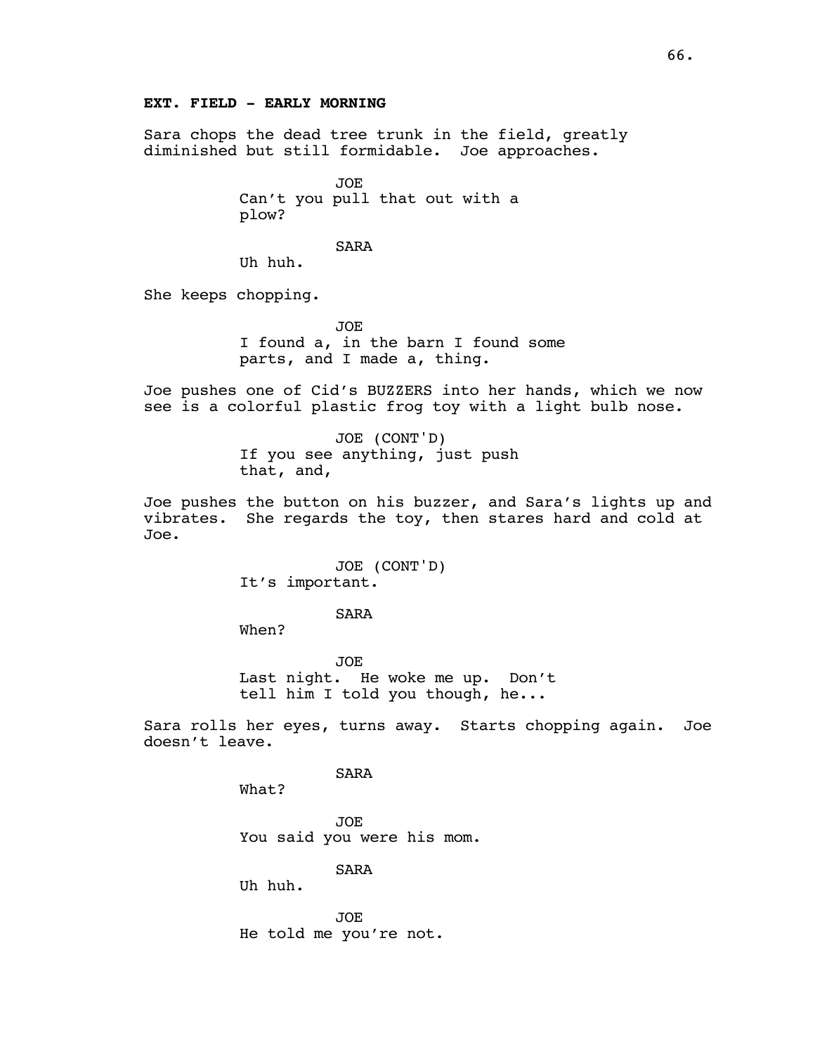**EXT. FIELD - EARLY MORNING**

Sara chops the dead tree trunk in the field, greatly diminished but still formidable. Joe approaches.

JOE
Can't you pull that out with a plow?

SARA
Uh huh.

She keeps chopping.

JOE
I found a, in the barn I found some parts, and I made a, thing.

Joe pushes one of Cid's BUZZERS into her hands, which we now see is a colorful plastic frog toy with a light bulb nose.

JOE (CONT'D)
If you see anything, just push that, and,

Joe pushes the button on his buzzer, and Sara's lights up and vibrates. She regards the toy, then stares hard and cold at Joe.

JOE (CONT'D)
It's important.

SARA
When?

JOE
Last night. He woke me up. Don't tell him I told you though, he...

Sara rolls her eyes, turns away. Starts chopping again. Joe doesn't leave.

SARA
What?

JOE
You said you were his mom.

SARA
Uh huh.

JOE
He told me you're not.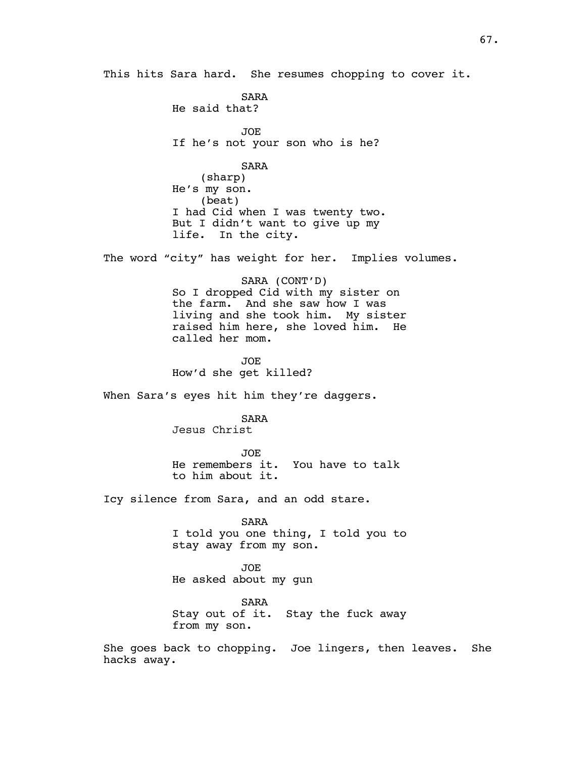This hits Sara hard. She resumes chopping to cover it.

SARA
He said that?

JOE
If he's not your son who is he?

SARA
(sharp)
He's my son.
(beat)
I had Cid when I was twenty two.
But I didn't want to give up my
life. In the city.

The word "city" has weight for her. Implies volumes.

SARA (CONT'D)
So I dropped Cid with my sister on
the farm. And she saw how I was
living and she took him. My sister
raised him here, she loved him. He
called her mom.

JOE
How'd she get killed?

When Sara's eyes hit him they're daggers.

SARA
Jesus Christ

JOE
He remembers it. You have to talk
to him about it.

Icy silence from Sara, and an odd stare.

SARA
I told you one thing, I told you to
stay away from my son.

JOE
He asked about my gun

SARA
Stay out of it. Stay the fuck away
from my son.

She goes back to chopping. Joe lingers, then leaves. She
hacks away.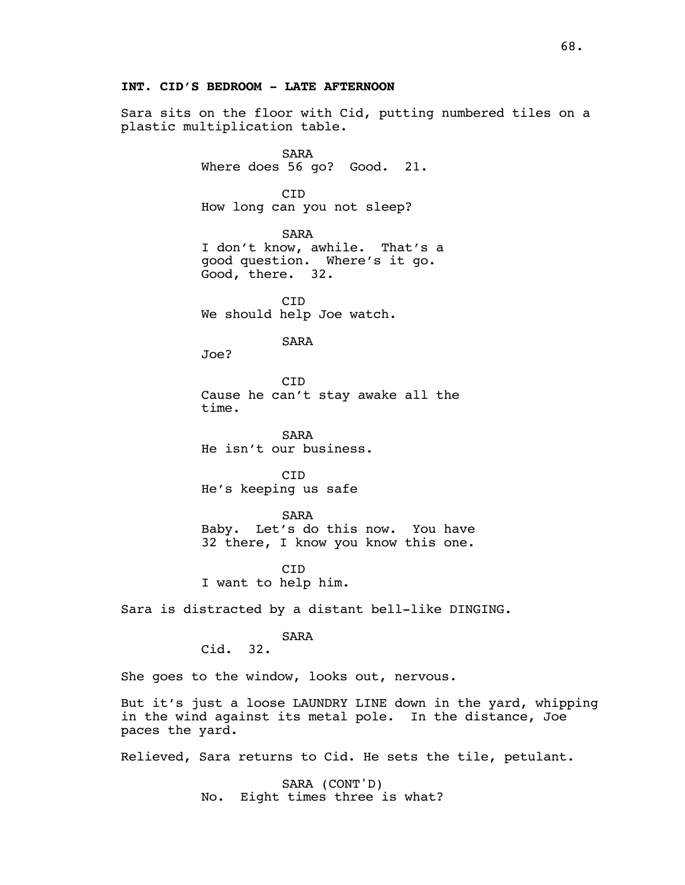**INT. CID'S BEDROOM - LATE AFTERNOON**

Sara sits on the floor with Cid, putting numbered tiles on a plastic multiplication table.

SARA
Where does 56 go? Good. 21.

CID
How long can you not sleep?

SARA
I don't know, awhile. That's a good question. Where's it go. Good, there. 32.

CID
We should help Joe watch.

SARA
Joe?

CID
Cause he can't stay awake all the time.

SARA
He isn't our business.

CID
He's keeping us safe

SARA
Baby. Let's do this now. You have 32 there, I know you know this one.

CID
I want to help him.

Sara is distracted by a distant bell-like DINGING.

SARA
Cid. 32.

She goes to the window, looks out, nervous.

But it's just a loose LAUNDRY LINE down in the yard, whipping in the wind against its metal pole. In the distance, Joe paces the yard.

Relieved, Sara returns to Cid. He sets the tile, petulant.

SARA (CONT'D)
No. Eight times three is what?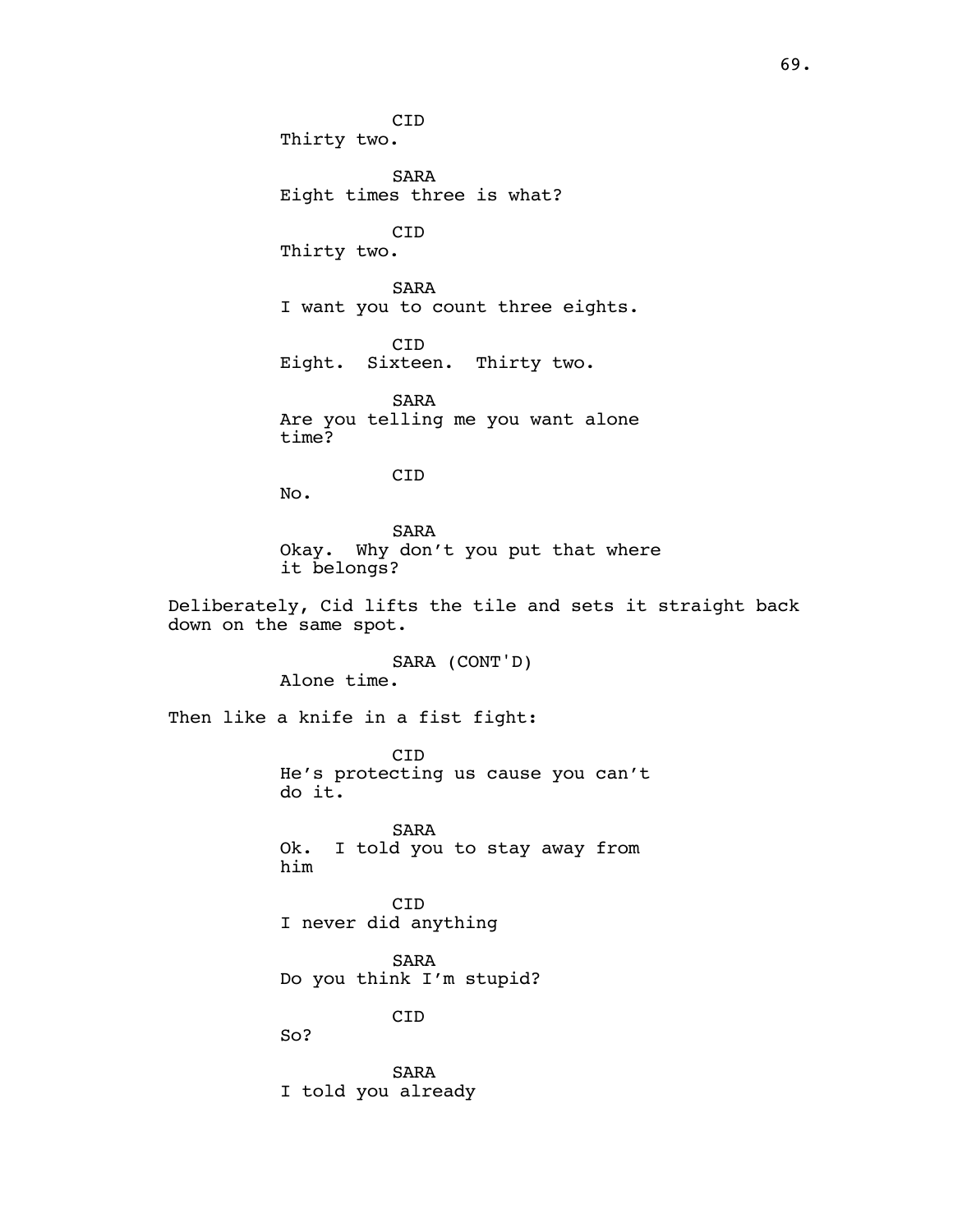CID
Thirty two.

SARA
Eight times three is what?

CID
Thirty two.

SARA
I want you to count three eights.

CID
Eight. Sixteen. Thirty two.

SARA
Are you telling me you want alone time?

CID
No.

SARA
Okay. Why don't you put that where it belongs?

Deliberately, Cid lifts the tile and sets it straight back down on the same spot.

SARA (CONT'D)
Alone time.

Then like a knife in a fist fight:

CID
He's protecting us cause you can't do it.

SARA
Ok. I told you to stay away from him

CID
I never did anything

SARA
Do you think I'm stupid?

CID
So?

SARA
I told you already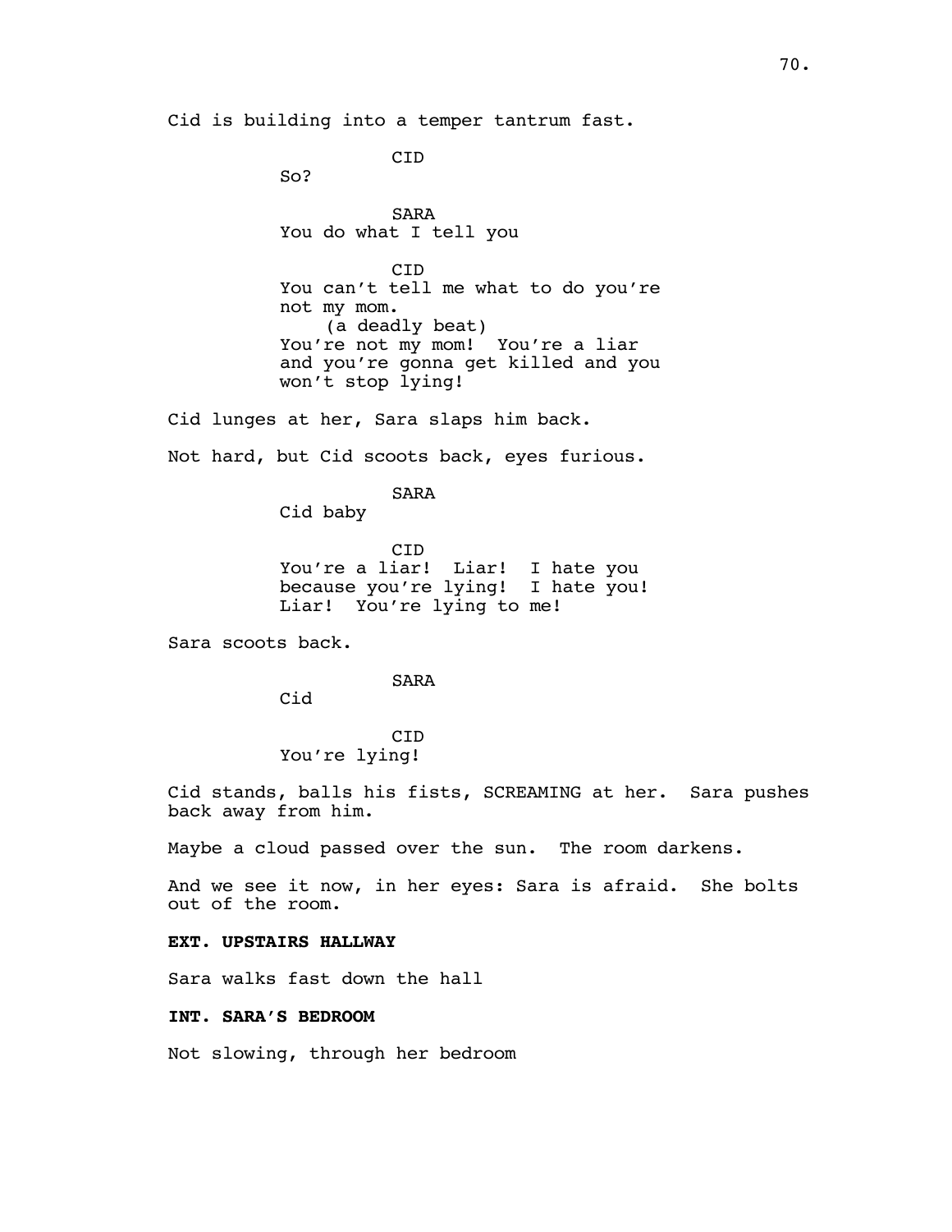Cid is building into a temper tantrum fast.

CID
So?

SARA
You do what I tell you

CID
You can't tell me what to do you're not my mom.
(a deadly beat)
You're not my mom! You're a liar and you're gonna get killed and you won't stop lying!

Cid lunges at her, Sara slaps him back.

Not hard, but Cid scoots back, eyes furious.

SARA
Cid baby

CID
You're a liar! Liar! I hate you because you're lying! I hate you! Liar! You're lying to me!

Sara scoots back.

SARA
Cid

CID
You're lying!

Cid stands, balls his fists, SCREAMING at her. Sara pushes back away from him.

Maybe a cloud passed over the sun. The room darkens.

And we see it now, in her eyes: Sara is afraid. She bolts out of the room.

**EXT. UPSTAIRS HALLWAY**

Sara walks fast down the hall

**INT. SARA'S BEDROOM**

Not slowing, through her bedroom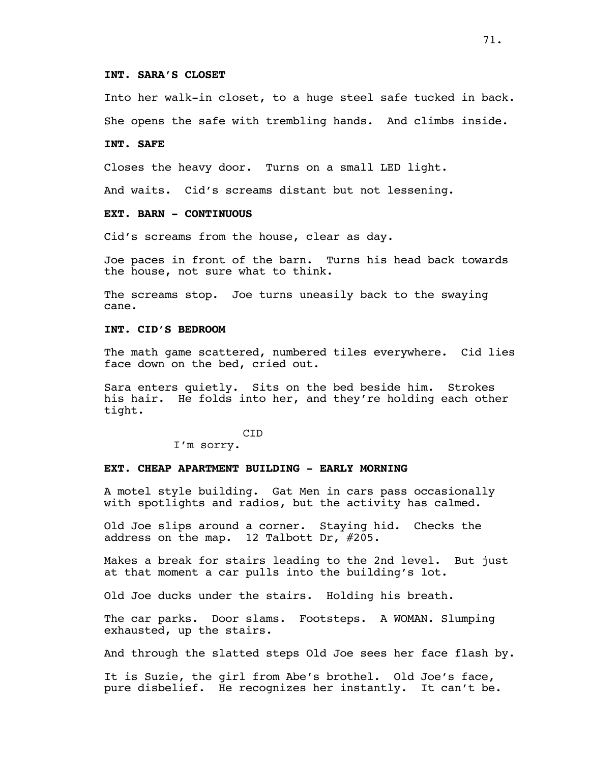**INT. SARA'S CLOSET**

Into her walk-in closet, to a huge steel safe tucked in back.

She opens the safe with trembling hands. And climbs inside.

**INT. SAFE**

Closes the heavy door. Turns on a small LED light.

And waits. Cid's screams distant but not lessening.

**EXT. BARN - CONTINUOUS**

Cid's screams from the house, clear as day.

Joe paces in front of the barn. Turns his head back towards the house, not sure what to think.

The screams stop. Joe turns uneasily back to the swaying cane.

**INT. CID'S BEDROOM**

The math game scattered, numbered tiles everywhere. Cid lies face down on the bed, cried out.

Sara enters quietly. Sits on the bed beside him. Strokes his hair. He folds into her, and they're holding each other tight.

CID

I'm sorry.

**EXT. CHEAP APARTMENT BUILDING - EARLY MORNING**

A motel style building. Gat Men in cars pass occasionally with spotlights and radios, but the activity has calmed.

Old Joe slips around a corner. Staying hid. Checks the address on the map. 12 Talbott Dr, #205.

Makes a break for stairs leading to the 2nd level. But just at that moment a car pulls into the building's lot.

Old Joe ducks under the stairs. Holding his breath.

The car parks. Door slams. Footsteps. A WOMAN. Slumping exhausted, up the stairs.

And through the slatted steps Old Joe sees her face flash by.

It is Suzie, the girl from Abe's brothel. Old Joe's face, pure disbelief. He recognizes her instantly. It can't be.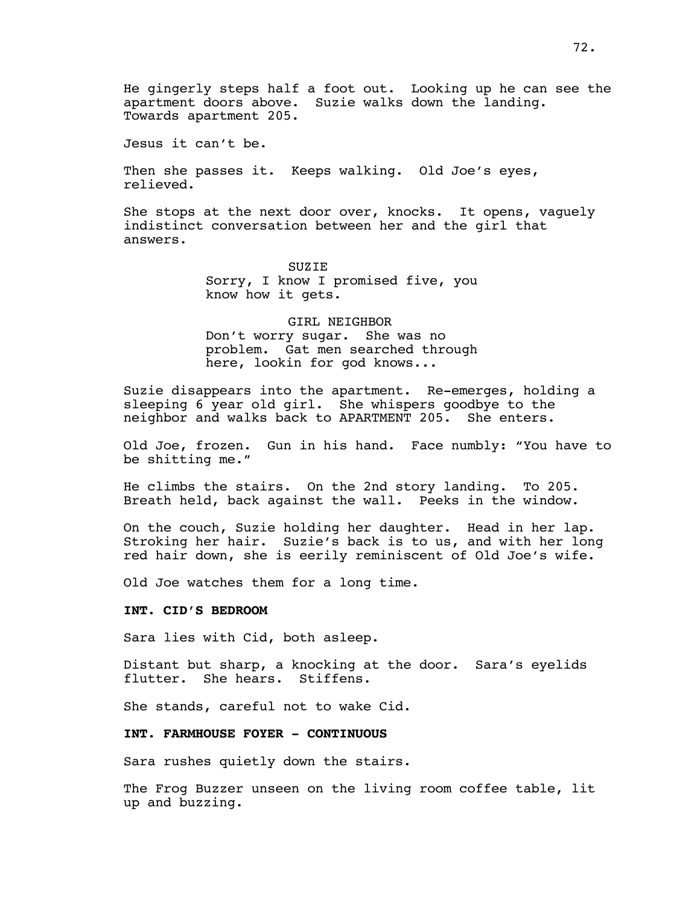He gingerly steps half a foot out. Looking up he can see the apartment doors above. Suzie walks down the landing. Towards apartment 205.

Jesus it can't be.

Then she passes it. Keeps walking. Old Joe's eyes, relieved.

She stops at the next door over, knocks. It opens, vaguely indistinct conversation between her and the girl that answers.

SUZIE
Sorry, I know I promised five, you know how it gets.

GIRL NEIGHBOR
Don't worry sugar. She was no problem. Gat men searched through here, lookin for god knows...

Suzie disappears into the apartment. Re-emerges, holding a sleeping 6 year old girl. She whispers goodbye to the neighbor and walks back to APARTMENT 205. She enters.

Old Joe, frozen. Gun in his hand. Face numbly: "You have to be shitting me."

He climbs the stairs. On the 2nd story landing. To 205. Breath held, back against the wall. Peeks in the window.

On the couch, Suzie holding her daughter. Head in her lap. Stroking her hair. Suzie's back is to us, and with her long red hair down, she is eerily reminiscent of Old Joe's wife.

Old Joe watches them for a long time.

**INT. CID'S BEDROOM**

Sara lies with Cid, both asleep.

Distant but sharp, a knocking at the door. Sara's eyelids flutter. She hears. Stiffens.

She stands, careful not to wake Cid.

**INT. FARMHOUSE FOYER - CONTINUOUS**

Sara rushes quietly down the stairs.

The Frog Buzzer unseen on the living room coffee table, lit up and buzzing.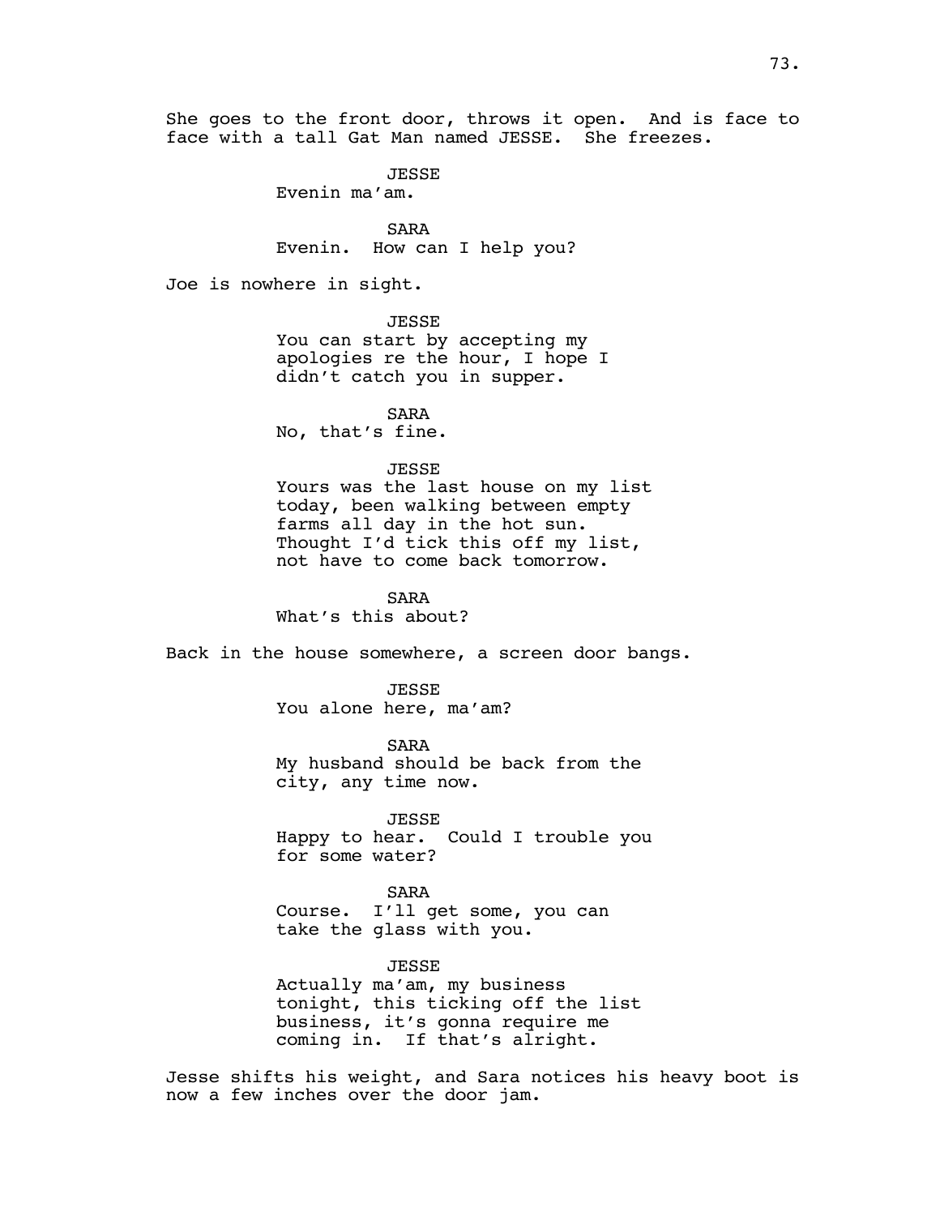She goes to the front door, throws it open. And is face to face with a tall Gat Man named JESSE. She freezes.

JESSE
Evenin ma'am.

SARA
Evenin. How can I help you?

Joe is nowhere in sight.

JESSE
You can start by accepting my apologies re the hour, I hope I didn't catch you in supper.

SARA
No, that's fine.

JESSE
Yours was the last house on my list today, been walking between empty farms all day in the hot sun. Thought I'd tick this off my list, not have to come back tomorrow.

SARA
What's this about?

Back in the house somewhere, a screen door bangs.

JESSE
You alone here, ma'am?

SARA
My husband should be back from the city, any time now.

JESSE
Happy to hear. Could I trouble you for some water?

SARA
Course. I'll get some, you can take the glass with you.

JESSE
Actually ma'am, my business tonight, this ticking off the list business, it's gonna require me coming in. If that's alright.

Jesse shifts his weight, and Sara notices his heavy boot is now a few inches over the door jam.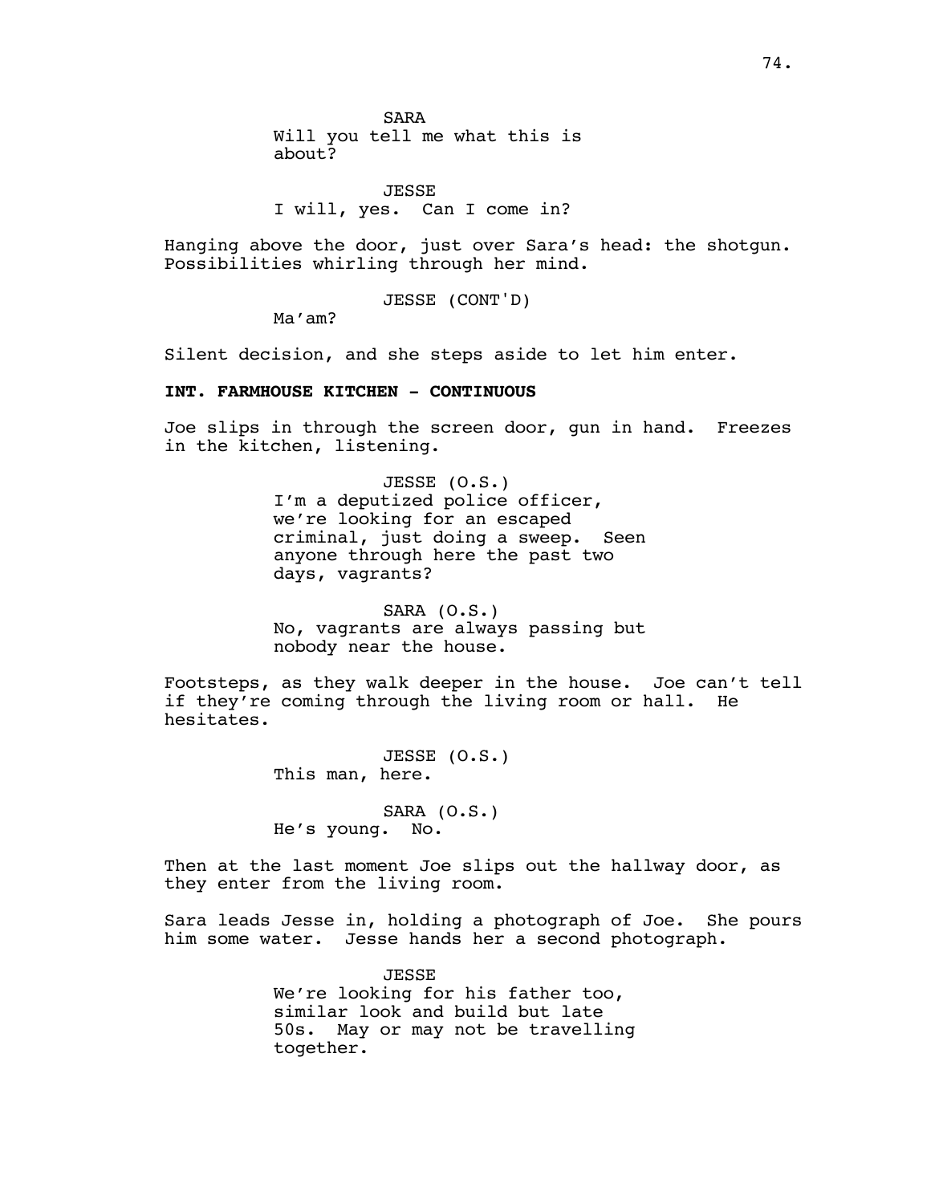SARA
Will you tell me what this is about?

JESSE
I will, yes. Can I come in?

Hanging above the door, just over Sara's head: the shotgun. Possibilities whirling through her mind.

JESSE (CONT'D)
Ma'am?

Silent decision, and she steps aside to let him enter.

**INT. FARMHOUSE KITCHEN - CONTINUOUS**

Joe slips in through the screen door, gun in hand. Freezes in the kitchen, listening.

JESSE (O.S.)
I'm a deputized police officer, we're looking for an escaped criminal, just doing a sweep. Seen anyone through here the past two days, vagrants?

SARA (O.S.)
No, vagrants are always passing but nobody near the house.

Footsteps, as they walk deeper in the house. Joe can't tell if they're coming through the living room or hall. He hesitates.

JESSE (O.S.)
This man, here.

SARA (O.S.)
He's young. No.

Then at the last moment Joe slips out the hallway door, as they enter from the living room.

Sara leads Jesse in, holding a photograph of Joe. She pours him some water. Jesse hands her a second photograph.

JESSE
We're looking for his father too, similar look and build but late 50s. May or may not be travelling together.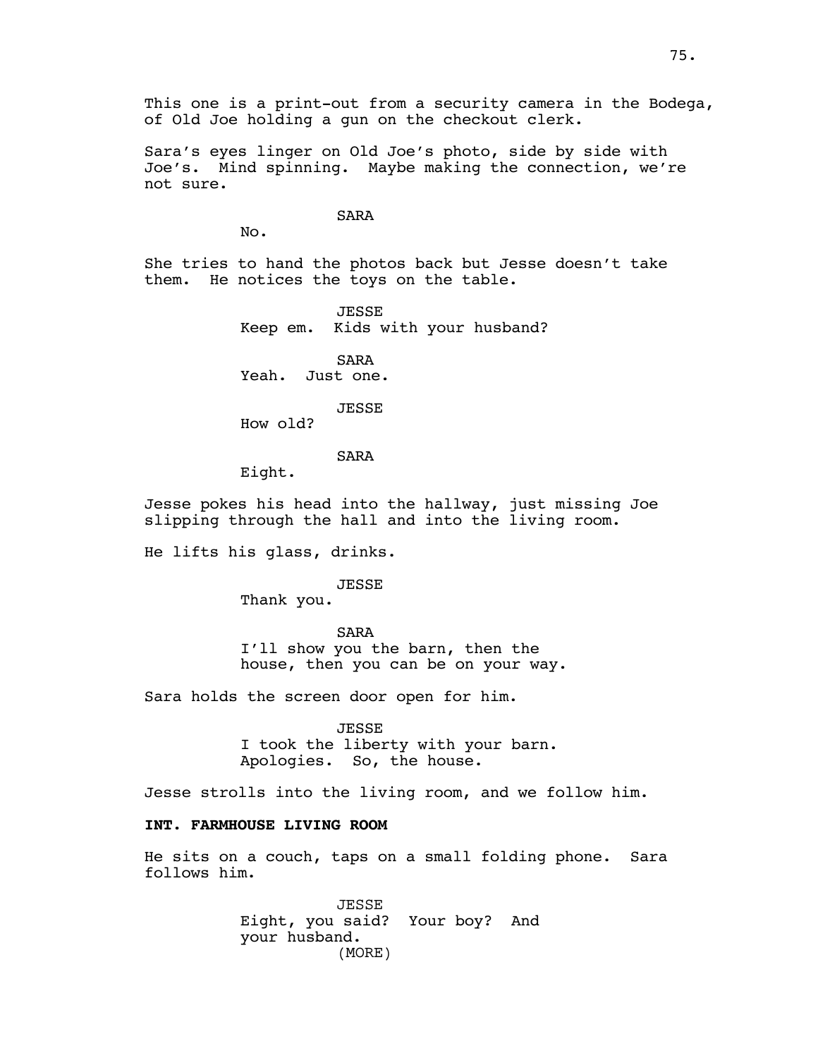This one is a print-out from a security camera in the Bodega, of Old Joe holding a gun on the checkout clerk.

Sara's eyes linger on Old Joe's photo, side by side with Joe's. Mind spinning. Maybe making the connection, we're not sure.

SARA

No.

She tries to hand the photos back but Jesse doesn't take them. He notices the toys on the table.

JESSE

Keep em. Kids with your husband?

SARA

Yeah. Just one.

JESSE

How old?

SARA

Eight.

Jesse pokes his head into the hallway, just missing Joe slipping through the hall and into the living room.

He lifts his glass, drinks.

JESSE

Thank you.

SARA

I'll show you the barn, then the house, then you can be on your way.

Sara holds the screen door open for him.

JESSE

I took the liberty with your barn. Apologies. So, the house.

Jesse strolls into the living room, and we follow him.

**INT. FARMHOUSE LIVING ROOM**

He sits on a couch, taps on a small folding phone. Sara follows him.

JESSE

Eight, you said? Your boy? And your husband.

(MORE)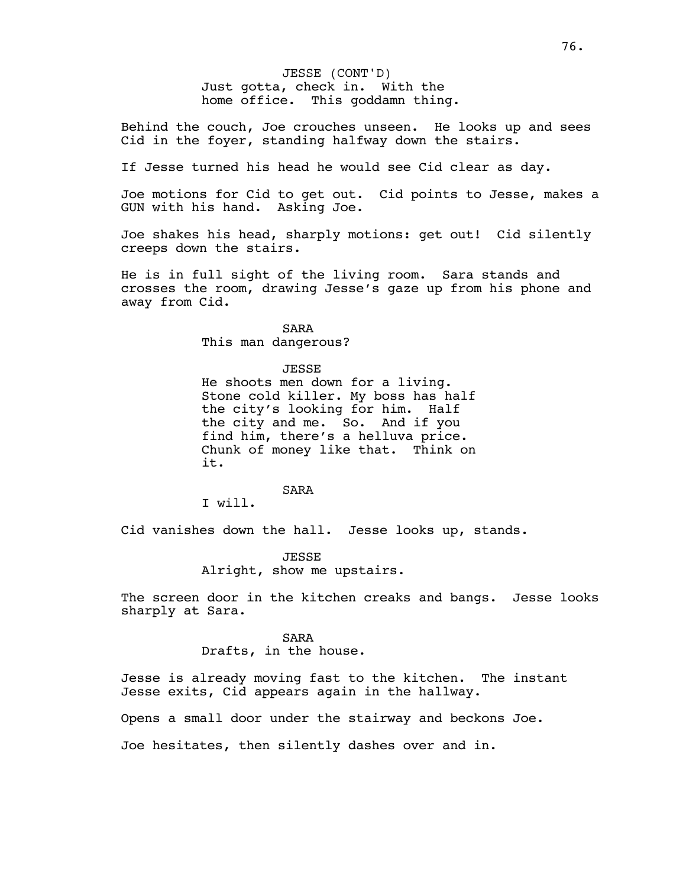JESSE (CONT'D)
Just gotta, check in. With the home office. This goddamn thing.

Behind the couch, Joe crouches unseen. He looks up and sees Cid in the foyer, standing halfway down the stairs.

If Jesse turned his head he would see Cid clear as day.

Joe motions for Cid to get out. Cid points to Jesse, makes a GUN with his hand. Asking Joe.

Joe shakes his head, sharply motions: get out! Cid silently creeps down the stairs.

He is in full sight of the living room. Sara stands and crosses the room, drawing Jesse's gaze up from his phone and away from Cid.

SARA
This man dangerous?

JESSE
He shoots men down for a living. Stone cold killer. My boss has half the city's looking for him. Half the city and me. So. And if you find him, there's a helluva price. Chunk of money like that. Think on it.

SARA
I will.

Cid vanishes down the hall. Jesse looks up, stands.

JESSE
Alright, show me upstairs.

The screen door in the kitchen creaks and bangs. Jesse looks sharply at Sara.

SARA
Drafts, in the house.

Jesse is already moving fast to the kitchen. The instant Jesse exits, Cid appears again in the hallway.

Opens a small door under the stairway and beckons Joe.

Joe hesitates, then silently dashes over and in.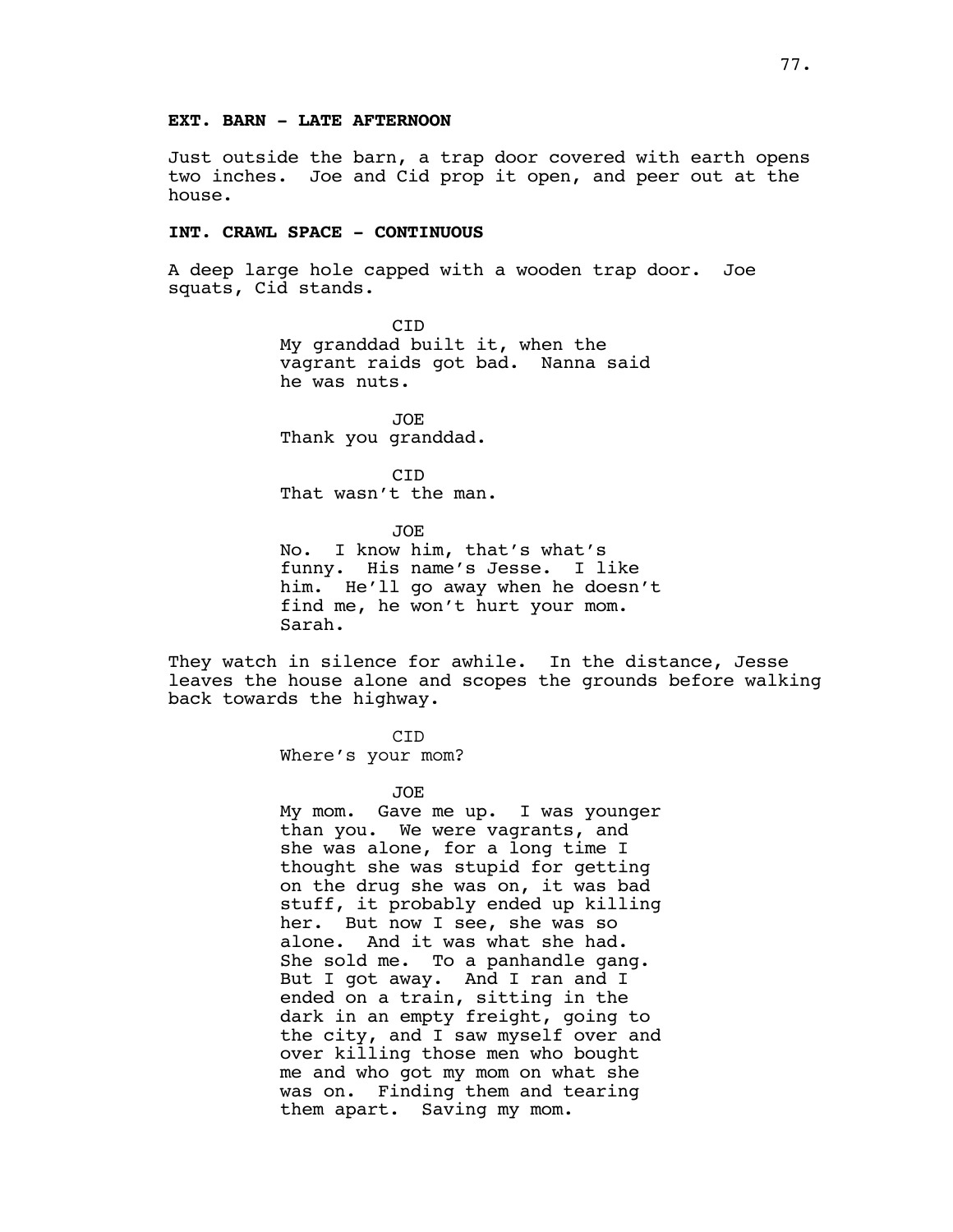**EXT. BARN - LATE AFTERNOON**

Just outside the barn, a trap door covered with earth opens two inches. Joe and Cid prop it open, and peer out at the house.

**INT. CRAWL SPACE - CONTINUOUS**

A deep large hole capped with a wooden trap door. Joe squats, Cid stands.

CID
My granddad built it, when the vagrant raids got bad. Nanna said he was nuts.

JOE
Thank you granddad.

CID
That wasn't the man.

JOE
No. I know him, that's what's funny. His name's Jesse. I like him. He'll go away when he doesn't find me, he won't hurt your mom. Sarah.

They watch in silence for awhile. In the distance, Jesse leaves the house alone and scopes the grounds before walking back towards the highway.

CID
Where's your mom?

JOE
My mom. Gave me up. I was younger than you. We were vagrants, and she was alone, for a long time I thought she was stupid for getting on the drug she was on, it was bad stuff, it probably ended up killing her. But now I see, she was so alone. And it was what she had. She sold me. To a panhandle gang. But I got away. And I ran and I ended on a train, sitting in the dark in an empty freight, going to the city, and I saw myself over and over killing those men who bought me and who got my mom on what she was on. Finding them and tearing them apart. Saving my mom.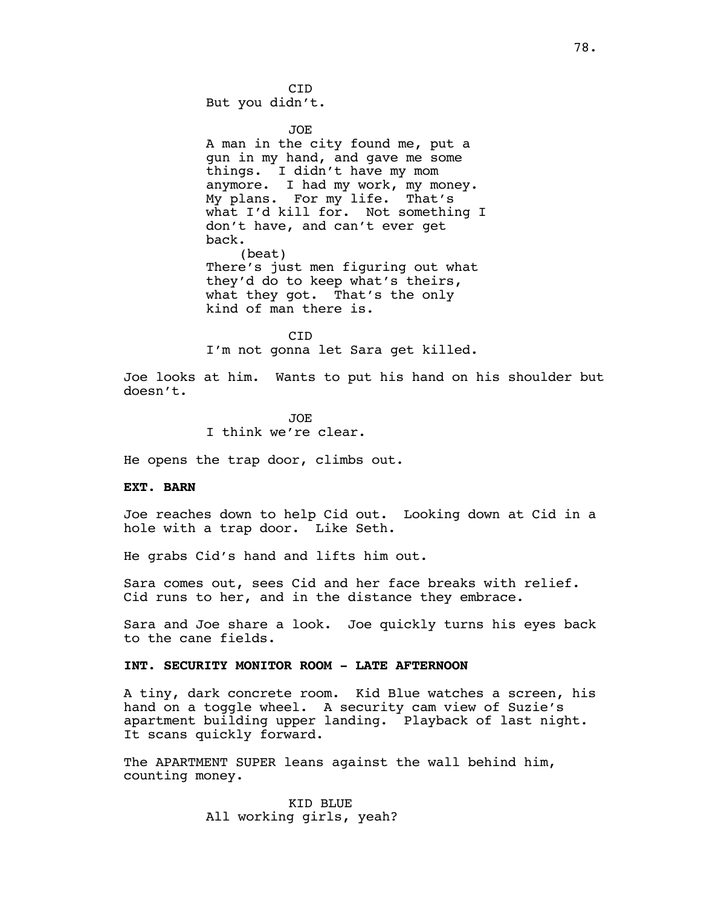CID

But you didn't.

JOE

A man in the city found me, put a gun in my hand, and gave me some things. I didn't have my mom anymore. I had my work, my money. My plans. For my life. That's what I'd kill for. Not something I don't have, and can't ever get back.

(beat)

There's just men figuring out what they'd do to keep what's theirs, what they got. That's the only kind of man there is.

CID

I'm not gonna let Sara get killed.

Joe looks at him. Wants to put his hand on his shoulder but doesn't.

JOE

I think we're clear.

He opens the trap door, climbs out.

**EXT. BARN**

Joe reaches down to help Cid out. Looking down at Cid in a hole with a trap door. Like Seth.

He grabs Cid's hand and lifts him out.

Sara comes out, sees Cid and her face breaks with relief. Cid runs to her, and in the distance they embrace.

Sara and Joe share a look. Joe quickly turns his eyes back to the cane fields.

**INT. SECURITY MONITOR ROOM - LATE AFTERNOON**

A tiny, dark concrete room. Kid Blue watches a screen, his hand on a toggle wheel. A security cam view of Suzie's apartment building upper landing. Playback of last night. It scans quickly forward.

The APARTMENT SUPER leans against the wall behind him, counting money.

KID BLUE

All working girls, yeah?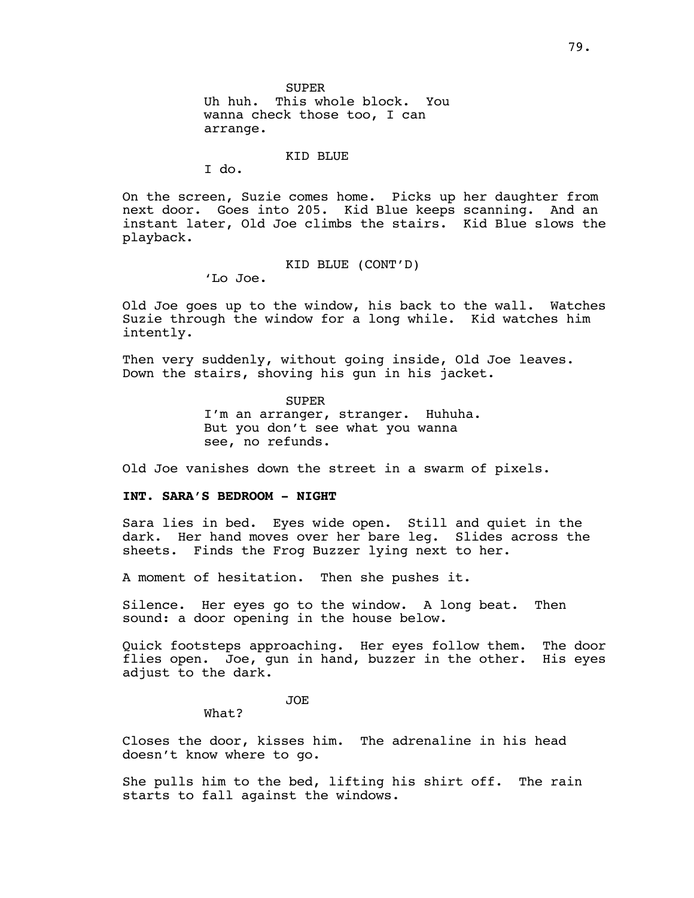SUPER
Uh huh. This whole block. You wanna check those too, I can arrange.

KID BLUE
I do.

On the screen, Suzie comes home. Picks up her daughter from next door. Goes into 205. Kid Blue keeps scanning. And an instant later, Old Joe climbs the stairs. Kid Blue slows the playback.

KID BLUE (CONT'D)
'Lo Joe.

Old Joe goes up to the window, his back to the wall. Watches Suzie through the window for a long while. Kid watches him intently.

Then very suddenly, without going inside, Old Joe leaves. Down the stairs, shoving his gun in his jacket.

SUPER
I'm an arranger, stranger. Huhuha. But you don't see what you wanna see, no refunds.

Old Joe vanishes down the street in a swarm of pixels.

**INT. SARA'S BEDROOM - NIGHT**

Sara lies in bed. Eyes wide open. Still and quiet in the dark. Her hand moves over her bare leg. Slides across the sheets. Finds the Frog Buzzer lying next to her.

A moment of hesitation. Then she pushes it.

Silence. Her eyes go to the window. A long beat. Then sound: a door opening in the house below.

Quick footsteps approaching. Her eyes follow them. The door flies open. Joe, gun in hand, buzzer in the other. His eyes adjust to the dark.

JOE
What?

Closes the door, kisses him. The adrenaline in his head doesn't know where to go.

She pulls him to the bed, lifting his shirt off. The rain starts to fall against the windows.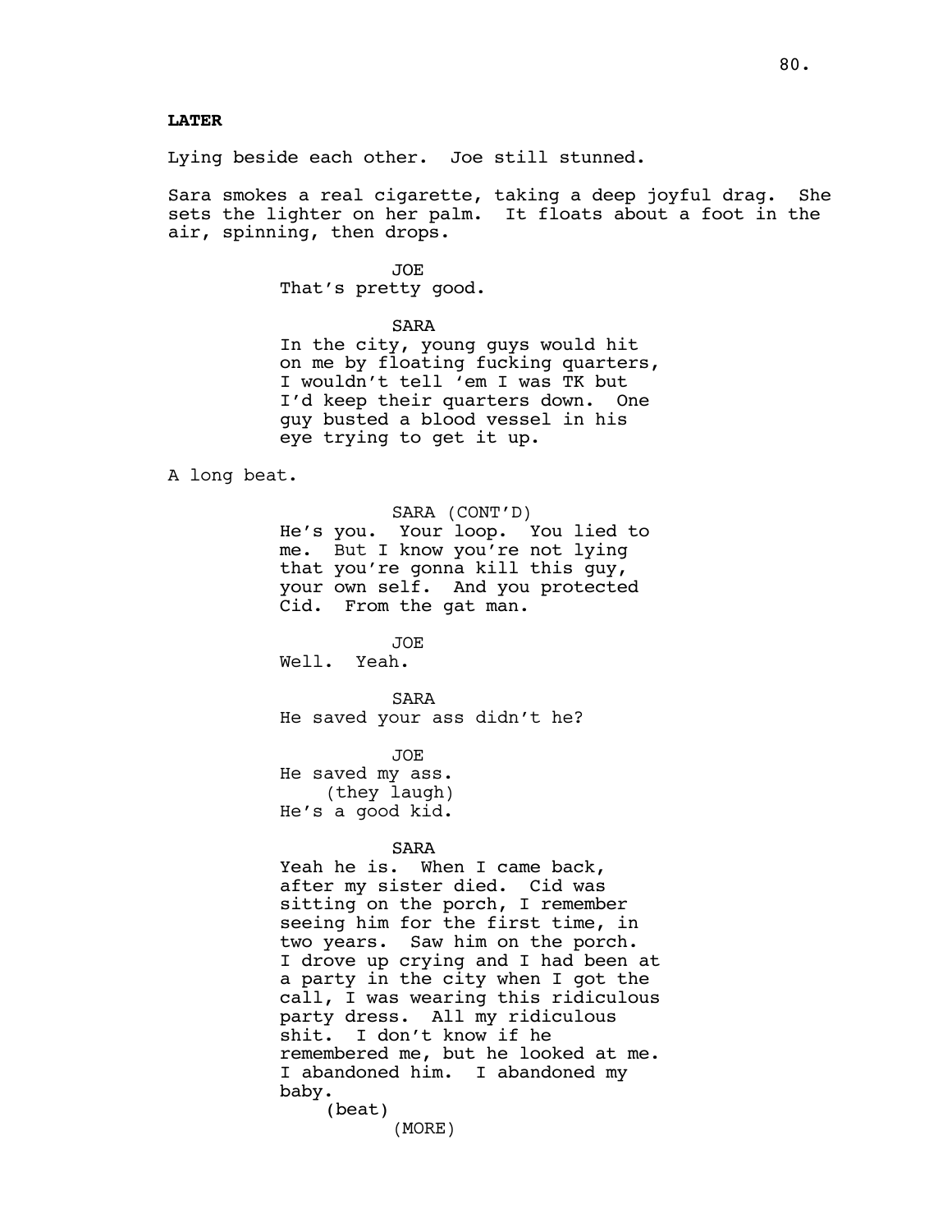**LATER**

Lying beside each other. Joe still stunned.

Sara smokes a real cigarette, taking a deep joyful drag. She sets the lighter on her palm. It floats about a foot in the air, spinning, then drops.

JOE
That's pretty good.

SARA
In the city, young guys would hit on me by floating fucking quarters, I wouldn't tell 'em I was TK but I'd keep their quarters down. One guy busted a blood vessel in his eye trying to get it up.

A long beat.

SARA (CONT'D)
He's you. Your loop. You lied to me. But I know you're not lying that you're gonna kill this guy, your own self. And you protected Cid. From the gat man.

JOE
Well. Yeah.

SARA
He saved your ass didn't he?

JOE
He saved my ass.
(they laugh)
He's a good kid.

SARA
Yeah he is. When I came back, after my sister died. Cid was sitting on the porch, I remember seeing him for the first time, in two years. Saw him on the porch. I drove up crying and I had been at a party in the city when I got the call, I was wearing this ridiculous party dress. All my ridiculous shit. I don't know if he remembered me, but he looked at me. I abandoned him. I abandoned my baby.
(beat)
(MORE)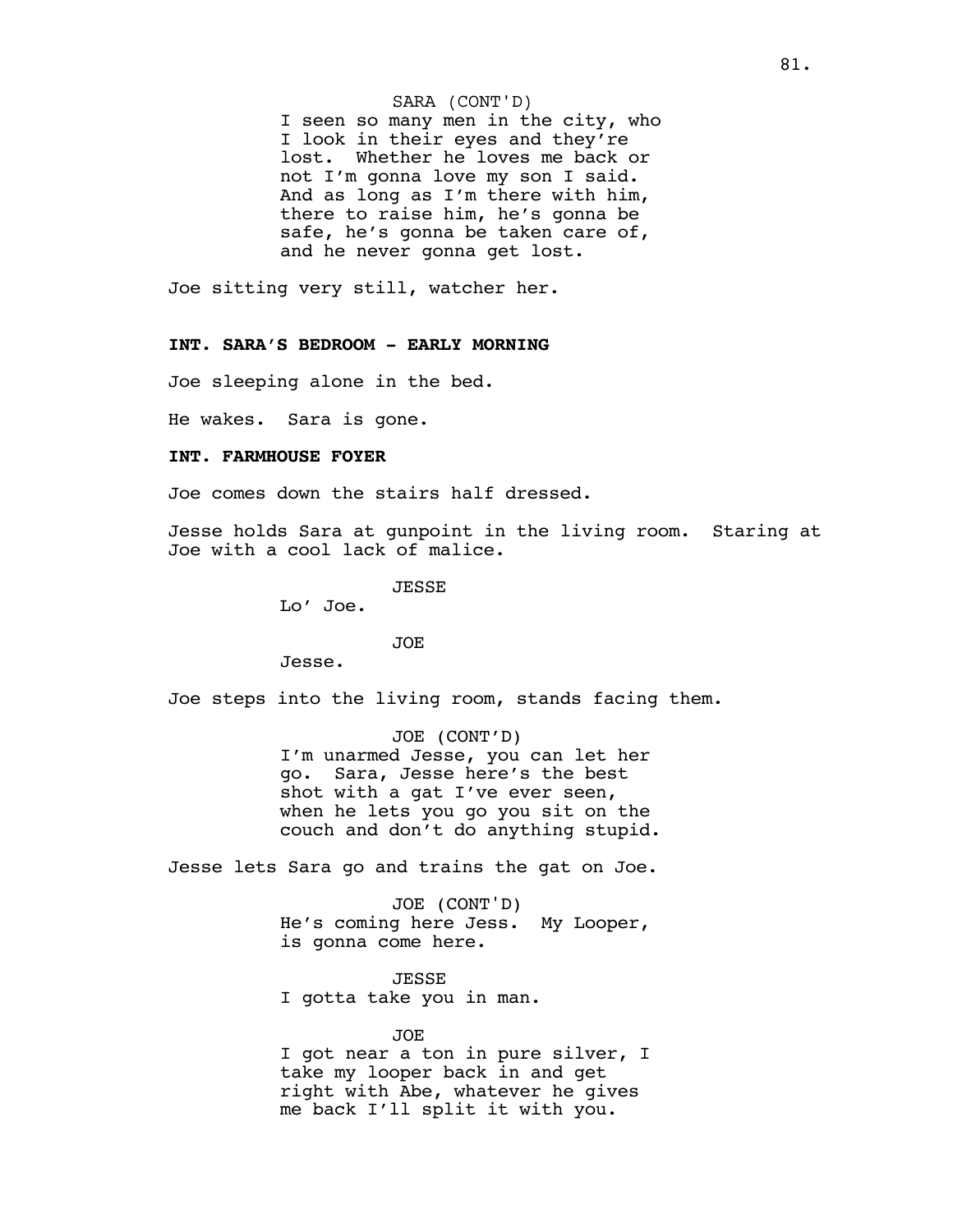SARA (CONT'D)
I seen so many men in the city, who I look in their eyes and they're lost. Whether he loves me back or not I'm gonna love my son I said. And as long as I'm there with him, there to raise him, he's gonna be safe, he's gonna be taken care of, and he never gonna get lost.

Joe sitting very still, watcher her.

**INT. SARA'S BEDROOM - EARLY MORNING**

Joe sleeping alone in the bed.

He wakes. Sara is gone.

**INT. FARMHOUSE FOYER**

Joe comes down the stairs half dressed.

Jesse holds Sara at gunpoint in the living room. Staring at Joe with a cool lack of malice.

JESSE
Lo' Joe.

JOE
Jesse.

Joe steps into the living room, stands facing them.

JOE (CONT'D)
I'm unarmed Jesse, you can let her go. Sara, Jesse here's the best shot with a gat I've ever seen, when he lets you go you sit on the couch and don't do anything stupid.

Jesse lets Sara go and trains the gat on Joe.

JOE (CONT'D)
He's coming here Jess. My Looper, is gonna come here.

JESSE
I gotta take you in man.

JOE
I got near a ton in pure silver, I take my looper back in and get right with Abe, whatever he gives me back I'll split it with you.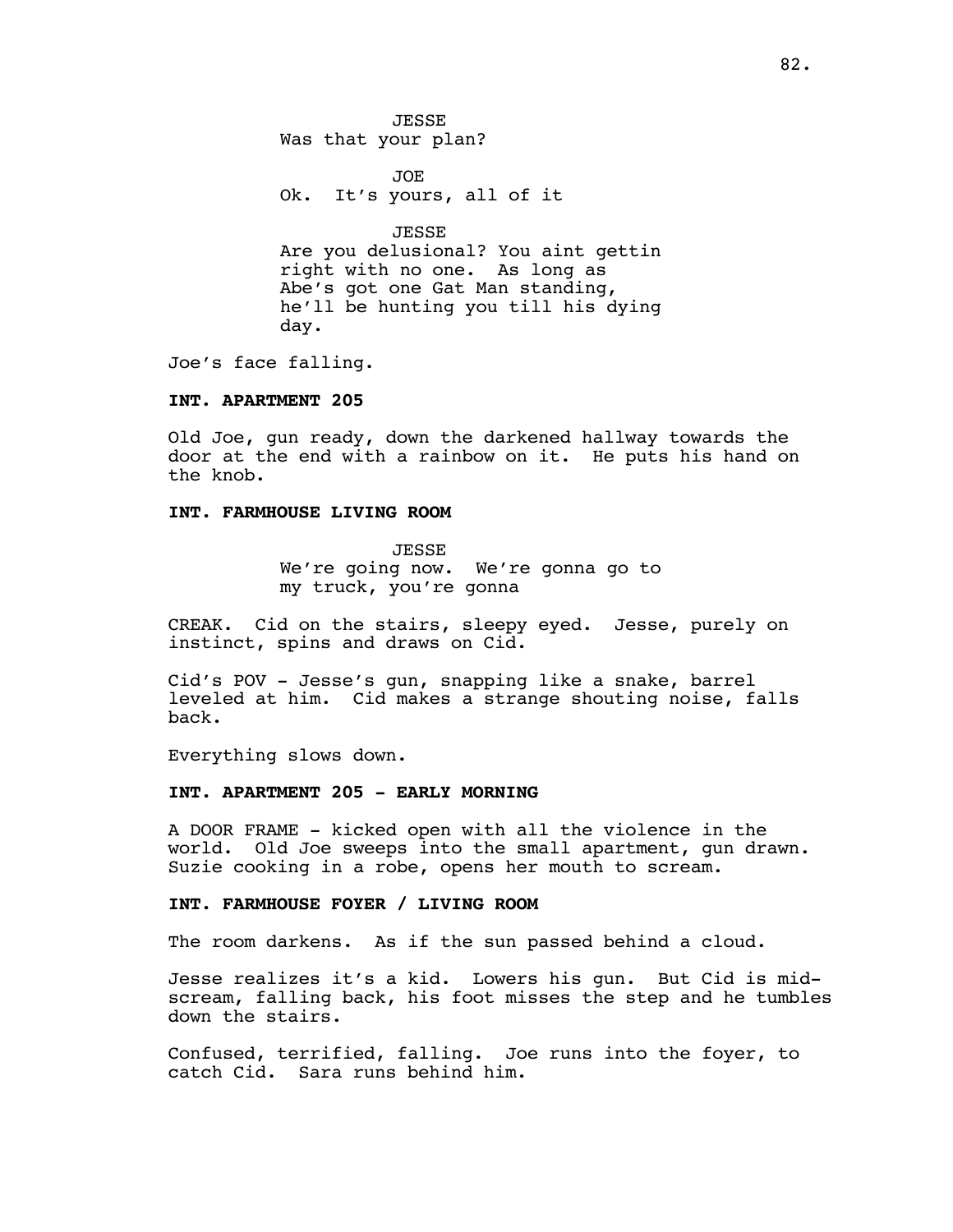JESSE
Was that your plan?

JOE
Ok. It's yours, all of it

JESSE
Are you delusional? You aint gettin right with no one. As long as Abe's got one Gat Man standing, he'll be hunting you till his dying day.

Joe's face falling.

**INT. APARTMENT 205**

Old Joe, gun ready, down the darkened hallway towards the door at the end with a rainbow on it. He puts his hand on the knob.

**INT. FARMHOUSE LIVING ROOM**

JESSE
We're going now. We're gonna go to my truck, you're gonna

CREAK. Cid on the stairs, sleepy eyed. Jesse, purely on instinct, spins and draws on Cid.

Cid's POV - Jesse's gun, snapping like a snake, barrel leveled at him. Cid makes a strange shouting noise, falls back.

Everything slows down.

**INT. APARTMENT 205 - EARLY MORNING**

A DOOR FRAME - kicked open with all the violence in the world. Old Joe sweeps into the small apartment, gun drawn. Suzie cooking in a robe, opens her mouth to scream.

**INT. FARMHOUSE FOYER / LIVING ROOM**

The room darkens. As if the sun passed behind a cloud.

Jesse realizes it's a kid. Lowers his gun. But Cid is mid-scream, falling back, his foot misses the step and he tumbles down the stairs.

Confused, terrified, falling. Joe runs into the foyer, to catch Cid. Sara runs behind him.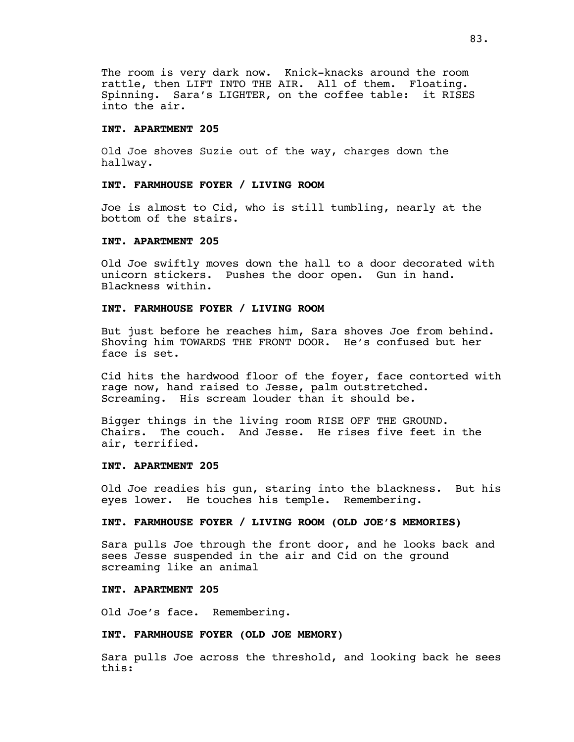The room is very dark now. Knick-knacks around the room rattle, then LIFT INTO THE AIR. All of them. Floating. Spinning. Sara's LIGHTER, on the coffee table: it RISES into the air.

**INT. APARTMENT 205**

Old Joe shoves Suzie out of the way, charges down the hallway.

**INT. FARMHOUSE FOYER / LIVING ROOM**

Joe is almost to Cid, who is still tumbling, nearly at the bottom of the stairs.

**INT. APARTMENT 205**

Old Joe swiftly moves down the hall to a door decorated with unicorn stickers. Pushes the door open. Gun in hand. Blackness within.

**INT. FARMHOUSE FOYER / LIVING ROOM**

But just before he reaches him, Sara shoves Joe from behind. Shoving him TOWARDS THE FRONT DOOR. He's confused but her face is set.

Cid hits the hardwood floor of the foyer, face contorted with rage now, hand raised to Jesse, palm outstretched. Screaming. His scream louder than it should be.

Bigger things in the living room RISE OFF THE GROUND. Chairs. The couch. And Jesse. He rises five feet in the air, terrified.

**INT. APARTMENT 205**

Old Joe readies his gun, staring into the blackness. But his eyes lower. He touches his temple. Remembering.

**INT. FARMHOUSE FOYER / LIVING ROOM (OLD JOE'S MEMORIES)**

Sara pulls Joe through the front door, and he looks back and sees Jesse suspended in the air and Cid on the ground screaming like an animal

**INT. APARTMENT 205**

Old Joe's face. Remembering.

**INT. FARMHOUSE FOYER (OLD JOE MEMORY)**

Sara pulls Joe across the threshold, and looking back he sees this: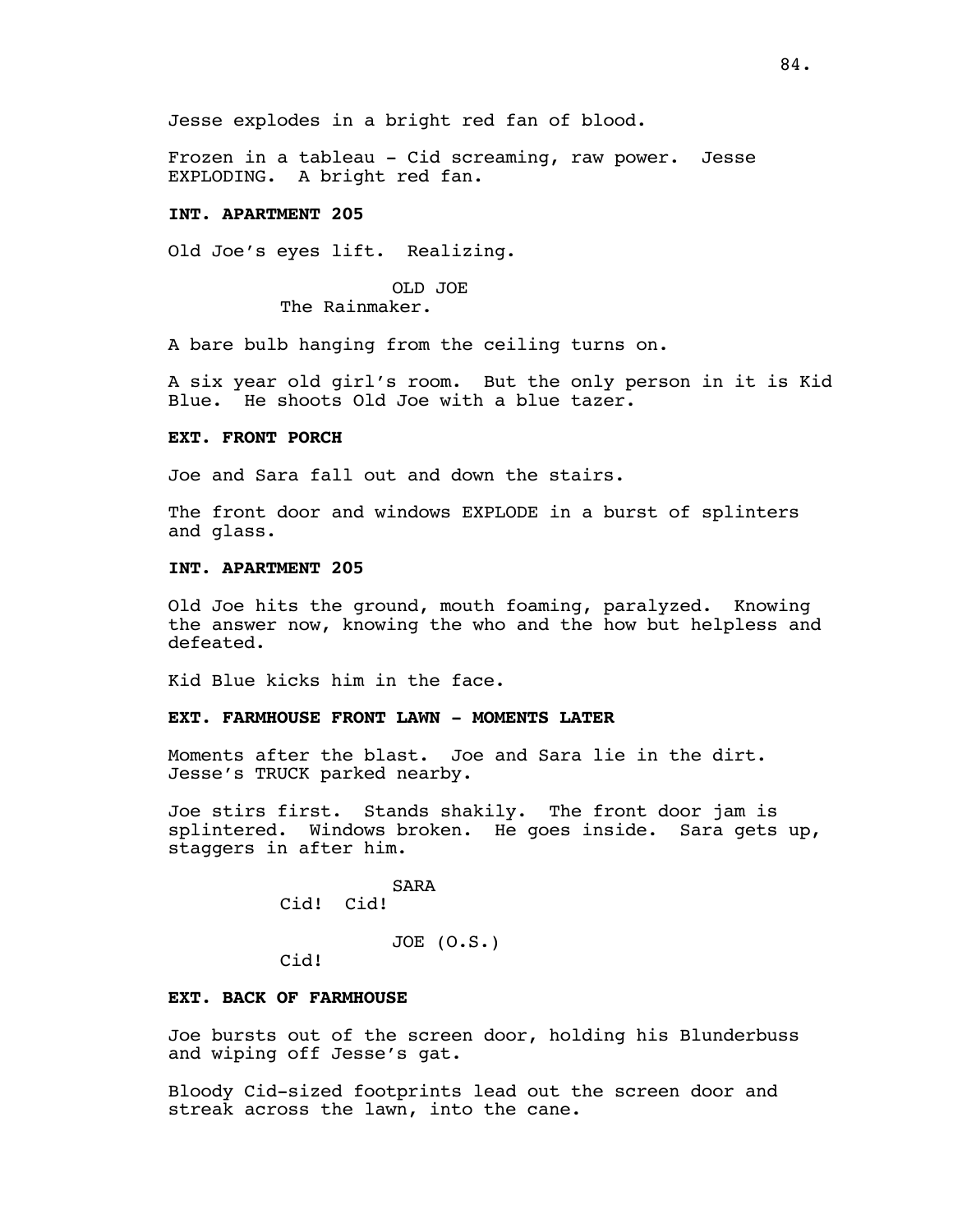Jesse explodes in a bright red fan of blood.

Frozen in a tableau - Cid screaming, raw power. Jesse EXPLODING. A bright red fan.

**INT. APARTMENT 205**

Old Joe's eyes lift. Realizing.

OLD JOE
The Rainmaker.

A bare bulb hanging from the ceiling turns on.

A six year old girl's room. But the only person in it is Kid Blue. He shoots Old Joe with a blue tazer.

**EXT. FRONT PORCH**

Joe and Sara fall out and down the stairs.

The front door and windows EXPLODE in a burst of splinters and glass.

**INT. APARTMENT 205**

Old Joe hits the ground, mouth foaming, paralyzed. Knowing the answer now, knowing the who and the how but helpless and defeated.

Kid Blue kicks him in the face.

**EXT. FARMHOUSE FRONT LAWN - MOMENTS LATER**

Moments after the blast. Joe and Sara lie in the dirt. Jesse's TRUCK parked nearby.

Joe stirs first. Stands shakily. The front door jam is splintered. Windows broken. He goes inside. Sara gets up, staggers in after him.

SARA
Cid! Cid!

JOE (O.S.)
Cid!

**EXT. BACK OF FARMHOUSE**

Joe bursts out of the screen door, holding his Blunderbuss and wiping off Jesse's gat.

Bloody Cid-sized footprints lead out the screen door and streak across the lawn, into the cane.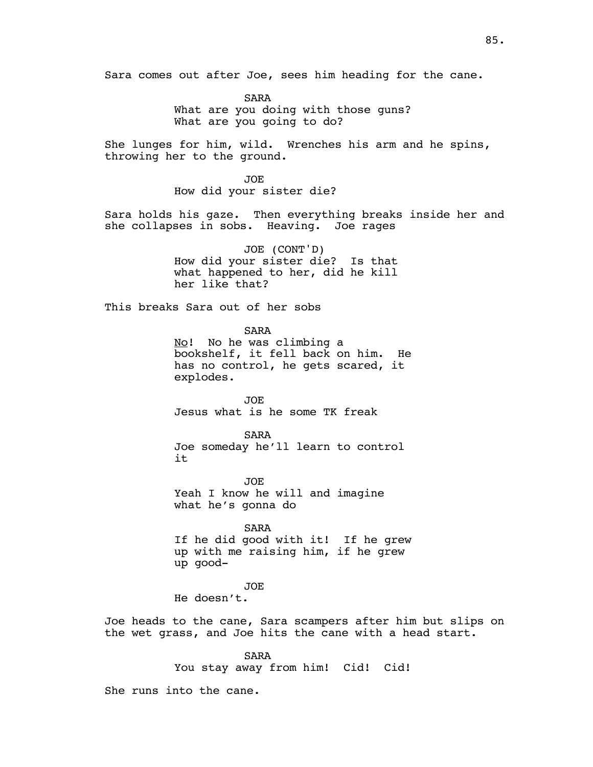Sara comes out after Joe, sees him heading for the cane.

SARA
What are you doing with those guns?
What are you going to do?

She lunges for him, wild. Wrenches his arm and he spins, throwing her to the ground.

JOE
How did your sister die?

Sara holds his gaze. Then everything breaks inside her and she collapses in sobs. Heaving. Joe rages

JOE (CONT'D)
How did your sister die? Is that what happened to her, did he kill her like that?

This breaks Sara out of her sobs

SARA
No! No he was climbing a bookshelf, it fell back on him. He has no control, he gets scared, it explodes.

JOE
Jesus what is he some TK freak

SARA
Joe someday he'll learn to control it

JOE
Yeah I know he will and imagine what he's gonna do

SARA
If he did good with it! If he grew up with me raising him, if he grew up good-

JOE
He doesn't.

Joe heads to the cane, Sara scampers after him but slips on the wet grass, and Joe hits the cane with a head start.

SARA
You stay away from him! Cid! Cid!

She runs into the cane.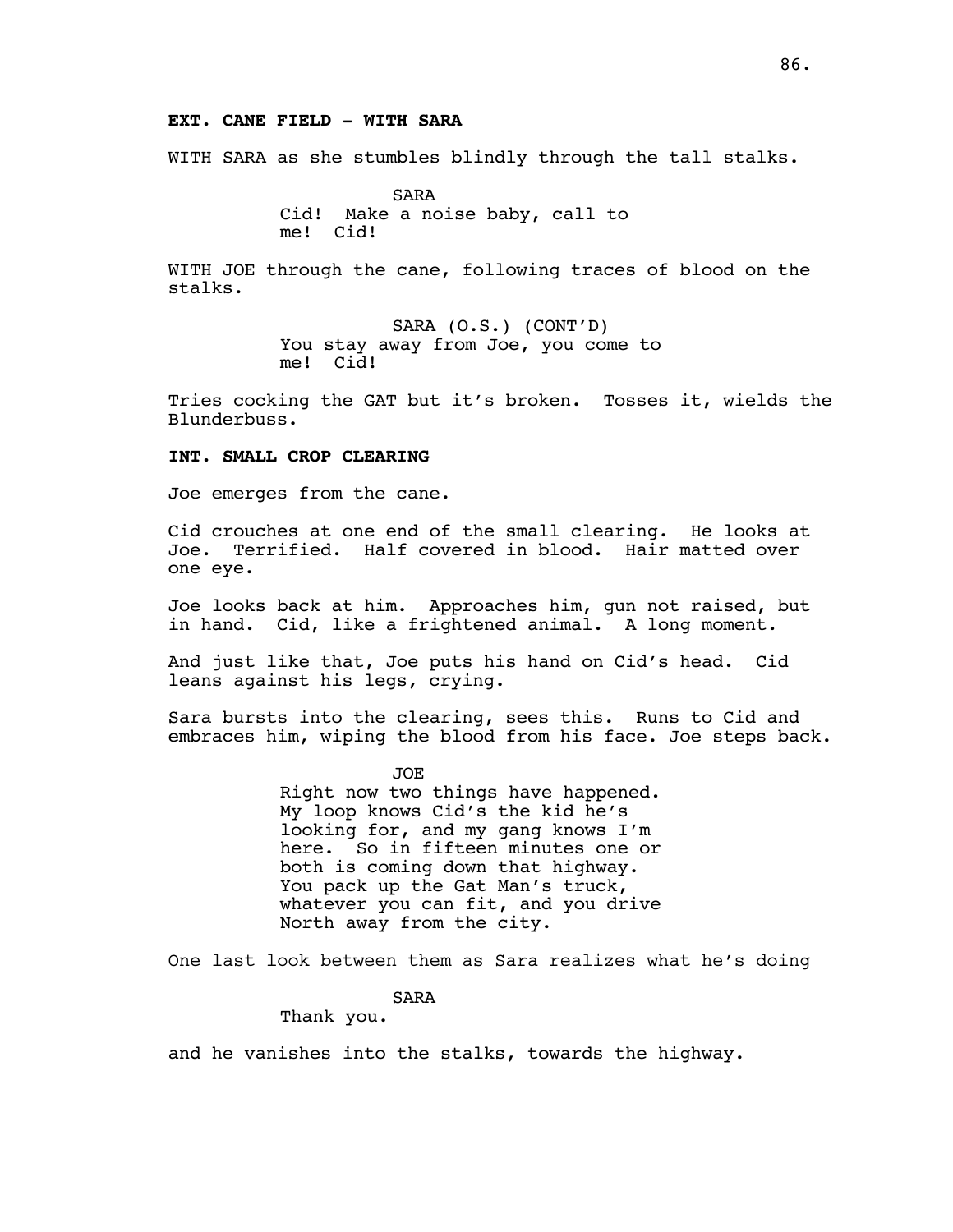**EXT. CANE FIELD - WITH SARA**

WITH SARA as she stumbles blindly through the tall stalks.

SARA
Cid! Make a noise baby, call to me! Cid!

WITH JOE through the cane, following traces of blood on the stalks.

SARA (O.S.) (CONT'D)
You stay away from Joe, you come to me! Cid!

Tries cocking the GAT but it's broken. Tosses it, wields the Blunderbuss.

**INT. SMALL CROP CLEARING**

Joe emerges from the cane.

Cid crouches at one end of the small clearing. He looks at Joe. Terrified. Half covered in blood. Hair matted over one eye.

Joe looks back at him. Approaches him, gun not raised, but in hand. Cid, like a frightened animal. A long moment.

And just like that, Joe puts his hand on Cid's head. Cid leans against his legs, crying.

Sara bursts into the clearing, sees this. Runs to Cid and embraces him, wiping the blood from his face. Joe steps back.

JOE
Right now two things have happened. My loop knows Cid's the kid he's looking for, and my gang knows I'm here. So in fifteen minutes one or both is coming down that highway. You pack up the Gat Man's truck, whatever you can fit, and you drive North away from the city.

One last look between them as Sara realizes what he's doing

SARA
Thank you.

and he vanishes into the stalks, towards the highway.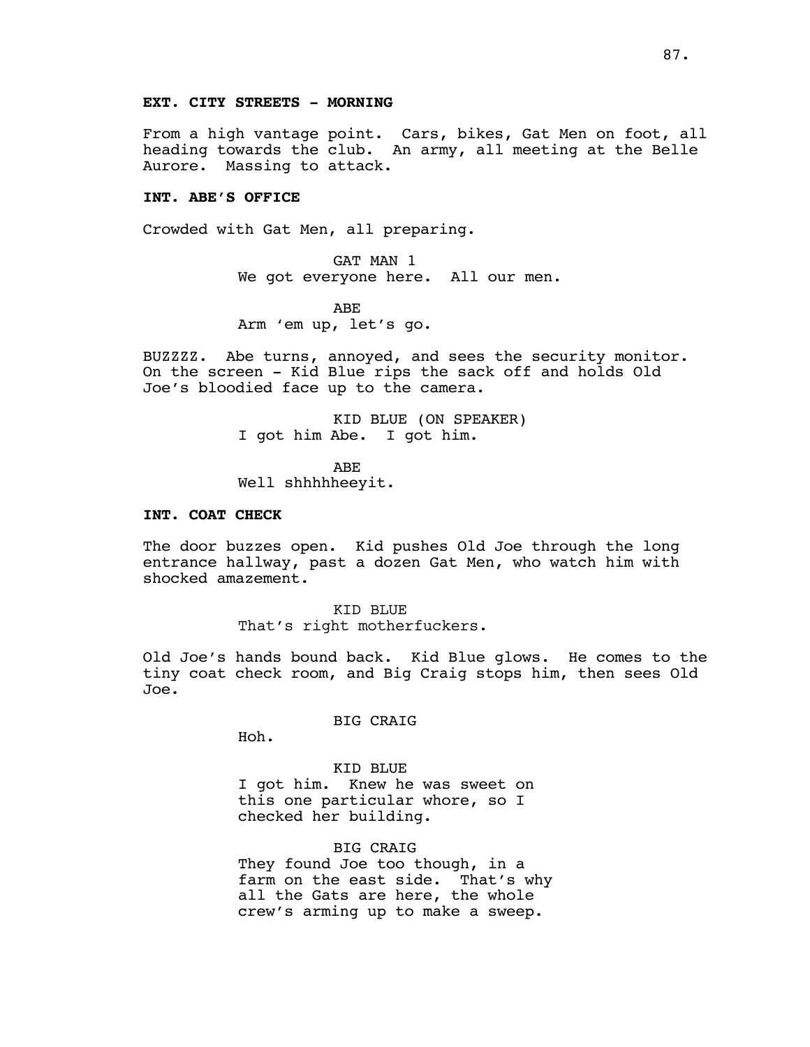**EXT. CITY STREETS - MORNING**

From a high vantage point. Cars, bikes, Gat Men on foot, all heading towards the club. An army, all meeting at the Belle Aurore. Massing to attack.

**INT. ABE'S OFFICE**

Crowded with Gat Men, all preparing.

GAT MAN 1
We got everyone here. All our men.

ABE
Arm 'em up, let's go.

BUZZZZ. Abe turns, annoyed, and sees the security monitor. On the screen - Kid Blue rips the sack off and holds Old Joe's bloodied face up to the camera.

KID BLUE (ON SPEAKER)
I got him Abe. I got him.

ABE
Well shhhhheeyit.

**INT. COAT CHECK**

The door buzzes open. Kid pushes Old Joe through the long entrance hallway, past a dozen Gat Men, who watch him with shocked amazement.

KID BLUE
That's right motherfuckers.

Old Joe's hands bound back. Kid Blue glows. He comes to the tiny coat check room, and Big Craig stops him, then sees Old Joe.

BIG CRAIG
Hoh.

KID BLUE
I got him. Knew he was sweet on this one particular whore, so I checked her building.

BIG CRAIG
They found Joe too though, in a farm on the east side. That's why all the Gats are here, the whole crew's arming up to make a sweep.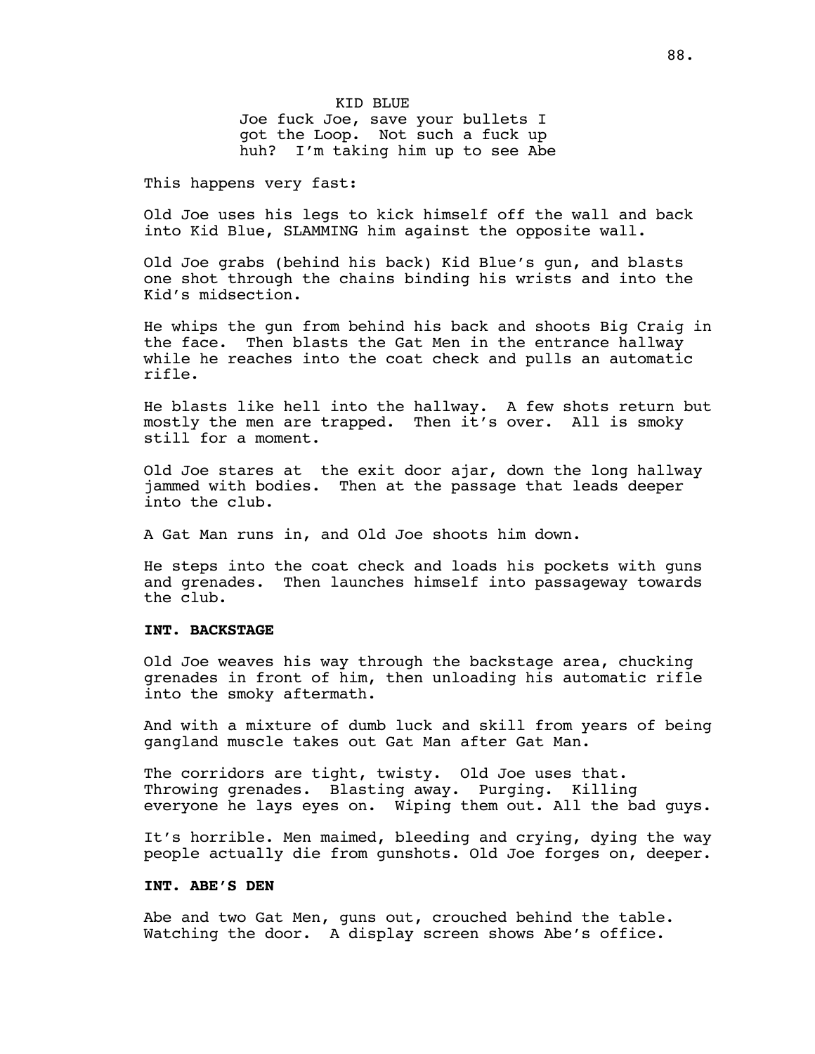KID BLUE

Joe fuck Joe, save your bullets I got the Loop. Not such a fuck up huh? I'm taking him up to see Abe

This happens very fast:

Old Joe uses his legs to kick himself off the wall and back into Kid Blue, SLAMMING him against the opposite wall.

Old Joe grabs (behind his back) Kid Blue's gun, and blasts one shot through the chains binding his wrists and into the Kid's midsection.

He whips the gun from behind his back and shoots Big Craig in the face. Then blasts the Gat Men in the entrance hallway while he reaches into the coat check and pulls an automatic rifle.

He blasts like hell into the hallway. A few shots return but mostly the men are trapped. Then it's over. All is smoky still for a moment.

Old Joe stares at the exit door ajar, down the long hallway jammed with bodies. Then at the passage that leads deeper into the club.

A Gat Man runs in, and Old Joe shoots him down.

He steps into the coat check and loads his pockets with guns and grenades. Then launches himself into passageway towards the club.

**INT. BACKSTAGE**

Old Joe weaves his way through the backstage area, chucking grenades in front of him, then unloading his automatic rifle into the smoky aftermath.

And with a mixture of dumb luck and skill from years of being gangland muscle takes out Gat Man after Gat Man.

The corridors are tight, twisty. Old Joe uses that. Throwing grenades. Blasting away. Purging. Killing everyone he lays eyes on. Wiping them out. All the bad guys.

It's horrible. Men maimed, bleeding and crying, dying the way people actually die from gunshots. Old Joe forges on, deeper.

**INT. ABE'S DEN**

Abe and two Gat Men, guns out, crouched behind the table. Watching the door. A display screen shows Abe's office.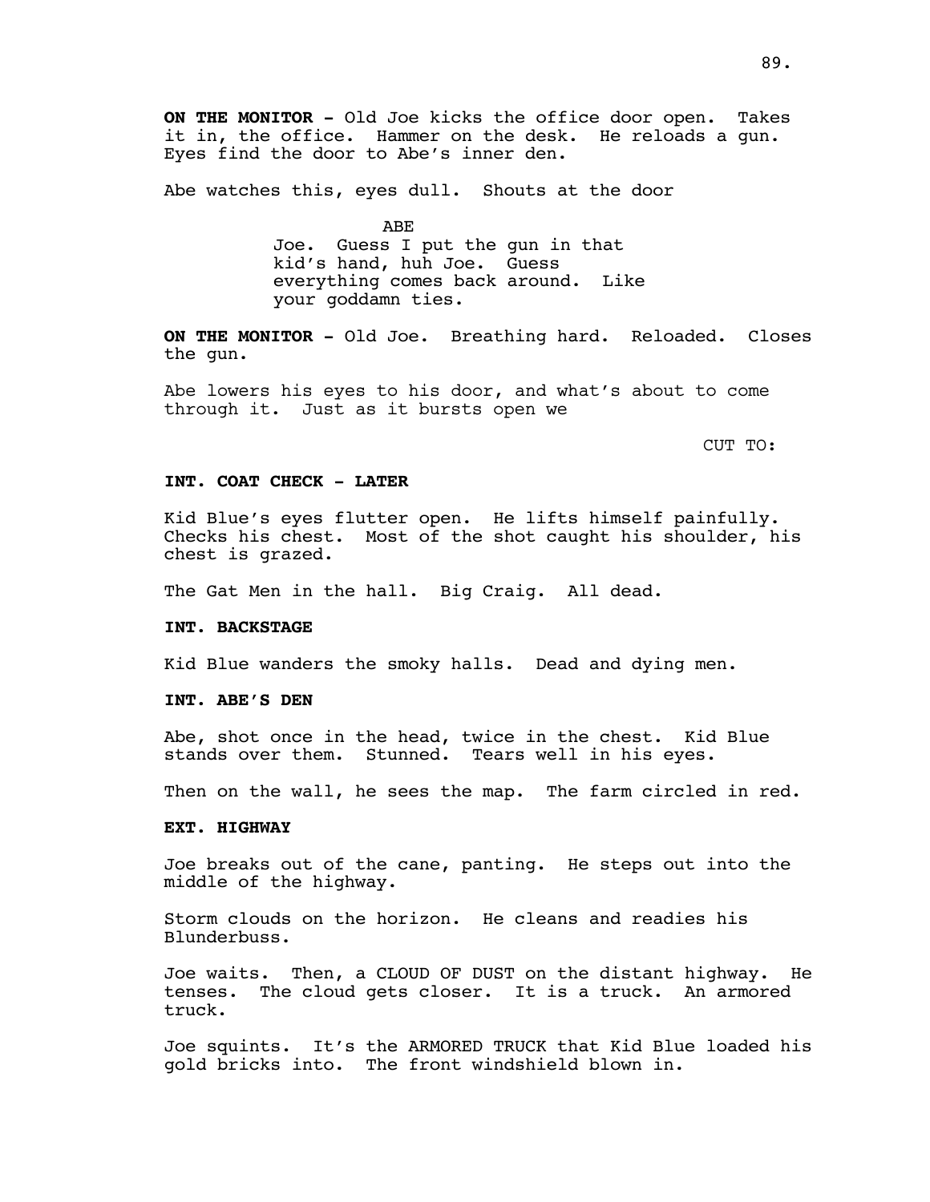**ON THE MONITOR -** Old Joe kicks the office door open. Takes it in, the office. Hammer on the desk. He reloads a gun. Eyes find the door to Abe's inner den.

Abe watches this, eyes dull. Shouts at the door

ABE

Joe. Guess I put the gun in that kid's hand, huh Joe. Guess everything comes back around. Like your goddamn ties.

**ON THE MONITOR -** Old Joe. Breathing hard. Reloaded. Closes the gun.

Abe lowers his eyes to his door, and what's about to come through it. Just as it bursts open we

CUT TO:

**INT. COAT CHECK - LATER**

Kid Blue's eyes flutter open. He lifts himself painfully. Checks his chest. Most of the shot caught his shoulder, his chest is grazed.

The Gat Men in the hall. Big Craig. All dead.

**INT. BACKSTAGE**

Kid Blue wanders the smoky halls. Dead and dying men.

**INT. ABE'S DEN**

Abe, shot once in the head, twice in the chest. Kid Blue stands over them. Stunned. Tears well in his eyes.

Then on the wall, he sees the map. The farm circled in red.

**EXT. HIGHWAY**

Joe breaks out of the cane, panting. He steps out into the middle of the highway.

Storm clouds on the horizon. He cleans and readies his Blunderbuss.

Joe waits. Then, a CLOUD OF DUST on the distant highway. He tenses. The cloud gets closer. It is a truck. An armored truck.

Joe squints. It's the ARMORED TRUCK that Kid Blue loaded his gold bricks into. The front windshield blown in.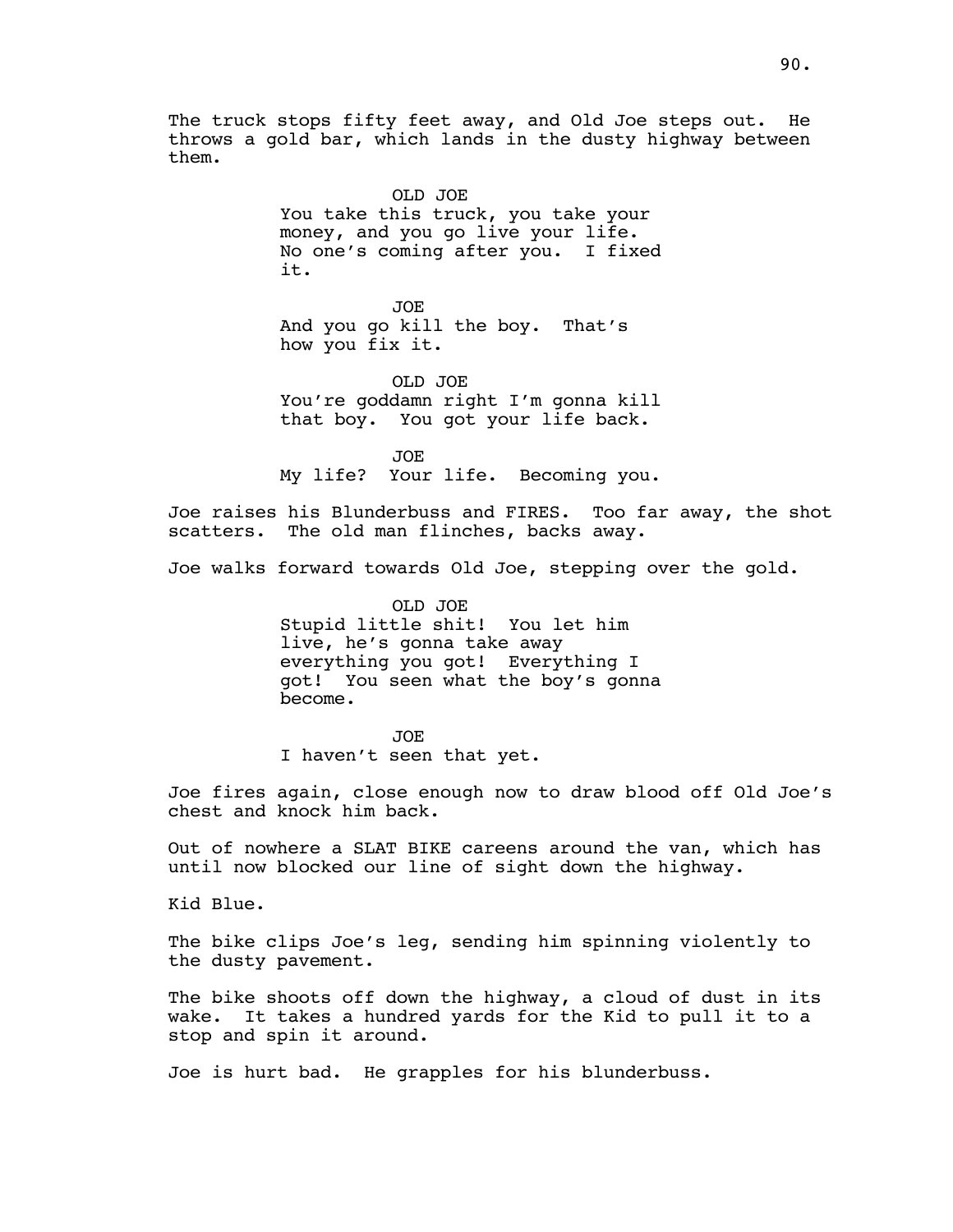The truck stops fifty feet away, and Old Joe steps out. He throws a gold bar, which lands in the dusty highway between them.

OLD JOE
You take this truck, you take your money, and you go live your life. No one's coming after you. I fixed it.

JOE
And you go kill the boy. That's how you fix it.

OLD JOE
You're goddamn right I'm gonna kill that boy. You got your life back.

JOE
My life? Your life. Becoming you.

Joe raises his Blunderbuss and FIRES. Too far away, the shot scatters. The old man flinches, backs away.

Joe walks forward towards Old Joe, stepping over the gold.

OLD JOE
Stupid little shit! You let him live, he's gonna take away everything you got! Everything I got! You seen what the boy's gonna become.

JOE
I haven't seen that yet.

Joe fires again, close enough now to draw blood off Old Joe's chest and knock him back.

Out of nowhere a SLAT BIKE careens around the van, which has until now blocked our line of sight down the highway.

Kid Blue.

The bike clips Joe's leg, sending him spinning violently to the dusty pavement.

The bike shoots off down the highway, a cloud of dust in its wake. It takes a hundred yards for the Kid to pull it to a stop and spin it around.

Joe is hurt bad. He grapples for his blunderbuss.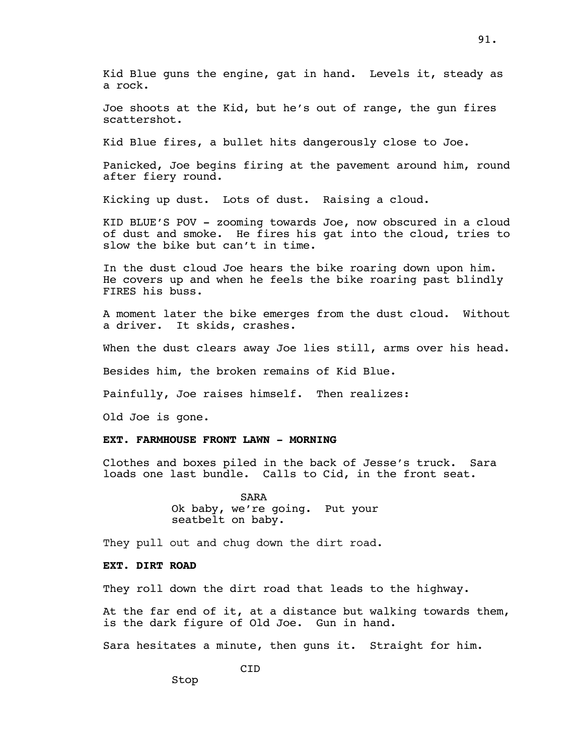Kid Blue guns the engine, gat in hand. Levels it, steady as a rock.

Joe shoots at the Kid, but he's out of range, the gun fires scattershot.

Kid Blue fires, a bullet hits dangerously close to Joe.

Panicked, Joe begins firing at the pavement around him, round after fiery round.

Kicking up dust. Lots of dust. Raising a cloud.

KID BLUE'S POV - zooming towards Joe, now obscured in a cloud of dust and smoke. He fires his gat into the cloud, tries to slow the bike but can't in time.

In the dust cloud Joe hears the bike roaring down upon him. He covers up and when he feels the bike roaring past blindly FIRES his buss.

A moment later the bike emerges from the dust cloud. Without a driver. It skids, crashes.

When the dust clears away Joe lies still, arms over his head.

Besides him, the broken remains of Kid Blue.

Painfully, Joe raises himself. Then realizes:

Old Joe is gone.

**EXT. FARMHOUSE FRONT LAWN - MORNING**

Clothes and boxes piled in the back of Jesse's truck. Sara loads one last bundle. Calls to Cid, in the front seat.

SARA
Ok baby, we're going. Put your seatbelt on baby.

They pull out and chug down the dirt road.

**EXT. DIRT ROAD**

They roll down the dirt road that leads to the highway.

At the far end of it, at a distance but walking towards them, is the dark figure of Old Joe. Gun in hand.

Sara hesitates a minute, then guns it. Straight for him.

CID
Stop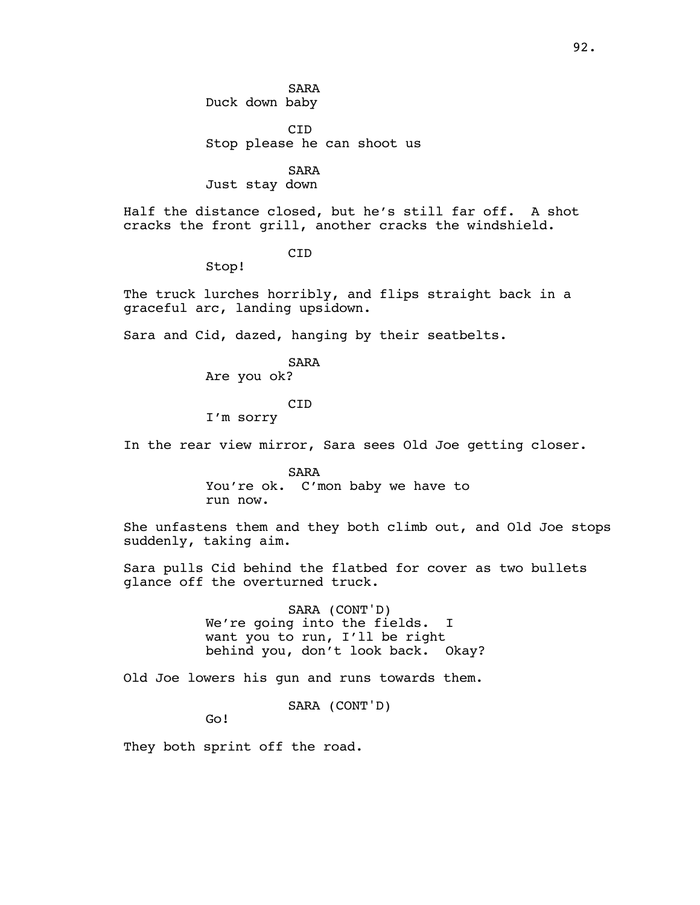SARA
Duck down baby

CID
Stop please he can shoot us

SARA
Just stay down

Half the distance closed, but he's still far off. A shot cracks the front grill, another cracks the windshield.

CID
Stop!

The truck lurches horribly, and flips straight back in a graceful arc, landing upsidown.

Sara and Cid, dazed, hanging by their seatbelts.

SARA
Are you ok?

CID
I'm sorry

In the rear view mirror, Sara sees Old Joe getting closer.

SARA
You're ok. C'mon baby we have to run now.

She unfastens them and they both climb out, and Old Joe stops suddenly, taking aim.

Sara pulls Cid behind the flatbed for cover as two bullets glance off the overturned truck.

SARA (CONT'D)
We're going into the fields. I want you to run, I'll be right behind you, don't look back. Okay?

Old Joe lowers his gun and runs towards them.

SARA (CONT'D)
Go!

They both sprint off the road.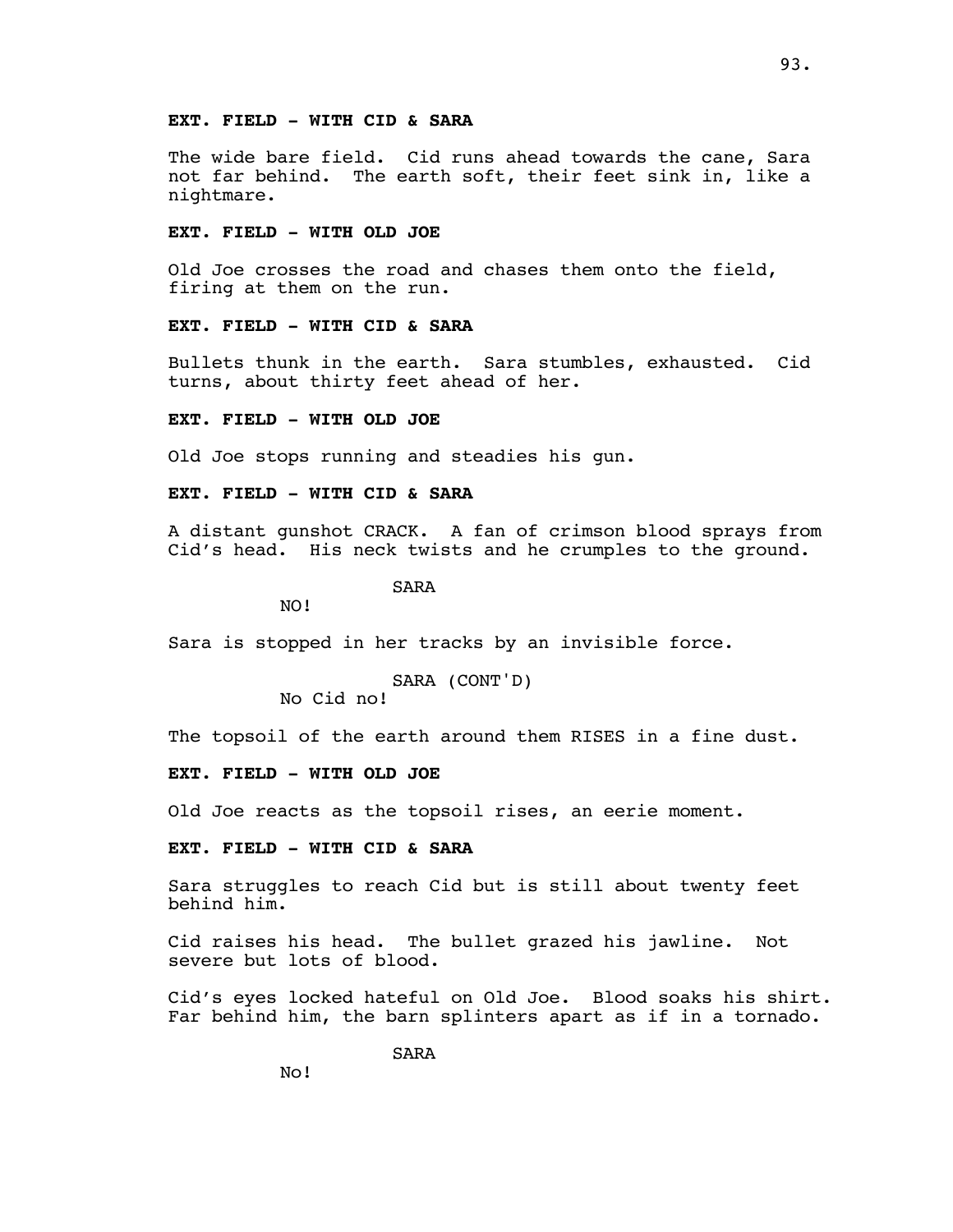**EXT. FIELD - WITH CID & SARA**

The wide bare field. Cid runs ahead towards the cane, Sara not far behind. The earth soft, their feet sink in, like a nightmare.

**EXT. FIELD - WITH OLD JOE**

Old Joe crosses the road and chases them onto the field, firing at them on the run.

**EXT. FIELD - WITH CID & SARA**

Bullets thunk in the earth. Sara stumbles, exhausted. Cid turns, about thirty feet ahead of her.

**EXT. FIELD - WITH OLD JOE**

Old Joe stops running and steadies his gun.

**EXT. FIELD - WITH CID & SARA**

A distant gunshot CRACK. A fan of crimson blood sprays from Cid's head. His neck twists and he crumples to the ground.

SARA
NO!

Sara is stopped in her tracks by an invisible force.

SARA (CONT'D)
No Cid no!

The topsoil of the earth around them RISES in a fine dust.

**EXT. FIELD - WITH OLD JOE**

Old Joe reacts as the topsoil rises, an eerie moment.

**EXT. FIELD - WITH CID & SARA**

Sara struggles to reach Cid but is still about twenty feet behind him.

Cid raises his head. The bullet grazed his jawline. Not severe but lots of blood.

Cid's eyes locked hateful on Old Joe. Blood soaks his shirt. Far behind him, the barn splinters apart as if in a tornado.

SARA
No!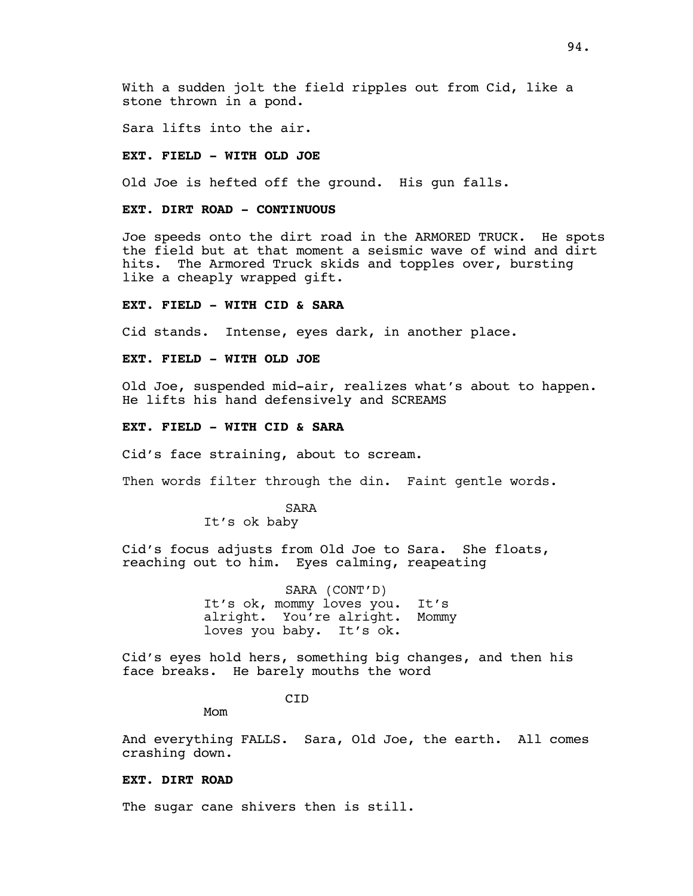With a sudden jolt the field ripples out from Cid, like a stone thrown in a pond.

Sara lifts into the air.

**EXT. FIELD - WITH OLD JOE**

Old Joe is hefted off the ground. His gun falls.

**EXT. DIRT ROAD - CONTINUOUS**

Joe speeds onto the dirt road in the ARMORED TRUCK. He spots the field but at that moment a seismic wave of wind and dirt hits. The Armored Truck skids and topples over, bursting like a cheaply wrapped gift.

**EXT. FIELD - WITH CID & SARA**

Cid stands. Intense, eyes dark, in another place.

**EXT. FIELD - WITH OLD JOE**

Old Joe, suspended mid-air, realizes what's about to happen. He lifts his hand defensively and SCREAMS

**EXT. FIELD - WITH CID & SARA**

Cid's face straining, about to scream.

Then words filter through the din. Faint gentle words.

SARA

It's ok baby

Cid's focus adjusts from Old Joe to Sara. She floats, reaching out to him. Eyes calming, reapeating

SARA (CONT'D)

It's ok, mommy loves you. It's alright. You're alright. Mommy loves you baby. It's ok.

Cid's eyes hold hers, something big changes, and then his face breaks. He barely mouths the word

CID

Mom

And everything FALLS. Sara, Old Joe, the earth. All comes crashing down.

**EXT. DIRT ROAD**

The sugar cane shivers then is still.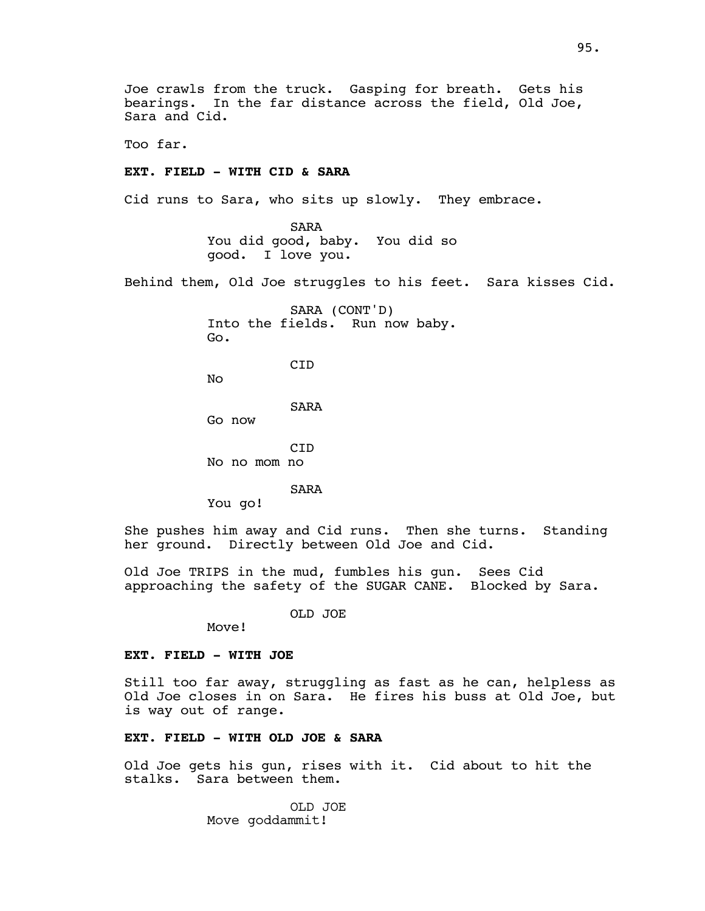Joe crawls from the truck. Gasping for breath. Gets his bearings. In the far distance across the field, Old Joe, Sara and Cid.

Too far.

**EXT. FIELD - WITH CID & SARA**

Cid runs to Sara, who sits up slowly. They embrace.

SARA
You did good, baby. You did so good. I love you.

Behind them, Old Joe struggles to his feet. Sara kisses Cid.

SARA (CONT'D)
Into the fields. Run now baby. Go.

CID
No

SARA
Go now

CID
No no mom no

SARA
You go!

She pushes him away and Cid runs. Then she turns. Standing her ground. Directly between Old Joe and Cid.

Old Joe TRIPS in the mud, fumbles his gun. Sees Cid approaching the safety of the SUGAR CANE. Blocked by Sara.

OLD JOE
Move!

**EXT. FIELD - WITH JOE**

Still too far away, struggling as fast as he can, helpless as Old Joe closes in on Sara. He fires his buss at Old Joe, but is way out of range.

**EXT. FIELD - WITH OLD JOE & SARA**

Old Joe gets his gun, rises with it. Cid about to hit the stalks. Sara between them.

OLD JOE
Move goddammit!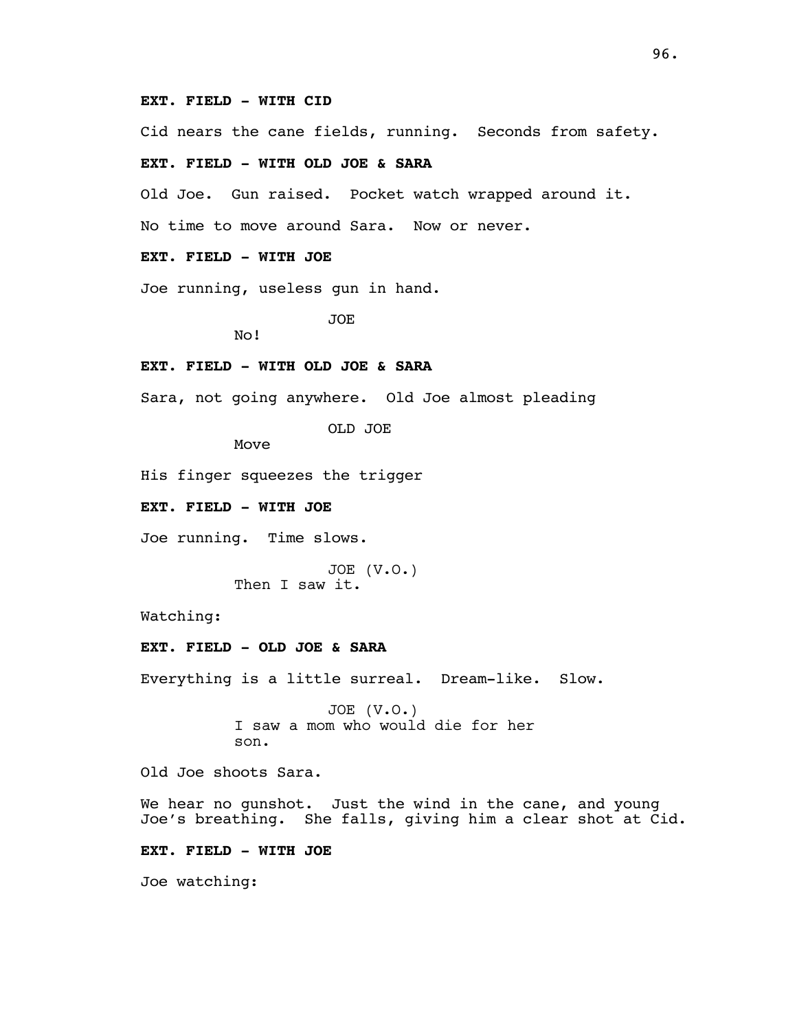**EXT. FIELD - WITH CID**

Cid nears the cane fields, running. Seconds from safety.

**EXT. FIELD - WITH OLD JOE & SARA**

Old Joe. Gun raised. Pocket watch wrapped around it.

No time to move around Sara. Now or never.

**EXT. FIELD - WITH JOE**

Joe running, useless gun in hand.

JOE
No!

**EXT. FIELD - WITH OLD JOE & SARA**

Sara, not going anywhere. Old Joe almost pleading

OLD JOE
Move

His finger squeezes the trigger

**EXT. FIELD - WITH JOE**

Joe running. Time slows.

JOE (V.O.)
Then I saw it.

Watching:

**EXT. FIELD - OLD JOE & SARA**

Everything is a little surreal. Dream-like. Slow.

JOE (V.O.)
I saw a mom who would die for her son.

Old Joe shoots Sara.

We hear no gunshot. Just the wind in the cane, and young Joe's breathing. She falls, giving him a clear shot at Cid.

**EXT. FIELD - WITH JOE**

Joe watching: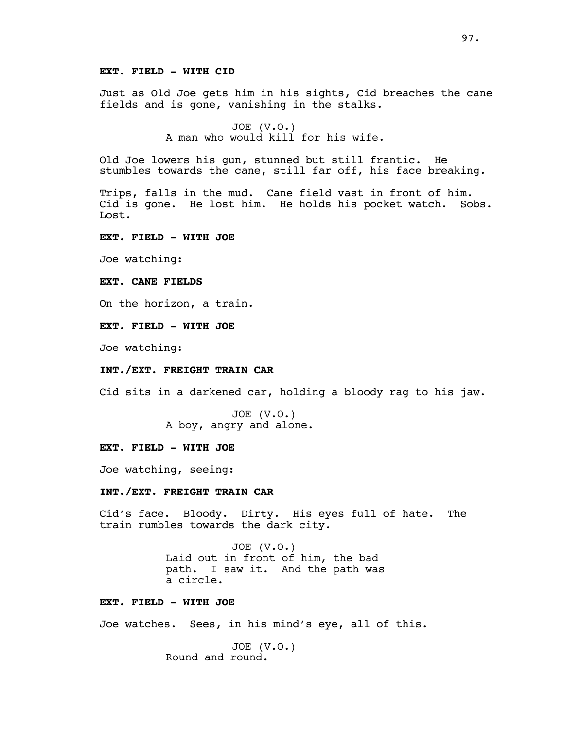**EXT. FIELD - WITH CID**

Just as Old Joe gets him in his sights, Cid breaches the cane fields and is gone, vanishing in the stalks.

JOE (V.O.)
A man who would kill for his wife.

Old Joe lowers his gun, stunned but still frantic. He stumbles towards the cane, still far off, his face breaking.

Trips, falls in the mud. Cane field vast in front of him. Cid is gone. He lost him. He holds his pocket watch. Sobs. Lost.

**EXT. FIELD - WITH JOE**

Joe watching:

**EXT. CANE FIELDS**

On the horizon, a train.

**EXT. FIELD - WITH JOE**

Joe watching:

**INT./EXT. FREIGHT TRAIN CAR**

Cid sits in a darkened car, holding a bloody rag to his jaw.

JOE (V.O.)
A boy, angry and alone.

**EXT. FIELD - WITH JOE**

Joe watching, seeing:

**INT./EXT. FREIGHT TRAIN CAR**

Cid's face. Bloody. Dirty. His eyes full of hate. The train rumbles towards the dark city.

JOE (V.O.)
Laid out in front of him, the bad path. I saw it. And the path was a circle.

**EXT. FIELD - WITH JOE**

Joe watches. Sees, in his mind's eye, all of this.

JOE (V.O.)
Round and round.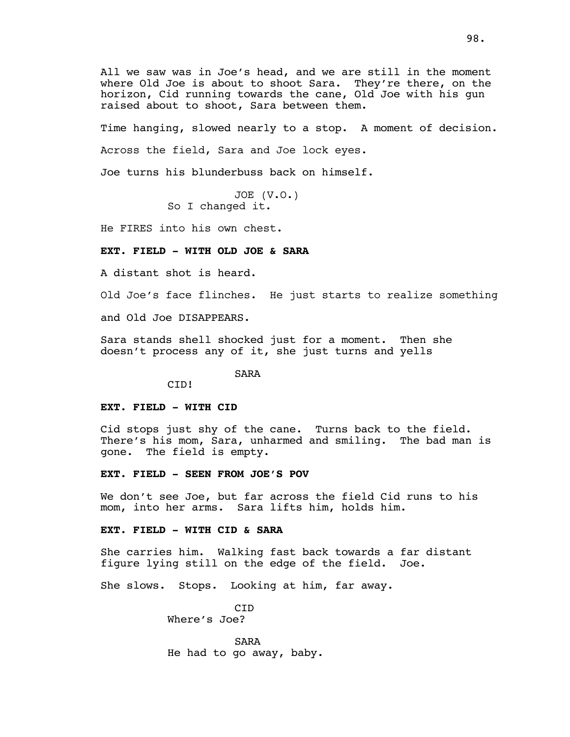All we saw was in Joe's head, and we are still in the moment where Old Joe is about to shoot Sara. They're there, on the horizon, Cid running towards the cane, Old Joe with his gun raised about to shoot, Sara between them.

Time hanging, slowed nearly to a stop. A moment of decision.

Across the field, Sara and Joe lock eyes.

Joe turns his blunderbuss back on himself.

JOE (V.O.)
So I changed it.

He FIRES into his own chest.

**EXT. FIELD - WITH OLD JOE & SARA**

A distant shot is heard.

Old Joe's face flinches. He just starts to realize something

and Old Joe DISAPPEARS.

Sara stands shell shocked just for a moment. Then she doesn't process any of it, she just turns and yells

SARA
CID!

**EXT. FIELD - WITH CID**

Cid stops just shy of the cane. Turns back to the field. There's his mom, Sara, unharmed and smiling. The bad man is gone. The field is empty.

**EXT. FIELD - SEEN FROM JOE'S POV**

We don't see Joe, but far across the field Cid runs to his mom, into her arms. Sara lifts him, holds him.

**EXT. FIELD - WITH CID & SARA**

She carries him. Walking fast back towards a far distant figure lying still on the edge of the field. Joe.

She slows. Stops. Looking at him, far away.

CID
Where's Joe?

SARA
He had to go away, baby.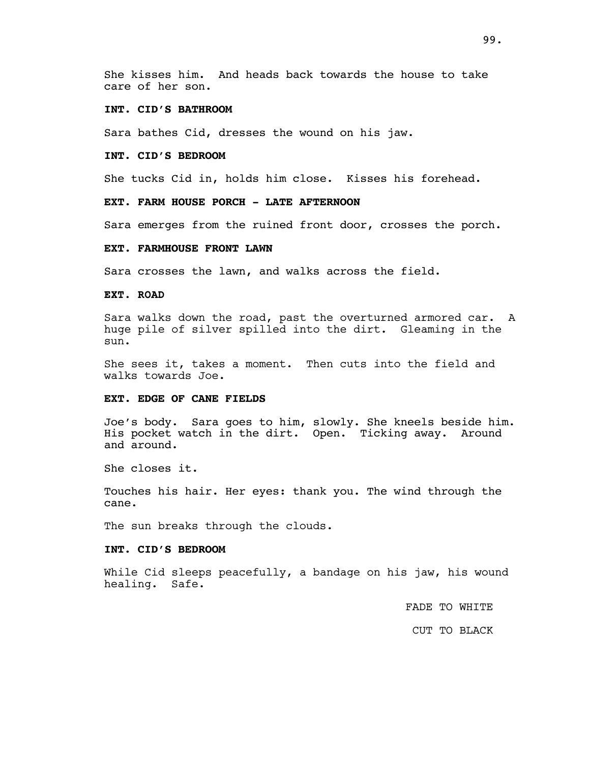She kisses him. And heads back towards the house to take care of her son.

**INT. CID'S BATHROOM**

Sara bathes Cid, dresses the wound on his jaw.

**INT. CID'S BEDROOM**

She tucks Cid in, holds him close. Kisses his forehead.

**EXT. FARM HOUSE PORCH - LATE AFTERNOON**

Sara emerges from the ruined front door, crosses the porch.

**EXT. FARMHOUSE FRONT LAWN**

Sara crosses the lawn, and walks across the field.

**EXT. ROAD**

Sara walks down the road, past the overturned armored car. A huge pile of silver spilled into the dirt. Gleaming in the sun.

She sees it, takes a moment. Then cuts into the field and walks towards Joe.

**EXT. EDGE OF CANE FIELDS**

Joe's body. Sara goes to him, slowly. She kneels beside him. His pocket watch in the dirt. Open. Ticking away. Around and around.

She closes it.

Touches his hair. Her eyes: thank you. The wind through the cane.

The sun breaks through the clouds.

**INT. CID'S BEDROOM**

While Cid sleeps peacefully, a bandage on his jaw, his wound healing. Safe.

FADE TO WHITE

CUT TO BLACK